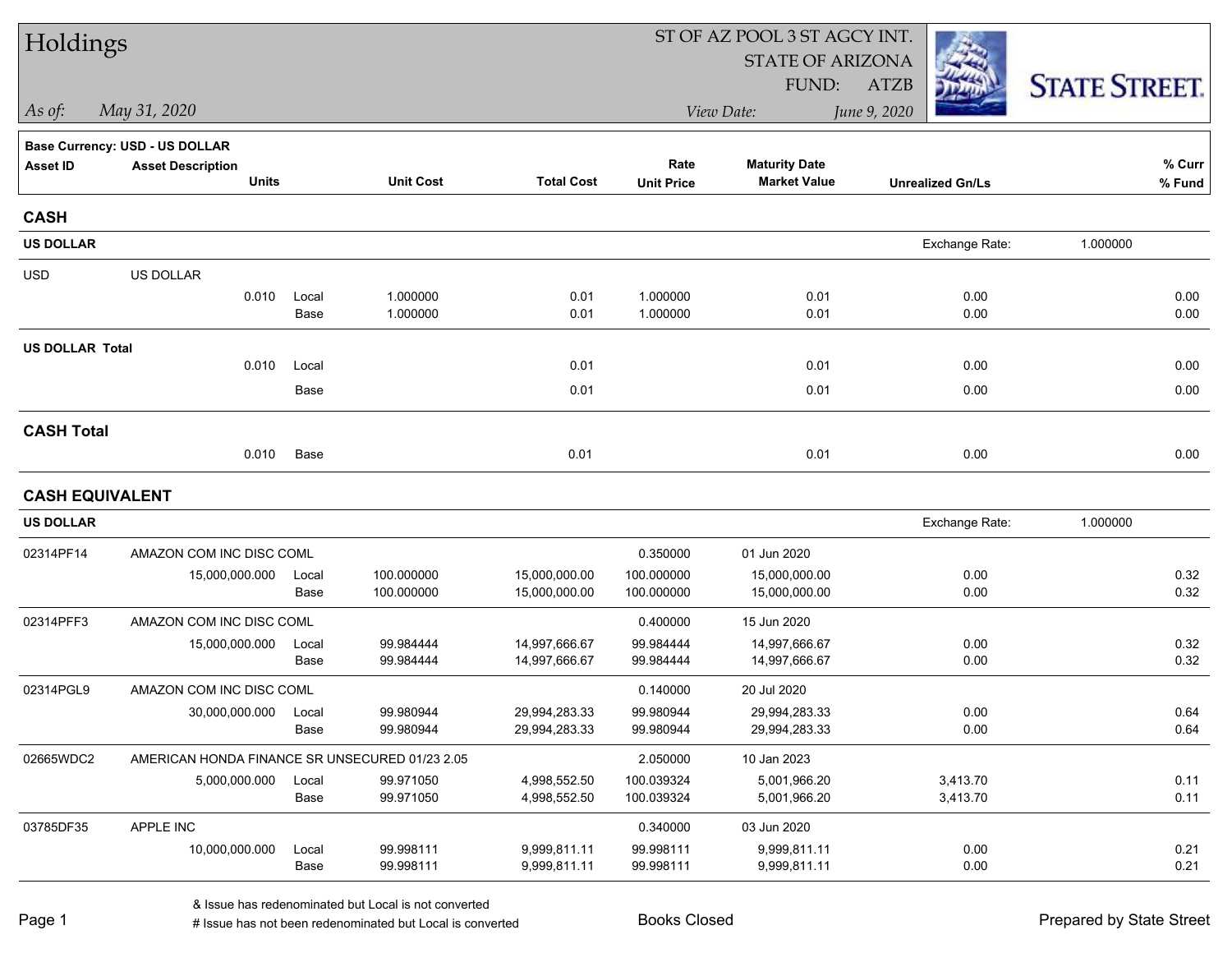# Holdings

ST OF AZ POOL 3 ST AGCY INT.
STATE OF ARIZONA
FUND: ATZB

*As of:* *May 31, 2020*

*View Date:* *June 9, 2020*

STATE STREET.

**Base Currency: USD - US DOLLAR**

| Asset ID | Asset Description | | Unit Cost | Total Cost | Rate / Unit Price | Maturity Date / Market Value | Unrealized Gn/Ls | % Curr / % Fund |
|---|---|---|---|---|---|---|---|---|
| | Units | | | | | | | |
| **CASH** | | | | | | | | |
| **US DOLLAR** | | | | | | | Exchange Rate: | 1.000000 |
| USD | US DOLLAR | | | | | | | |
| | 0.010 | Local | 1.000000 | 0.01 | 1.000000 | 0.01 | 0.00 | 0.00 |
| | | Base | 1.000000 | 0.01 | 1.000000 | 0.01 | 0.00 | 0.00 |
| **US DOLLAR Total** | | | | | | | | |
| | 0.010 | Local | | 0.01 | | 0.01 | 0.00 | 0.00 |
| | | Base | | 0.01 | | 0.01 | 0.00 | 0.00 |
| **CASH Total** | | | | | | | | |
| | 0.010 | Base | | 0.01 | | 0.01 | 0.00 | 0.00 |
| **CASH EQUIVALENT** | | | | | | | | |
| **US DOLLAR** | | | | | | | Exchange Rate: | 1.000000 |
| 02314PF14 | AMAZON COM INC DISC COML | | | | 0.350000 | 01 Jun 2020 | | |
| | 15,000,000.000 | Local | 100.000000 | 15,000,000.00 | 100.000000 | 15,000,000.00 | 0.00 | 0.32 |
| | | Base | 100.000000 | 15,000,000.00 | 100.000000 | 15,000,000.00 | 0.00 | 0.32 |
| 02314PFF3 | AMAZON COM INC DISC COML | | | | 0.400000 | 15 Jun 2020 | | |
| | 15,000,000.000 | Local | 99.984444 | 14,997,666.67 | 99.984444 | 14,997,666.67 | 0.00 | 0.32 |
| | | Base | 99.984444 | 14,997,666.67 | 99.984444 | 14,997,666.67 | 0.00 | 0.32 |
| 02314PGL9 | AMAZON COM INC DISC COML | | | | 0.140000 | 20 Jul 2020 | | |
| | 30,000,000.000 | Local | 99.980944 | 29,994,283.33 | 99.980944 | 29,994,283.33 | 0.00 | 0.64 |
| | | Base | 99.980944 | 29,994,283.33 | 99.980944 | 29,994,283.33 | 0.00 | 0.64 |
| 02665WDC2 | AMERICAN HONDA FINANCE SR UNSECURED 01/23 2.05 | | | | 2.050000 | 10 Jan 2023 | | |
| | 5,000,000.000 | Local | 99.971050 | 4,998,552.50 | 100.039324 | 5,001,966.20 | 3,413.70 | 0.11 |
| | | Base | 99.971050 | 4,998,552.50 | 100.039324 | 5,001,966.20 | 3,413.70 | 0.11 |
| 03785DF35 | APPLE INC | | | | 0.340000 | 03 Jun 2020 | | |
| | 10,000,000.000 | Local | 99.998111 | 9,999,811.11 | 99.998111 | 9,999,811.11 | 0.00 | 0.21 |
| | | Base | 99.998111 | 9,999,811.11 | 99.998111 | 9,999,811.11 | 0.00 | 0.21 |

& Issue has redenominated but Local is not converted
# Issue has not been redenominated but Local is converted

Books Closed

Prepared by State Street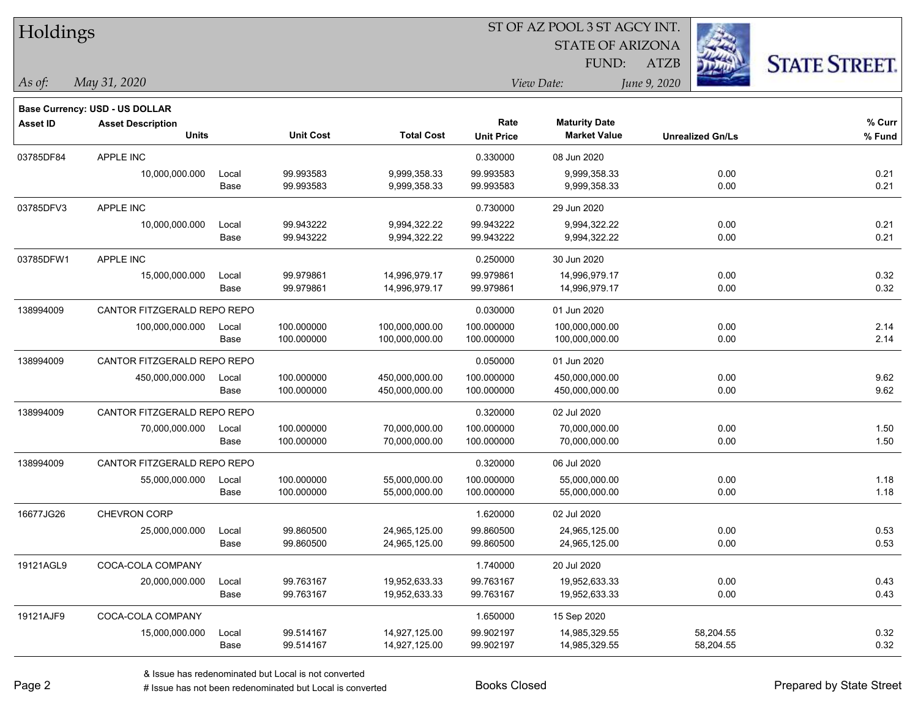# Holdings

ST OF AZ POOL 3 ST AGCY INT.
STATE OF ARIZONA
FUND: ATZB

*As of:* *May 31, 2020*
*View Date:* *June 9, 2020*

**Base Currency: USD - US DOLLAR**

| Asset ID | Asset Description / Units | | Unit Cost | Total Cost | Rate / Unit Price | Maturity Date / Market Value | Unrealized Gn/Ls | % Curr / % Fund |
|---|---|---|---|---|---|---|---|---|
| 03785DF84 | APPLE INC | | | | 0.330000 | 08 Jun 2020 | | |
| | 10,000,000.000 | Local | 99.993583 | 9,999,358.33 | 99.993583 | 9,999,358.33 | 0.00 | 0.21 |
| | | Base | 99.993583 | 9,999,358.33 | 99.993583 | 9,999,358.33 | 0.00 | 0.21 |
| 03785DFV3 | APPLE INC | | | | 0.730000 | 29 Jun 2020 | | |
| | 10,000,000.000 | Local | 99.943222 | 9,994,322.22 | 99.943222 | 9,994,322.22 | 0.00 | 0.21 |
| | | Base | 99.943222 | 9,994,322.22 | 99.943222 | 9,994,322.22 | 0.00 | 0.21 |
| 03785DFW1 | APPLE INC | | | | 0.250000 | 30 Jun 2020 | | |
| | 15,000,000.000 | Local | 99.979861 | 14,996,979.17 | 99.979861 | 14,996,979.17 | 0.00 | 0.32 |
| | | Base | 99.979861 | 14,996,979.17 | 99.979861 | 14,996,979.17 | 0.00 | 0.32 |
| 138994009 | CANTOR FITZGERALD REPO REPO | | | | 0.030000 | 01 Jun 2020 | | |
| | 100,000,000.000 | Local | 100.000000 | 100,000,000.00 | 100.000000 | 100,000,000.00 | 0.00 | 2.14 |
| | | Base | 100.000000 | 100,000,000.00 | 100.000000 | 100,000,000.00 | 0.00 | 2.14 |
| 138994009 | CANTOR FITZGERALD REPO REPO | | | | 0.050000 | 01 Jun 2020 | | |
| | 450,000,000.000 | Local | 100.000000 | 450,000,000.00 | 100.000000 | 450,000,000.00 | 0.00 | 9.62 |
| | | Base | 100.000000 | 450,000,000.00 | 100.000000 | 450,000,000.00 | 0.00 | 9.62 |
| 138994009 | CANTOR FITZGERALD REPO REPO | | | | 0.320000 | 02 Jul 2020 | | |
| | 70,000,000.000 | Local | 100.000000 | 70,000,000.00 | 100.000000 | 70,000,000.00 | 0.00 | 1.50 |
| | | Base | 100.000000 | 70,000,000.00 | 100.000000 | 70,000,000.00 | 0.00 | 1.50 |
| 138994009 | CANTOR FITZGERALD REPO REPO | | | | 0.320000 | 06 Jul 2020 | | |
| | 55,000,000.000 | Local | 100.000000 | 55,000,000.00 | 100.000000 | 55,000,000.00 | 0.00 | 1.18 |
| | | Base | 100.000000 | 55,000,000.00 | 100.000000 | 55,000,000.00 | 0.00 | 1.18 |
| 16677JG26 | CHEVRON CORP | | | | 1.620000 | 02 Jul 2020 | | |
| | 25,000,000.000 | Local | 99.860500 | 24,965,125.00 | 99.860500 | 24,965,125.00 | 0.00 | 0.53 |
| | | Base | 99.860500 | 24,965,125.00 | 99.860500 | 24,965,125.00 | 0.00 | 0.53 |
| 19121AGL9 | COCA-COLA COMPANY | | | | 1.740000 | 20 Jul 2020 | | |
| | 20,000,000.000 | Local | 99.763167 | 19,952,633.33 | 99.763167 | 19,952,633.33 | 0.00 | 0.43 |
| | | Base | 99.763167 | 19,952,633.33 | 99.763167 | 19,952,633.33 | 0.00 | 0.43 |
| 19121AJF9 | COCA-COLA COMPANY | | | | 1.650000 | 15 Sep 2020 | | |
| | 15,000,000.000 | Local | 99.514167 | 14,927,125.00 | 99.902197 | 14,985,329.55 | 58,204.55 | 0.32 |
| | | Base | 99.514167 | 14,927,125.00 | 99.902197 | 14,985,329.55 | 58,204.55 | 0.32 |

& Issue has redenominated but Local is not converted
# Issue has not been redenominated but Local is converted

Books Closed

Prepared by State Street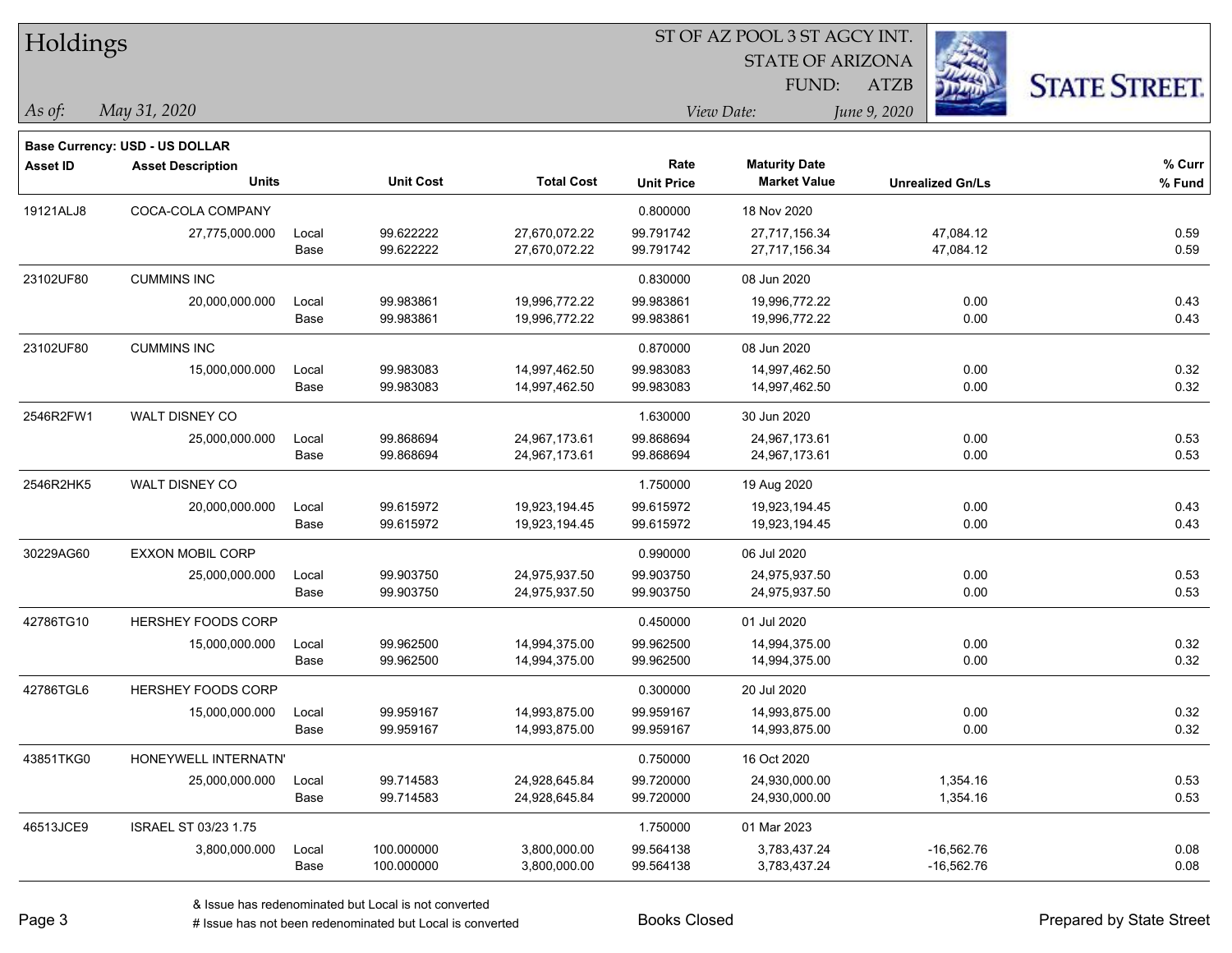# Holdings

ST OF AZ POOL 3 ST AGCY INT.
STATE OF ARIZONA
FUND: ATZB

*As of:* *May 31, 2020*

*View Date:* *June 9, 2020*

**Base Currency: USD - US DOLLAR**

| Asset ID | Asset Description / Units | | Unit Cost | Total Cost | Rate / Unit Price | Maturity Date / Market Value | Unrealized Gn/Ls | % Curr / % Fund |
|---|---|---|---|---|---|---|---|---|
| 19121ALJ8 | COCA-COLA COMPANY | | | | 0.800000 | 18 Nov 2020 | | |
| | 27,775,000.000 | Local | 99.622222 | 27,670,072.22 | 99.791742 | 27,717,156.34 | 47,084.12 | 0.59 |
| | | Base | 99.622222 | 27,670,072.22 | 99.791742 | 27,717,156.34 | 47,084.12 | 0.59 |
| 23102UF80 | CUMMINS INC | | | | 0.830000 | 08 Jun 2020 | | |
| | 20,000,000.000 | Local | 99.983861 | 19,996,772.22 | 99.983861 | 19,996,772.22 | 0.00 | 0.43 |
| | | Base | 99.983861 | 19,996,772.22 | 99.983861 | 19,996,772.22 | 0.00 | 0.43 |
| 23102UF80 | CUMMINS INC | | | | 0.870000 | 08 Jun 2020 | | |
| | 15,000,000.000 | Local | 99.983083 | 14,997,462.50 | 99.983083 | 14,997,462.50 | 0.00 | 0.32 |
| | | Base | 99.983083 | 14,997,462.50 | 99.983083 | 14,997,462.50 | 0.00 | 0.32 |
| 2546R2FW1 | WALT DISNEY CO | | | | 1.630000 | 30 Jun 2020 | | |
| | 25,000,000.000 | Local | 99.868694 | 24,967,173.61 | 99.868694 | 24,967,173.61 | 0.00 | 0.53 |
| | | Base | 99.868694 | 24,967,173.61 | 99.868694 | 24,967,173.61 | 0.00 | 0.53 |
| 2546R2HK5 | WALT DISNEY CO | | | | 1.750000 | 19 Aug 2020 | | |
| | 20,000,000.000 | Local | 99.615972 | 19,923,194.45 | 99.615972 | 19,923,194.45 | 0.00 | 0.43 |
| | | Base | 99.615972 | 19,923,194.45 | 99.615972 | 19,923,194.45 | 0.00 | 0.43 |
| 30229AG60 | EXXON MOBIL CORP | | | | 0.990000 | 06 Jul 2020 | | |
| | 25,000,000.000 | Local | 99.903750 | 24,975,937.50 | 99.903750 | 24,975,937.50 | 0.00 | 0.53 |
| | | Base | 99.903750 | 24,975,937.50 | 99.903750 | 24,975,937.50 | 0.00 | 0.53 |
| 42786TG10 | HERSHEY FOODS CORP | | | | 0.450000 | 01 Jul 2020 | | |
| | 15,000,000.000 | Local | 99.962500 | 14,994,375.00 | 99.962500 | 14,994,375.00 | 0.00 | 0.32 |
| | | Base | 99.962500 | 14,994,375.00 | 99.962500 | 14,994,375.00 | 0.00 | 0.32 |
| 42786TGL6 | HERSHEY FOODS CORP | | | | 0.300000 | 20 Jul 2020 | | |
| | 15,000,000.000 | Local | 99.959167 | 14,993,875.00 | 99.959167 | 14,993,875.00 | 0.00 | 0.32 |
| | | Base | 99.959167 | 14,993,875.00 | 99.959167 | 14,993,875.00 | 0.00 | 0.32 |
| 43851TKG0 | HONEYWELL INTERNATN' | | | | 0.750000 | 16 Oct 2020 | | |
| | 25,000,000.000 | Local | 99.714583 | 24,928,645.84 | 99.720000 | 24,930,000.00 | 1,354.16 | 0.53 |
| | | Base | 99.714583 | 24,928,645.84 | 99.720000 | 24,930,000.00 | 1,354.16 | 0.53 |
| 46513JCE9 | ISRAEL ST 03/23 1.75 | | | | 1.750000 | 01 Mar 2023 | | |
| | 3,800,000.000 | Local | 100.000000 | 3,800,000.00 | 99.564138 | 3,783,437.24 | -16,562.76 | 0.08 |
| | | Base | 100.000000 | 3,800,000.00 | 99.564138 | 3,783,437.24 | -16,562.76 | 0.08 |

& Issue has redenominated but Local is not converted

# Issue has not been redenominated but Local is converted

Books Closed

Prepared by State Street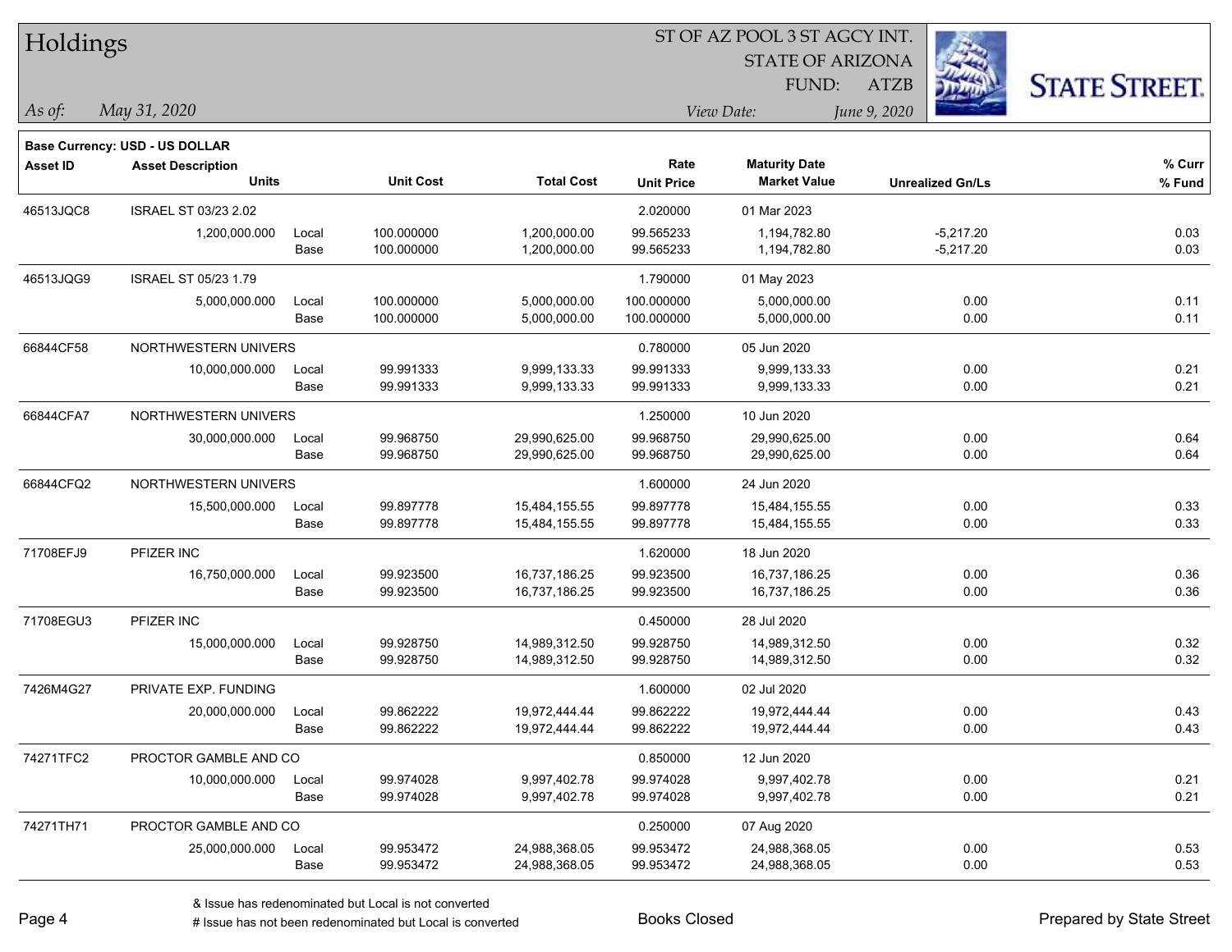# Holdings

ST OF AZ POOL 3 ST AGCY INT.
STATE OF ARIZONA
FUND: ATZB

*As of:* *May 31, 2020*

*View Date:* *June 9, 2020*

**Base Currency: USD - US DOLLAR**

| Asset ID | Asset Description / Units | | Unit Cost | Total Cost | Rate / Unit Price | Maturity Date / Market Value | Unrealized Gn/Ls | % Curr / % Fund |
|---|---|---|---|---|---|---|---|---|
| 46513JQC8 | ISRAEL ST 03/23 2.02 | | | | 2.020000 | 01 Mar 2023 | | |
| | 1,200,000.000 | Local | 100.000000 | 1,200,000.00 | 99.565233 | 1,194,782.80 | -5,217.20 | 0.03 |
| | | Base | 100.000000 | 1,200,000.00 | 99.565233 | 1,194,782.80 | -5,217.20 | 0.03 |
| 46513JQG9 | ISRAEL ST 05/23 1.79 | | | | 1.790000 | 01 May 2023 | | |
| | 5,000,000.000 | Local | 100.000000 | 5,000,000.00 | 100.000000 | 5,000,000.00 | 0.00 | 0.11 |
| | | Base | 100.000000 | 5,000,000.00 | 100.000000 | 5,000,000.00 | 0.00 | 0.11 |
| 66844CF58 | NORTHWESTERN UNIVERS | | | | 0.780000 | 05 Jun 2020 | | |
| | 10,000,000.000 | Local | 99.991333 | 9,999,133.33 | 99.991333 | 9,999,133.33 | 0.00 | 0.21 |
| | | Base | 99.991333 | 9,999,133.33 | 99.991333 | 9,999,133.33 | 0.00 | 0.21 |
| 66844CFA7 | NORTHWESTERN UNIVERS | | | | 1.250000 | 10 Jun 2020 | | |
| | 30,000,000.000 | Local | 99.968750 | 29,990,625.00 | 99.968750 | 29,990,625.00 | 0.00 | 0.64 |
| | | Base | 99.968750 | 29,990,625.00 | 99.968750 | 29,990,625.00 | 0.00 | 0.64 |
| 66844CFQ2 | NORTHWESTERN UNIVERS | | | | 1.600000 | 24 Jun 2020 | | |
| | 15,500,000.000 | Local | 99.897778 | 15,484,155.55 | 99.897778 | 15,484,155.55 | 0.00 | 0.33 |
| | | Base | 99.897778 | 15,484,155.55 | 99.897778 | 15,484,155.55 | 0.00 | 0.33 |
| 71708EFJ9 | PFIZER INC | | | | 1.620000 | 18 Jun 2020 | | |
| | 16,750,000.000 | Local | 99.923500 | 16,737,186.25 | 99.923500 | 16,737,186.25 | 0.00 | 0.36 |
| | | Base | 99.923500 | 16,737,186.25 | 99.923500 | 16,737,186.25 | 0.00 | 0.36 |
| 71708EGU3 | PFIZER INC | | | | 0.450000 | 28 Jul 2020 | | |
| | 15,000,000.000 | Local | 99.928750 | 14,989,312.50 | 99.928750 | 14,989,312.50 | 0.00 | 0.32 |
| | | Base | 99.928750 | 14,989,312.50 | 99.928750 | 14,989,312.50 | 0.00 | 0.32 |
| 7426M4G27 | PRIVATE EXP. FUNDING | | | | 1.600000 | 02 Jul 2020 | | |
| | 20,000,000.000 | Local | 99.862222 | 19,972,444.44 | 99.862222 | 19,972,444.44 | 0.00 | 0.43 |
| | | Base | 99.862222 | 19,972,444.44 | 99.862222 | 19,972,444.44 | 0.00 | 0.43 |
| 74271TFC2 | PROCTOR GAMBLE AND CO | | | | 0.850000 | 12 Jun 2020 | | |
| | 10,000,000.000 | Local | 99.974028 | 9,997,402.78 | 99.974028 | 9,997,402.78 | 0.00 | 0.21 |
| | | Base | 99.974028 | 9,997,402.78 | 99.974028 | 9,997,402.78 | 0.00 | 0.21 |
| 74271TH71 | PROCTOR GAMBLE AND CO | | | | 0.250000 | 07 Aug 2020 | | |
| | 25,000,000.000 | Local | 99.953472 | 24,988,368.05 | 99.953472 | 24,988,368.05 | 0.00 | 0.53 |
| | | Base | 99.953472 | 24,988,368.05 | 99.953472 | 24,988,368.05 | 0.00 | 0.53 |

& Issue has redenominated but Local is not converted
# Issue has not been redenominated but Local is converted

Books Closed

Prepared by State Street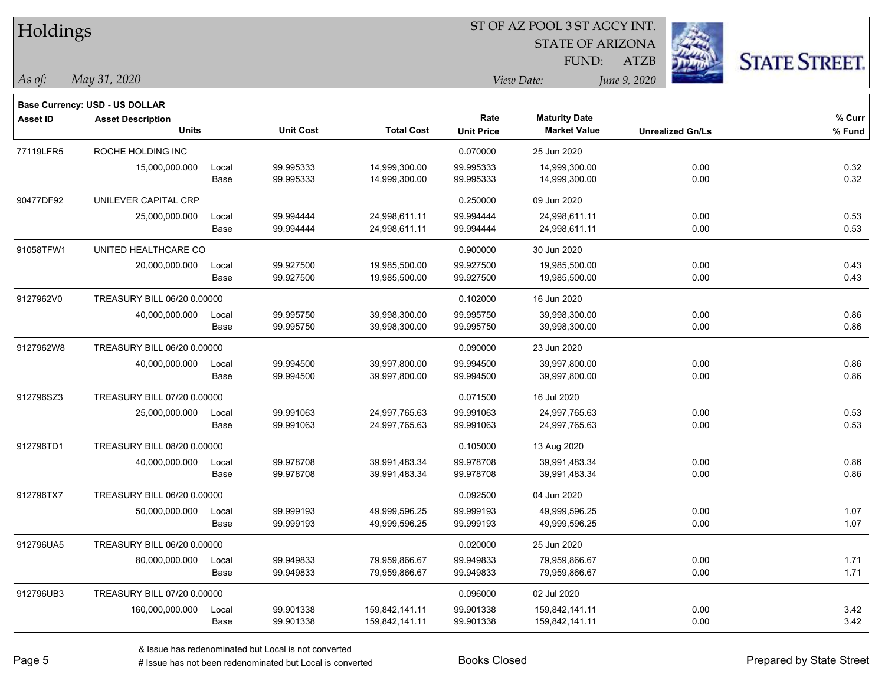# Holdings

ST OF AZ POOL 3 ST AGCY INT.
STATE OF ARIZONA
FUND: ATZB

*As of:* *May 31, 2020*

*View Date:* *June 9, 2020*

**Base Currency: USD - US DOLLAR**

| Asset ID | Asset Description / Units | | Unit Cost | Total Cost | Rate / Unit Price | Maturity Date / Market Value | Unrealized Gn/Ls | % Curr / % Fund |
|---|---|---|---|---|---|---|---|---|
| 77119LFR5 | ROCHE HOLDING INC | | | | 0.070000 | 25 Jun 2020 | | |
| | 15,000,000.000 | Local | 99.995333 | 14,999,300.00 | 99.995333 | 14,999,300.00 | 0.00 | 0.32 |
| | | Base | 99.995333 | 14,999,300.00 | 99.995333 | 14,999,300.00 | 0.00 | 0.32 |
| 90477DF92 | UNILEVER CAPITAL CRP | | | | 0.250000 | 09 Jun 2020 | | |
| | 25,000,000.000 | Local | 99.994444 | 24,998,611.11 | 99.994444 | 24,998,611.11 | 0.00 | 0.53 |
| | | Base | 99.994444 | 24,998,611.11 | 99.994444 | 24,998,611.11 | 0.00 | 0.53 |
| 91058TFW1 | UNITED HEALTHCARE CO | | | | 0.900000 | 30 Jun 2020 | | |
| | 20,000,000.000 | Local | 99.927500 | 19,985,500.00 | 99.927500 | 19,985,500.00 | 0.00 | 0.43 |
| | | Base | 99.927500 | 19,985,500.00 | 99.927500 | 19,985,500.00 | 0.00 | 0.43 |
| 9127962V0 | TREASURY BILL 06/20 0.00000 | | | | 0.102000 | 16 Jun 2020 | | |
| | 40,000,000.000 | Local | 99.995750 | 39,998,300.00 | 99.995750 | 39,998,300.00 | 0.00 | 0.86 |
| | | Base | 99.995750 | 39,998,300.00 | 99.995750 | 39,998,300.00 | 0.00 | 0.86 |
| 9127962W8 | TREASURY BILL 06/20 0.00000 | | | | 0.090000 | 23 Jun 2020 | | |
| | 40,000,000.000 | Local | 99.994500 | 39,997,800.00 | 99.994500 | 39,997,800.00 | 0.00 | 0.86 |
| | | Base | 99.994500 | 39,997,800.00 | 99.994500 | 39,997,800.00 | 0.00 | 0.86 |
| 912796SZ3 | TREASURY BILL 07/20 0.00000 | | | | 0.071500 | 16 Jul 2020 | | |
| | 25,000,000.000 | Local | 99.991063 | 24,997,765.63 | 99.991063 | 24,997,765.63 | 0.00 | 0.53 |
| | | Base | 99.991063 | 24,997,765.63 | 99.991063 | 24,997,765.63 | 0.00 | 0.53 |
| 912796TD1 | TREASURY BILL 08/20 0.00000 | | | | 0.105000 | 13 Aug 2020 | | |
| | 40,000,000.000 | Local | 99.978708 | 39,991,483.34 | 99.978708 | 39,991,483.34 | 0.00 | 0.86 |
| | | Base | 99.978708 | 39,991,483.34 | 99.978708 | 39,991,483.34 | 0.00 | 0.86 |
| 912796TX7 | TREASURY BILL 06/20 0.00000 | | | | 0.092500 | 04 Jun 2020 | | |
| | 50,000,000.000 | Local | 99.999193 | 49,999,596.25 | 99.999193 | 49,999,596.25 | 0.00 | 1.07 |
| | | Base | 99.999193 | 49,999,596.25 | 99.999193 | 49,999,596.25 | 0.00 | 1.07 |
| 912796UA5 | TREASURY BILL 06/20 0.00000 | | | | 0.020000 | 25 Jun 2020 | | |
| | 80,000,000.000 | Local | 99.949833 | 79,959,866.67 | 99.949833 | 79,959,866.67 | 0.00 | 1.71 |
| | | Base | 99.949833 | 79,959,866.67 | 99.949833 | 79,959,866.67 | 0.00 | 1.71 |
| 912796UB3 | TREASURY BILL 07/20 0.00000 | | | | 0.096000 | 02 Jul 2020 | | |
| | 160,000,000.000 | Local | 99.901338 | 159,842,141.11 | 99.901338 | 159,842,141.11 | 0.00 | 3.42 |
| | | Base | 99.901338 | 159,842,141.11 | 99.901338 | 159,842,141.11 | 0.00 | 3.42 |

& Issue has redenominated but Local is not converted
# Issue has not been redenominated but Local is converted

Books Closed

Prepared by State Street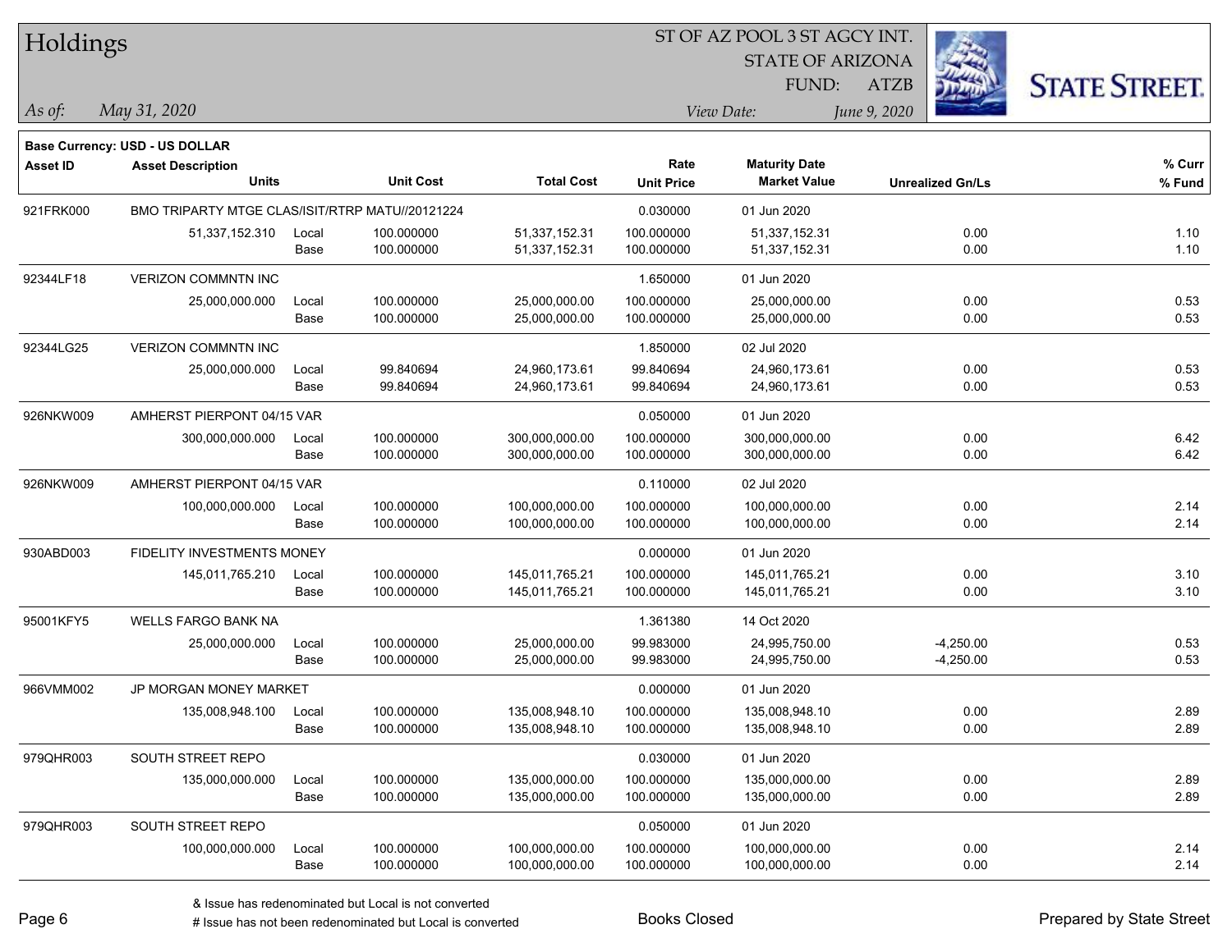# Holdings

ST OF AZ POOL 3 ST AGCY INT.
STATE OF ARIZONA
FUND: ATZB

*As of:* *May 31, 2020*
*View Date:* *June 9, 2020*

**Base Currency: USD - US DOLLAR**

| Asset ID | Asset Description / Units | | Unit Cost | Total Cost | Rate / Unit Price | Maturity Date / Market Value | Unrealized Gn/Ls | % Curr / % Fund |
|---|---|---|---|---|---|---|---|---|
| 921FRK000 | BMO TRIPARTY MTGE CLAS/ISIT/RTRP MATU//20121224 | | | | 0.030000 | 01 Jun 2020 | | |
| | 51,337,152.310 | Local | 100.000000 | 51,337,152.31 | 100.000000 | 51,337,152.31 | 0.00 | 1.10 |
| | | Base | 100.000000 | 51,337,152.31 | 100.000000 | 51,337,152.31 | 0.00 | 1.10 |
| 92344LF18 | VERIZON COMMNTN INC | | | | 1.650000 | 01 Jun 2020 | | |
| | 25,000,000.000 | Local | 100.000000 | 25,000,000.00 | 100.000000 | 25,000,000.00 | 0.00 | 0.53 |
| | | Base | 100.000000 | 25,000,000.00 | 100.000000 | 25,000,000.00 | 0.00 | 0.53 |
| 92344LG25 | VERIZON COMMNTN INC | | | | 1.850000 | 02 Jul 2020 | | |
| | 25,000,000.000 | Local | 99.840694 | 24,960,173.61 | 99.840694 | 24,960,173.61 | 0.00 | 0.53 |
| | | Base | 99.840694 | 24,960,173.61 | 99.840694 | 24,960,173.61 | 0.00 | 0.53 |
| 926NKW009 | AMHERST PIERPONT 04/15 VAR | | | | 0.050000 | 01 Jun 2020 | | |
| | 300,000,000.000 | Local | 100.000000 | 300,000,000.00 | 100.000000 | 300,000,000.00 | 0.00 | 6.42 |
| | | Base | 100.000000 | 300,000,000.00 | 100.000000 | 300,000,000.00 | 0.00 | 6.42 |
| 926NKW009 | AMHERST PIERPONT 04/15 VAR | | | | 0.110000 | 02 Jul 2020 | | |
| | 100,000,000.000 | Local | 100.000000 | 100,000,000.00 | 100.000000 | 100,000,000.00 | 0.00 | 2.14 |
| | | Base | 100.000000 | 100,000,000.00 | 100.000000 | 100,000,000.00 | 0.00 | 2.14 |
| 930ABD003 | FIDELITY INVESTMENTS MONEY | | | | 0.000000 | 01 Jun 2020 | | |
| | 145,011,765.210 | Local | 100.000000 | 145,011,765.21 | 100.000000 | 145,011,765.21 | 0.00 | 3.10 |
| | | Base | 100.000000 | 145,011,765.21 | 100.000000 | 145,011,765.21 | 0.00 | 3.10 |
| 95001KFY5 | WELLS FARGO BANK NA | | | | 1.361380 | 14 Oct 2020 | | |
| | 25,000,000.000 | Local | 100.000000 | 25,000,000.00 | 99.983000 | 24,995,750.00 | -4,250.00 | 0.53 |
| | | Base | 100.000000 | 25,000,000.00 | 99.983000 | 24,995,750.00 | -4,250.00 | 0.53 |
| 966VMM002 | JP MORGAN MONEY MARKET | | | | 0.000000 | 01 Jun 2020 | | |
| | 135,008,948.100 | Local | 100.000000 | 135,008,948.10 | 100.000000 | 135,008,948.10 | 0.00 | 2.89 |
| | | Base | 100.000000 | 135,008,948.10 | 100.000000 | 135,008,948.10 | 0.00 | 2.89 |
| 979QHR003 | SOUTH STREET REPO | | | | 0.030000 | 01 Jun 2020 | | |
| | 135,000,000.000 | Local | 100.000000 | 135,000,000.00 | 100.000000 | 135,000,000.00 | 0.00 | 2.89 |
| | | Base | 100.000000 | 135,000,000.00 | 100.000000 | 135,000,000.00 | 0.00 | 2.89 |
| 979QHR003 | SOUTH STREET REPO | | | | 0.050000 | 01 Jun 2020 | | |
| | 100,000,000.000 | Local | 100.000000 | 100,000,000.00 | 100.000000 | 100,000,000.00 | 0.00 | 2.14 |
| | | Base | 100.000000 | 100,000,000.00 | 100.000000 | 100,000,000.00 | 0.00 | 2.14 |

& Issue has redenominated but Local is not converted
# Issue has not been redenominated but Local is converted

Books Closed

Prepared by State Street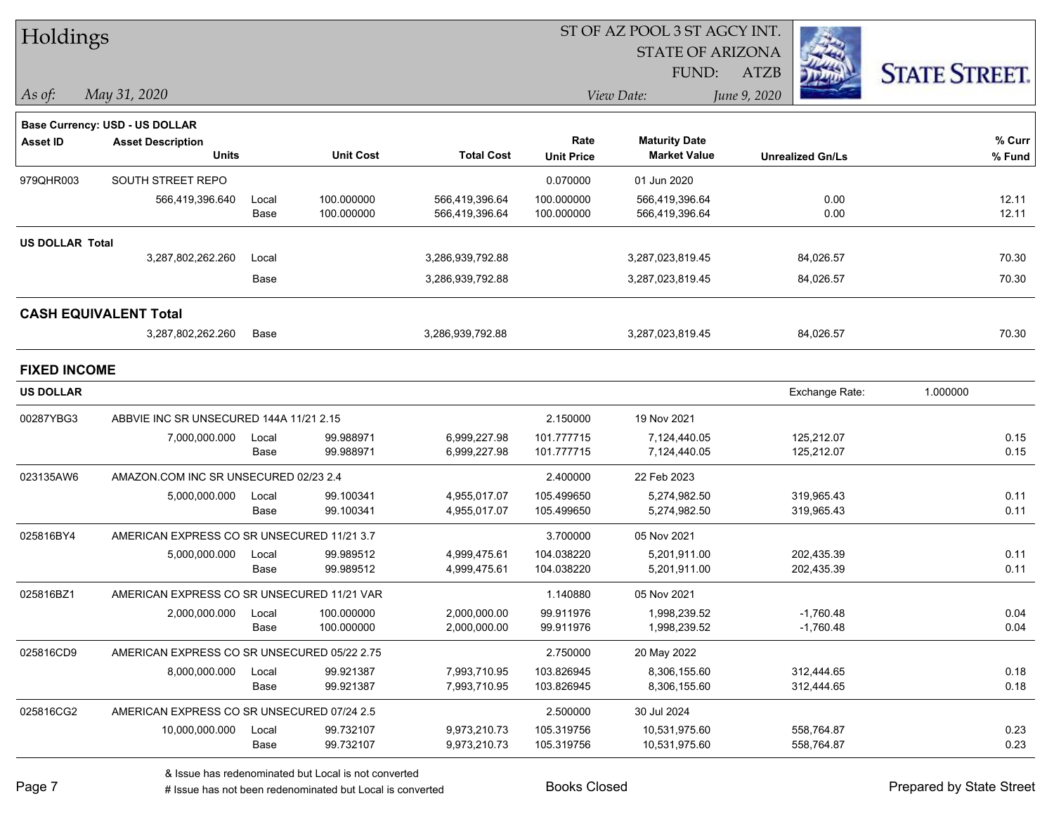# Holdings

ST OF AZ POOL 3 ST AGCY INT.
STATE OF ARIZONA
FUND: ATZB

*As of:* *May 31, 2020*

*View Date:* *June 9, 2020*

**Base Currency: USD - US DOLLAR**

| Asset ID | Asset Description / Units | | Unit Cost | Total Cost | Rate / Unit Price | Maturity Date / Market Value | Unrealized Gn/Ls | % Curr / % Fund |
|---|---|---|---|---|---|---|---|---|
| 979QHR003 | SOUTH STREET REPO | | | | 0.070000 | 01 Jun 2020 | | |
| | 566,419,396.640 | Local | 100.000000 | 566,419,396.64 | 100.000000 | 566,419,396.64 | 0.00 | 12.11 |
| | | Base | 100.000000 | 566,419,396.64 | 100.000000 | 566,419,396.64 | 0.00 | 12.11 |
| **US DOLLAR Total** | | | | | | | | |
| | 3,287,802,262.260 | Local | | 3,286,939,792.88 | | 3,287,023,819.45 | 84,026.57 | 70.30 |
| | | Base | | 3,286,939,792.88 | | 3,287,023,819.45 | 84,026.57 | 70.30 |
| **CASH EQUIVALENT Total** | | | | | | | | |
| | 3,287,802,262.260 | Base | | 3,286,939,792.88 | | 3,287,023,819.45 | 84,026.57 | 70.30 |

## FIXED INCOME

**US DOLLAR** — Exchange Rate: 1.000000

| Asset ID | Asset Description / Units | | Unit Cost | Total Cost | Rate / Unit Price | Maturity Date / Market Value | Unrealized Gn/Ls | % Curr / % Fund |
|---|---|---|---|---|---|---|---|---|
| 00287YBG3 | ABBVIE INC SR UNSECURED 144A 11/21 2.15 | | | | 2.150000 | 19 Nov 2021 | | |
| | 7,000,000.000 | Local | 99.988971 | 6,999,227.98 | 101.777715 | 7,124,440.05 | 125,212.07 | 0.15 |
| | | Base | 99.988971 | 6,999,227.98 | 101.777715 | 7,124,440.05 | 125,212.07 | 0.15 |
| 023135AW6 | AMAZON.COM INC SR UNSECURED 02/23 2.4 | | | | 2.400000 | 22 Feb 2023 | | |
| | 5,000,000.000 | Local | 99.100341 | 4,955,017.07 | 105.499650 | 5,274,982.50 | 319,965.43 | 0.11 |
| | | Base | 99.100341 | 4,955,017.07 | 105.499650 | 5,274,982.50 | 319,965.43 | 0.11 |
| 025816BY4 | AMERICAN EXPRESS CO SR UNSECURED 11/21 3.7 | | | | 3.700000 | 05 Nov 2021 | | |
| | 5,000,000.000 | Local | 99.989512 | 4,999,475.61 | 104.038220 | 5,201,911.00 | 202,435.39 | 0.11 |
| | | Base | 99.989512 | 4,999,475.61 | 104.038220 | 5,201,911.00 | 202,435.39 | 0.11 |
| 025816BZ1 | AMERICAN EXPRESS CO SR UNSECURED 11/21 VAR | | | | 1.140880 | 05 Nov 2021 | | |
| | 2,000,000.000 | Local | 100.000000 | 2,000,000.00 | 99.911976 | 1,998,239.52 | -1,760.48 | 0.04 |
| | | Base | 100.000000 | 2,000,000.00 | 99.911976 | 1,998,239.52 | -1,760.48 | 0.04 |
| 025816CD9 | AMERICAN EXPRESS CO SR UNSECURED 05/22 2.75 | | | | 2.750000 | 20 May 2022 | | |
| | 8,000,000.000 | Local | 99.921387 | 7,993,710.95 | 103.826945 | 8,306,155.60 | 312,444.65 | 0.18 |
| | | Base | 99.921387 | 7,993,710.95 | 103.826945 | 8,306,155.60 | 312,444.65 | 0.18 |
| 025816CG2 | AMERICAN EXPRESS CO SR UNSECURED 07/24 2.5 | | | | 2.500000 | 30 Jul 2024 | | |
| | 10,000,000.000 | Local | 99.732107 | 9,973,210.73 | 105.319756 | 10,531,975.60 | 558,764.87 | 0.23 |
| | | Base | 99.732107 | 9,973,210.73 | 105.319756 | 10,531,975.60 | 558,764.87 | 0.23 |

& Issue has redenominated but Local is not converted
# Issue has not been redenominated but Local is converted

Books Closed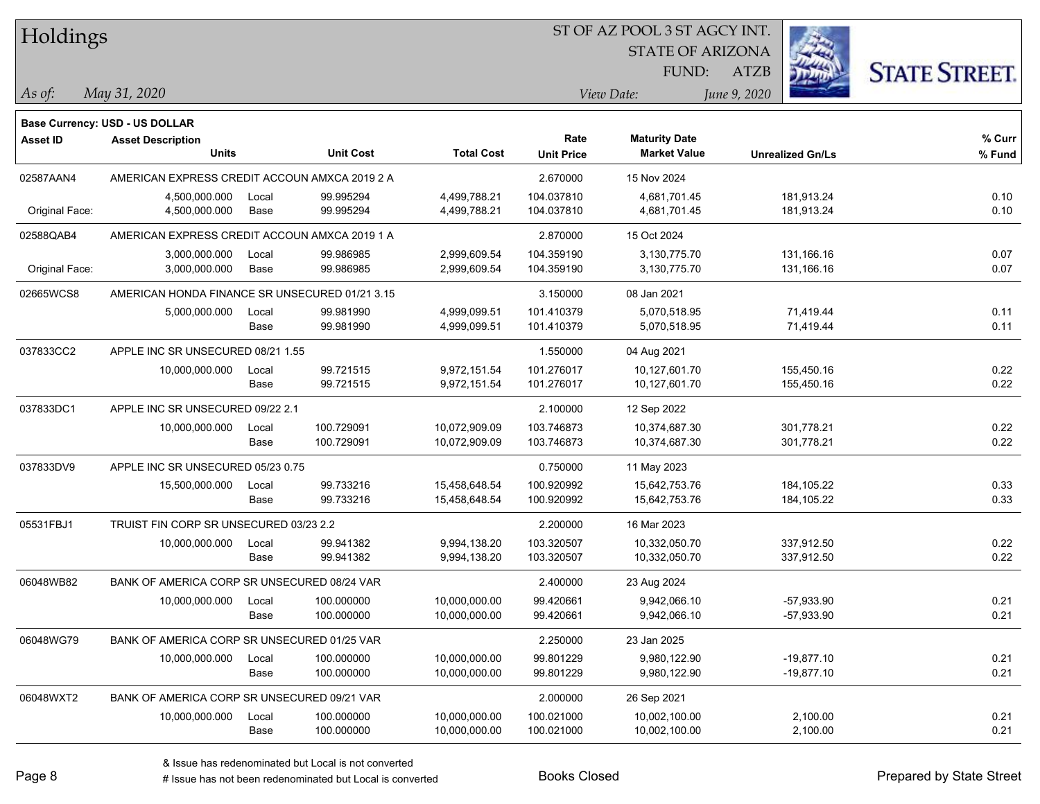# Holdings

ST OF AZ POOL 3 ST AGCY INT.
STATE OF ARIZONA
FUND: ATZB

*As of:* *May 31, 2020*

*View Date:* *June 9, 2020*

**Base Currency: USD - US DOLLAR**

| Asset ID | Asset Description / Units | | Unit Cost | Total Cost | Rate / Unit Price | Maturity Date / Market Value | Unrealized Gn/Ls | % Curr / % Fund |
|---|---|---|---|---|---|---|---|---|
| 02587AAN4 | AMERICAN EXPRESS CREDIT ACCOUN AMXCA 2019 2 A | | | | 2.670000 | 15 Nov 2024 | | |
| | 4,500,000.000 | Local | 99.995294 | 4,499,788.21 | 104.037810 | 4,681,701.45 | 181,913.24 | 0.10 |
| Original Face: | 4,500,000.000 | Base | 99.995294 | 4,499,788.21 | 104.037810 | 4,681,701.45 | 181,913.24 | 0.10 |
| 02588QAB4 | AMERICAN EXPRESS CREDIT ACCOUN AMXCA 2019 1 A | | | | 2.870000 | 15 Oct 2024 | | |
| | 3,000,000.000 | Local | 99.986985 | 2,999,609.54 | 104.359190 | 3,130,775.70 | 131,166.16 | 0.07 |
| Original Face: | 3,000,000.000 | Base | 99.986985 | 2,999,609.54 | 104.359190 | 3,130,775.70 | 131,166.16 | 0.07 |
| 02665WCS8 | AMERICAN HONDA FINANCE SR UNSECURED 01/21 3.15 | | | | 3.150000 | 08 Jan 2021 | | |
| | 5,000,000.000 | Local | 99.981990 | 4,999,099.51 | 101.410379 | 5,070,518.95 | 71,419.44 | 0.11 |
| | | Base | 99.981990 | 4,999,099.51 | 101.410379 | 5,070,518.95 | 71,419.44 | 0.11 |
| 037833CC2 | APPLE INC SR UNSECURED 08/21 1.55 | | | | 1.550000 | 04 Aug 2021 | | |
| | 10,000,000.000 | Local | 99.721515 | 9,972,151.54 | 101.276017 | 10,127,601.70 | 155,450.16 | 0.22 |
| | | Base | 99.721515 | 9,972,151.54 | 101.276017 | 10,127,601.70 | 155,450.16 | 0.22 |
| 037833DC1 | APPLE INC SR UNSECURED 09/22 2.1 | | | | 2.100000 | 12 Sep 2022 | | |
| | 10,000,000.000 | Local | 100.729091 | 10,072,909.09 | 103.746873 | 10,374,687.30 | 301,778.21 | 0.22 |
| | | Base | 100.729091 | 10,072,909.09 | 103.746873 | 10,374,687.30 | 301,778.21 | 0.22 |
| 037833DV9 | APPLE INC SR UNSECURED 05/23 0.75 | | | | 0.750000 | 11 May 2023 | | |
| | 15,500,000.000 | Local | 99.733216 | 15,458,648.54 | 100.920992 | 15,642,753.76 | 184,105.22 | 0.33 |
| | | Base | 99.733216 | 15,458,648.54 | 100.920992 | 15,642,753.76 | 184,105.22 | 0.33 |
| 05531FBJ1 | TRUIST FIN CORP SR UNSECURED 03/23 2.2 | | | | 2.200000 | 16 Mar 2023 | | |
| | 10,000,000.000 | Local | 99.941382 | 9,994,138.20 | 103.320507 | 10,332,050.70 | 337,912.50 | 0.22 |
| | | Base | 99.941382 | 9,994,138.20 | 103.320507 | 10,332,050.70 | 337,912.50 | 0.22 |
| 06048WB82 | BANK OF AMERICA CORP SR UNSECURED 08/24 VAR | | | | 2.400000 | 23 Aug 2024 | | |
| | 10,000,000.000 | Local | 100.000000 | 10,000,000.00 | 99.420661 | 9,942,066.10 | -57,933.90 | 0.21 |
| | | Base | 100.000000 | 10,000,000.00 | 99.420661 | 9,942,066.10 | -57,933.90 | 0.21 |
| 06048WG79 | BANK OF AMERICA CORP SR UNSECURED 01/25 VAR | | | | 2.250000 | 23 Jan 2025 | | |
| | 10,000,000.000 | Local | 100.000000 | 10,000,000.00 | 99.801229 | 9,980,122.90 | -19,877.10 | 0.21 |
| | | Base | 100.000000 | 10,000,000.00 | 99.801229 | 9,980,122.90 | -19,877.10 | 0.21 |
| 06048WXT2 | BANK OF AMERICA CORP SR UNSECURED 09/21 VAR | | | | 2.000000 | 26 Sep 2021 | | |
| | 10,000,000.000 | Local | 100.000000 | 10,000,000.00 | 100.021000 | 10,002,100.00 | 2,100.00 | 0.21 |
| | | Base | 100.000000 | 10,000,000.00 | 100.021000 | 10,002,100.00 | 2,100.00 | 0.21 |

& Issue has redenominated but Local is not converted
# Issue has not been redenominated but Local is converted

Books Closed

Prepared by State Street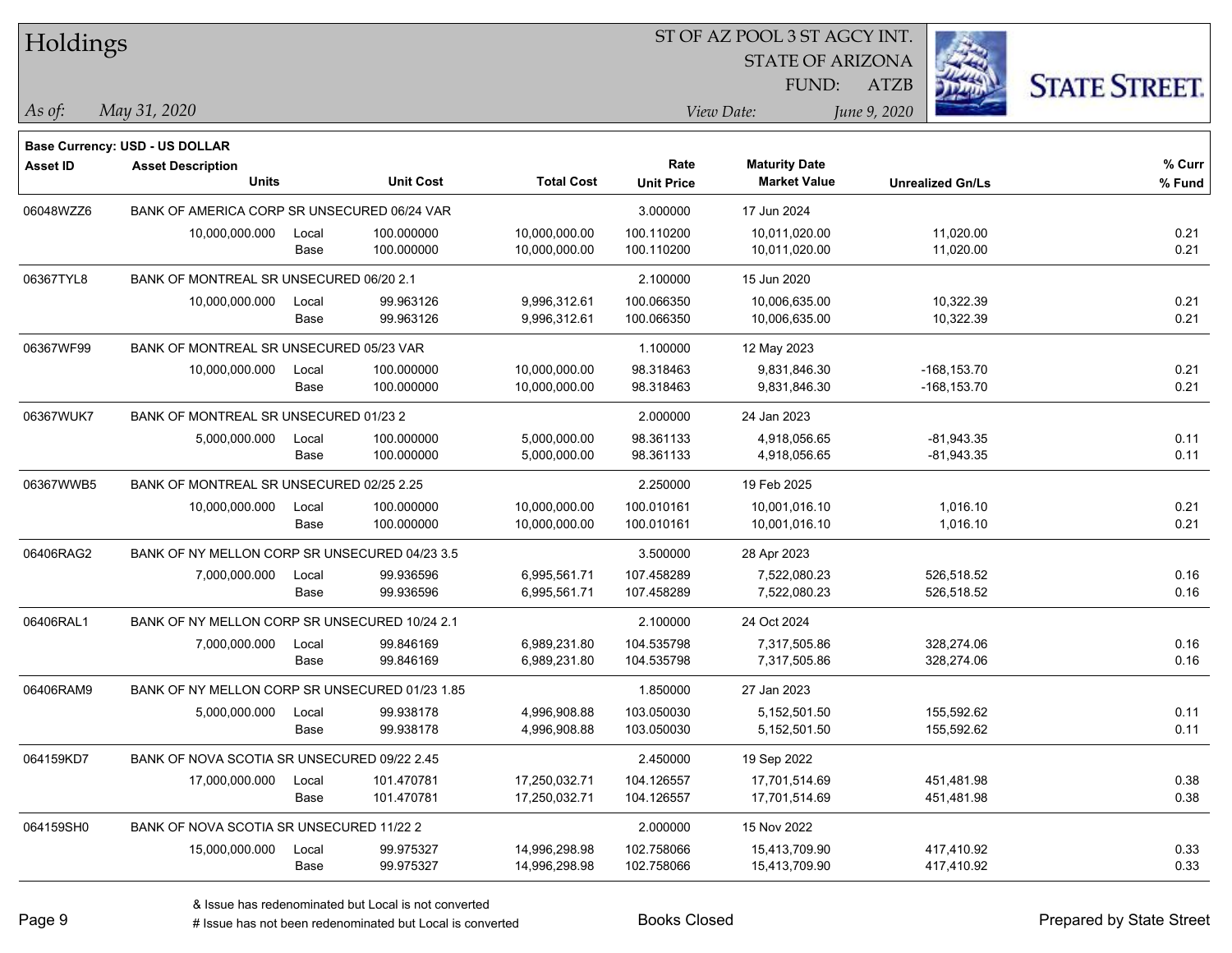# Holdings

ST OF AZ POOL 3 ST AGCY INT.
STATE OF ARIZONA
FUND: ATZB

*As of:* *May 31, 2020*

*View Date:* *June 9, 2020*

**Base Currency: USD - US DOLLAR**

| Asset ID | Asset Description / Units | | Unit Cost | Total Cost | Rate / Unit Price | Maturity Date / Market Value | Unrealized Gn/Ls | % Curr / % Fund |
|---|---|---|---|---|---|---|---|---|
| 06048WZZ6 | BANK OF AMERICA CORP SR UNSECURED 06/24 VAR | | | | 3.000000 | 17 Jun 2024 | | |
| | 10,000,000.000 | Local | 100.000000 | 10,000,000.00 | 100.110200 | 10,011,020.00 | 11,020.00 | 0.21 |
| | | Base | 100.000000 | 10,000,000.00 | 100.110200 | 10,011,020.00 | 11,020.00 | 0.21 |
| 06367TYL8 | BANK OF MONTREAL SR UNSECURED 06/20 2.1 | | | | 2.100000 | 15 Jun 2020 | | |
| | 10,000,000.000 | Local | 99.963126 | 9,996,312.61 | 100.066350 | 10,006,635.00 | 10,322.39 | 0.21 |
| | | Base | 99.963126 | 9,996,312.61 | 100.066350 | 10,006,635.00 | 10,322.39 | 0.21 |
| 06367WF99 | BANK OF MONTREAL SR UNSECURED 05/23 VAR | | | | 1.100000 | 12 May 2023 | | |
| | 10,000,000.000 | Local | 100.000000 | 10,000,000.00 | 98.318463 | 9,831,846.30 | -168,153.70 | 0.21 |
| | | Base | 100.000000 | 10,000,000.00 | 98.318463 | 9,831,846.30 | -168,153.70 | 0.21 |
| 06367WUK7 | BANK OF MONTREAL SR UNSECURED 01/23 2 | | | | 2.000000 | 24 Jan 2023 | | |
| | 5,000,000.000 | Local | 100.000000 | 5,000,000.00 | 98.361133 | 4,918,056.65 | -81,943.35 | 0.11 |
| | | Base | 100.000000 | 5,000,000.00 | 98.361133 | 4,918,056.65 | -81,943.35 | 0.11 |
| 06367WWB5 | BANK OF MONTREAL SR UNSECURED 02/25 2.25 | | | | 2.250000 | 19 Feb 2025 | | |
| | 10,000,000.000 | Local | 100.000000 | 10,000,000.00 | 100.010161 | 10,001,016.10 | 1,016.10 | 0.21 |
| | | Base | 100.000000 | 10,000,000.00 | 100.010161 | 10,001,016.10 | 1,016.10 | 0.21 |
| 06406RAG2 | BANK OF NY MELLON CORP SR UNSECURED 04/23 3.5 | | | | 3.500000 | 28 Apr 2023 | | |
| | 7,000,000.000 | Local | 99.936596 | 6,995,561.71 | 107.458289 | 7,522,080.23 | 526,518.52 | 0.16 |
| | | Base | 99.936596 | 6,995,561.71 | 107.458289 | 7,522,080.23 | 526,518.52 | 0.16 |
| 06406RAL1 | BANK OF NY MELLON CORP SR UNSECURED 10/24 2.1 | | | | 2.100000 | 24 Oct 2024 | | |
| | 7,000,000.000 | Local | 99.846169 | 6,989,231.80 | 104.535798 | 7,317,505.86 | 328,274.06 | 0.16 |
| | | Base | 99.846169 | 6,989,231.80 | 104.535798 | 7,317,505.86 | 328,274.06 | 0.16 |
| 06406RAM9 | BANK OF NY MELLON CORP SR UNSECURED 01/23 1.85 | | | | 1.850000 | 27 Jan 2023 | | |
| | 5,000,000.000 | Local | 99.938178 | 4,996,908.88 | 103.050030 | 5,152,501.50 | 155,592.62 | 0.11 |
| | | Base | 99.938178 | 4,996,908.88 | 103.050030 | 5,152,501.50 | 155,592.62 | 0.11 |
| 064159KD7 | BANK OF NOVA SCOTIA SR UNSECURED 09/22 2.45 | | | | 2.450000 | 19 Sep 2022 | | |
| | 17,000,000.000 | Local | 101.470781 | 17,250,032.71 | 104.126557 | 17,701,514.69 | 451,481.98 | 0.38 |
| | | Base | 101.470781 | 17,250,032.71 | 104.126557 | 17,701,514.69 | 451,481.98 | 0.38 |
| 064159SH0 | BANK OF NOVA SCOTIA SR UNSECURED 11/22 2 | | | | 2.000000 | 15 Nov 2022 | | |
| | 15,000,000.000 | Local | 99.975327 | 14,996,298.98 | 102.758066 | 15,413,709.90 | 417,410.92 | 0.33 |
| | | Base | 99.975327 | 14,996,298.98 | 102.758066 | 15,413,709.90 | 417,410.92 | 0.33 |

& Issue has redenominated but Local is not converted
# Issue has not been redenominated but Local is converted

Books Closed

Prepared by State Street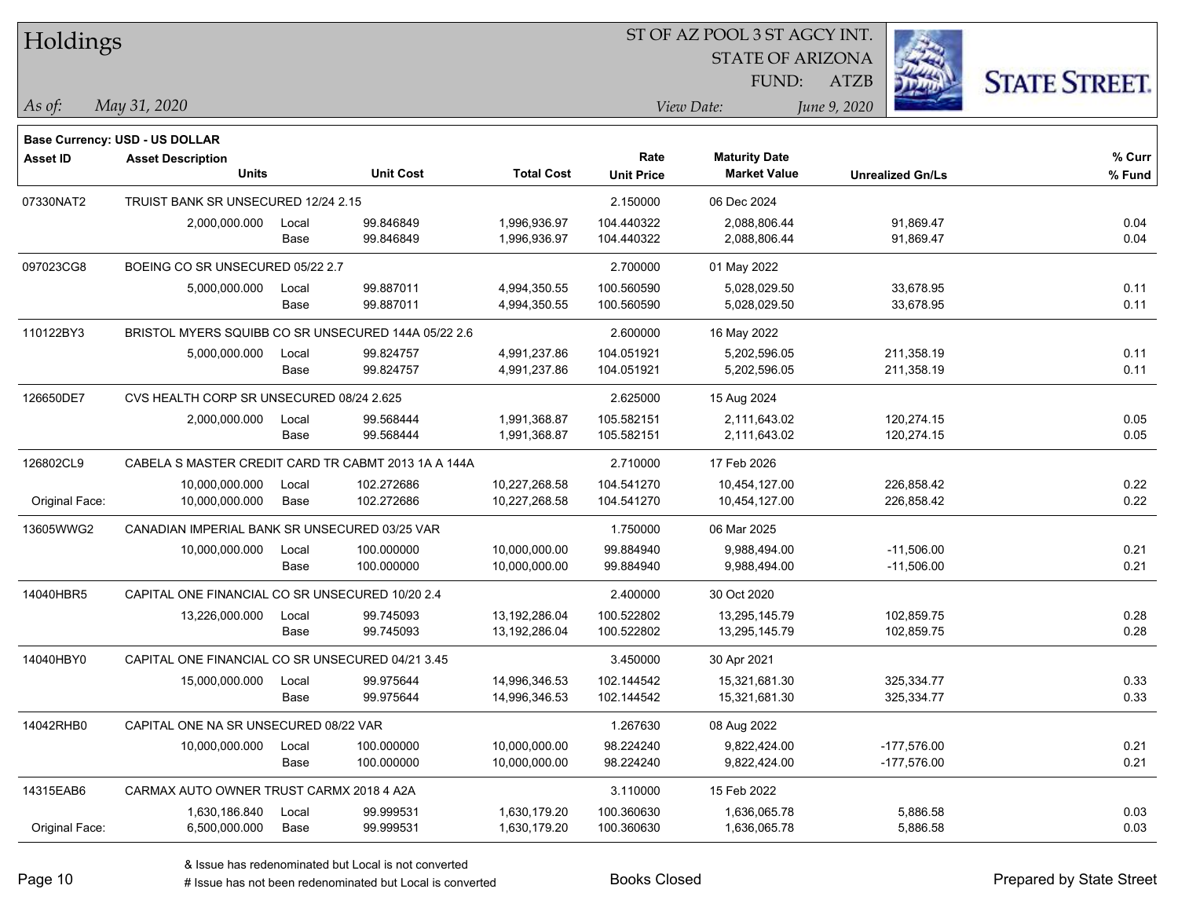# Holdings

ST OF AZ POOL 3 ST AGCY INT.
STATE OF ARIZONA
FUND: ATZB

*As of:* *May 31, 2020*
*View Date:* *June 9, 2020*

**Base Currency: USD - US DOLLAR**

| Asset ID | Asset Description / Units | | Unit Cost | Total Cost | Rate / Unit Price | Maturity Date / Market Value | Unrealized Gn/Ls | % Curr / % Fund |
|---|---|---|---|---|---|---|---|---|
| 07330NAT2 | TRUIST BANK SR UNSECURED 12/24 2.15 | | | | 2.150000 | 06 Dec 2024 | | |
| | 2,000,000.000 | Local | 99.846849 | 1,996,936.97 | 104.440322 | 2,088,806.44 | 91,869.47 | 0.04 |
| | | Base | 99.846849 | 1,996,936.97 | 104.440322 | 2,088,806.44 | 91,869.47 | 0.04 |
| 097023CG8 | BOEING CO SR UNSECURED 05/22 2.7 | | | | 2.700000 | 01 May 2022 | | |
| | 5,000,000.000 | Local | 99.887011 | 4,994,350.55 | 100.560590 | 5,028,029.50 | 33,678.95 | 0.11 |
| | | Base | 99.887011 | 4,994,350.55 | 100.560590 | 5,028,029.50 | 33,678.95 | 0.11 |
| 110122BY3 | BRISTOL MYERS SQUIBB CO SR UNSECURED 144A 05/22 2.6 | | | | 2.600000 | 16 May 2022 | | |
| | 5,000,000.000 | Local | 99.824757 | 4,991,237.86 | 104.051921 | 5,202,596.05 | 211,358.19 | 0.11 |
| | | Base | 99.824757 | 4,991,237.86 | 104.051921 | 5,202,596.05 | 211,358.19 | 0.11 |
| 126650DE7 | CVS HEALTH CORP SR UNSECURED 08/24 2.625 | | | | 2.625000 | 15 Aug 2024 | | |
| | 2,000,000.000 | Local | 99.568444 | 1,991,368.87 | 105.582151 | 2,111,643.02 | 120,274.15 | 0.05 |
| | | Base | 99.568444 | 1,991,368.87 | 105.582151 | 2,111,643.02 | 120,274.15 | 0.05 |
| 126802CL9 | CABELA S MASTER CREDIT CARD TR CABMT 2013 1A A 144A | | | | 2.710000 | 17 Feb 2026 | | |
| | 10,000,000.000 | Local | 102.272686 | 10,227,268.58 | 104.541270 | 10,454,127.00 | 226,858.42 | 0.22 |
| Original Face: | 10,000,000.000 | Base | 102.272686 | 10,227,268.58 | 104.541270 | 10,454,127.00 | 226,858.42 | 0.22 |
| 13605WWG2 | CANADIAN IMPERIAL BANK SR UNSECURED 03/25 VAR | | | | 1.750000 | 06 Mar 2025 | | |
| | 10,000,000.000 | Local | 100.000000 | 10,000,000.00 | 99.884940 | 9,988,494.00 | -11,506.00 | 0.21 |
| | | Base | 100.000000 | 10,000,000.00 | 99.884940 | 9,988,494.00 | -11,506.00 | 0.21 |
| 14040HBR5 | CAPITAL ONE FINANCIAL CO SR UNSECURED 10/20 2.4 | | | | 2.400000 | 30 Oct 2020 | | |
| | 13,226,000.000 | Local | 99.745093 | 13,192,286.04 | 100.522802 | 13,295,145.79 | 102,859.75 | 0.28 |
| | | Base | 99.745093 | 13,192,286.04 | 100.522802 | 13,295,145.79 | 102,859.75 | 0.28 |
| 14040HBY0 | CAPITAL ONE FINANCIAL CO SR UNSECURED 04/21 3.45 | | | | 3.450000 | 30 Apr 2021 | | |
| | 15,000,000.000 | Local | 99.975644 | 14,996,346.53 | 102.144542 | 15,321,681.30 | 325,334.77 | 0.33 |
| | | Base | 99.975644 | 14,996,346.53 | 102.144542 | 15,321,681.30 | 325,334.77 | 0.33 |
| 14042RHB0 | CAPITAL ONE NA SR UNSECURED 08/22 VAR | | | | 1.267630 | 08 Aug 2022 | | |
| | 10,000,000.000 | Local | 100.000000 | 10,000,000.00 | 98.224240 | 9,822,424.00 | -177,576.00 | 0.21 |
| | | Base | 100.000000 | 10,000,000.00 | 98.224240 | 9,822,424.00 | -177,576.00 | 0.21 |
| 14315EAB6 | CARMAX AUTO OWNER TRUST CARMX 2018 4 A2A | | | | 3.110000 | 15 Feb 2022 | | |
| | 1,630,186.840 | Local | 99.999531 | 1,630,179.20 | 100.360630 | 1,636,065.78 | 5,886.58 | 0.03 |
| Original Face: | 6,500,000.000 | Base | 99.999531 | 1,630,179.20 | 100.360630 | 1,636,065.78 | 5,886.58 | 0.03 |

& Issue has redenominated but Local is not converted
# Issue has not been redenominated but Local is converted

Books Closed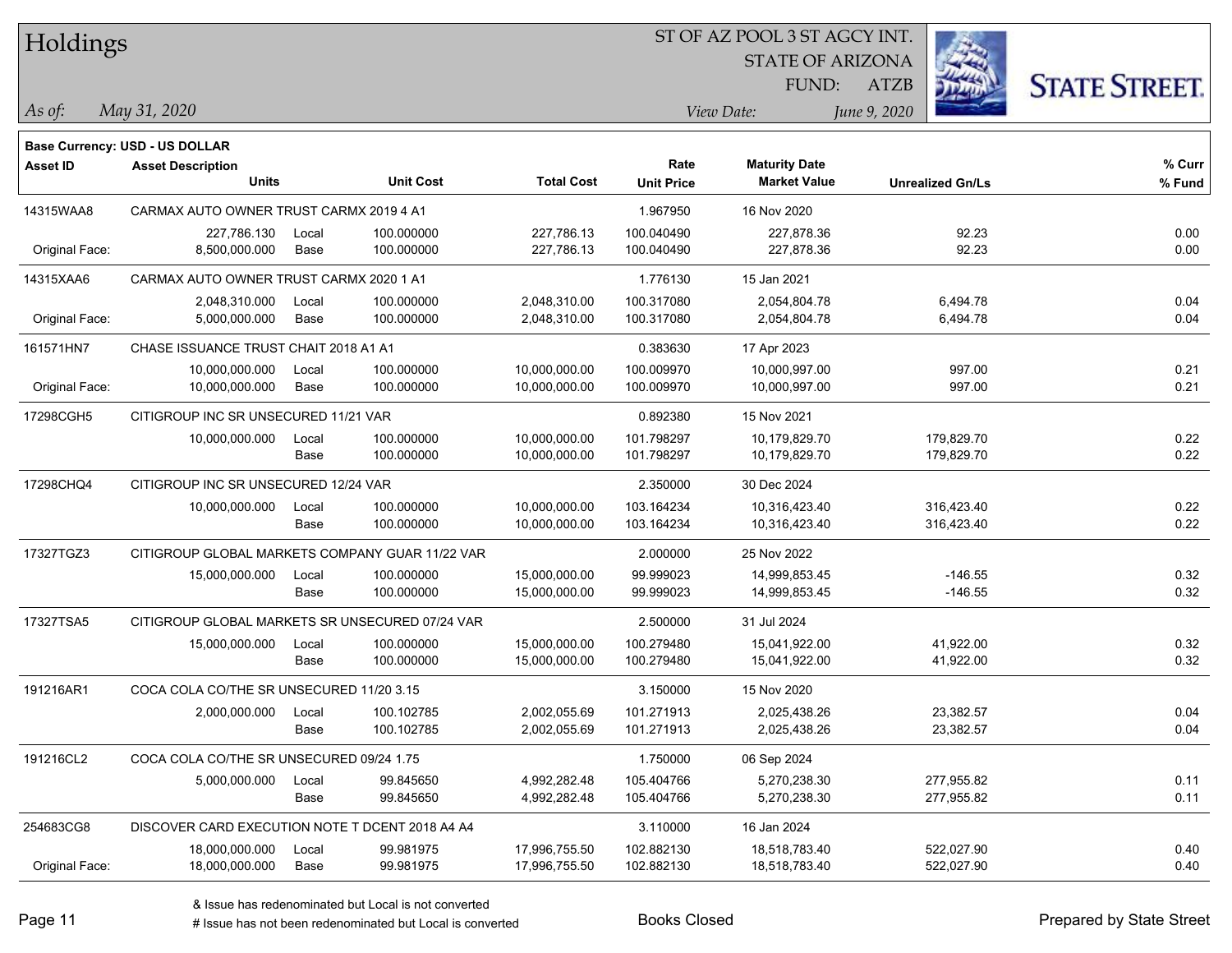# Holdings

ST OF AZ POOL 3 ST AGCY INT.
STATE OF ARIZONA
FUND: ATZB

*As of:* *May 31, 2020*

*View Date:* *June 9, 2020*

**Base Currency: USD - US DOLLAR**

| Asset ID | Asset Description / Units | | Unit Cost | Total Cost | Rate / Unit Price | Maturity Date / Market Value | Unrealized Gn/Ls | % Curr / % Fund |
|---|---|---|---|---|---|---|---|---|
| 14315WAA8 | CARMAX AUTO OWNER TRUST CARMX 2019 4 A1 | | | | 1.967950 | 16 Nov 2020 | | |
| | 227,786.130 | Local | 100.000000 | 227,786.13 | 100.040490 | 227,878.36 | 92.23 | 0.00 |
| Original Face: | 8,500,000.000 | Base | 100.000000 | 227,786.13 | 100.040490 | 227,878.36 | 92.23 | 0.00 |
| 14315XAA6 | CARMAX AUTO OWNER TRUST CARMX 2020 1 A1 | | | | 1.776130 | 15 Jan 2021 | | |
| | 2,048,310.000 | Local | 100.000000 | 2,048,310.00 | 100.317080 | 2,054,804.78 | 6,494.78 | 0.04 |
| Original Face: | 5,000,000.000 | Base | 100.000000 | 2,048,310.00 | 100.317080 | 2,054,804.78 | 6,494.78 | 0.04 |
| 161571HN7 | CHASE ISSUANCE TRUST CHAIT 2018 A1 A1 | | | | 0.383630 | 17 Apr 2023 | | |
| | 10,000,000.000 | Local | 100.000000 | 10,000,000.00 | 100.009970 | 10,000,997.00 | 997.00 | 0.21 |
| Original Face: | 10,000,000.000 | Base | 100.000000 | 10,000,000.00 | 100.009970 | 10,000,997.00 | 997.00 | 0.21 |
| 17298CGH5 | CITIGROUP INC SR UNSECURED 11/21 VAR | | | | 0.892380 | 15 Nov 2021 | | |
| | 10,000,000.000 | Local | 100.000000 | 10,000,000.00 | 101.798297 | 10,179,829.70 | 179,829.70 | 0.22 |
| | | Base | 100.000000 | 10,000,000.00 | 101.798297 | 10,179,829.70 | 179,829.70 | 0.22 |
| 17298CHQ4 | CITIGROUP INC SR UNSECURED 12/24 VAR | | | | 2.350000 | 30 Dec 2024 | | |
| | 10,000,000.000 | Local | 100.000000 | 10,000,000.00 | 103.164234 | 10,316,423.40 | 316,423.40 | 0.22 |
| | | Base | 100.000000 | 10,000,000.00 | 103.164234 | 10,316,423.40 | 316,423.40 | 0.22 |
| 17327TGZ3 | CITIGROUP GLOBAL MARKETS COMPANY GUAR 11/22 VAR | | | | 2.000000 | 25 Nov 2022 | | |
| | 15,000,000.000 | Local | 100.000000 | 15,000,000.00 | 99.999023 | 14,999,853.45 | -146.55 | 0.32 |
| | | Base | 100.000000 | 15,000,000.00 | 99.999023 | 14,999,853.45 | -146.55 | 0.32 |
| 17327TSA5 | CITIGROUP GLOBAL MARKETS SR UNSECURED 07/24 VAR | | | | 2.500000 | 31 Jul 2024 | | |
| | 15,000,000.000 | Local | 100.000000 | 15,000,000.00 | 100.279480 | 15,041,922.00 | 41,922.00 | 0.32 |
| | | Base | 100.000000 | 15,000,000.00 | 100.279480 | 15,041,922.00 | 41,922.00 | 0.32 |
| 191216AR1 | COCA COLA CO/THE SR UNSECURED 11/20 3.15 | | | | 3.150000 | 15 Nov 2020 | | |
| | 2,000,000.000 | Local | 100.102785 | 2,002,055.69 | 101.271913 | 2,025,438.26 | 23,382.57 | 0.04 |
| | | Base | 100.102785 | 2,002,055.69 | 101.271913 | 2,025,438.26 | 23,382.57 | 0.04 |
| 191216CL2 | COCA COLA CO/THE SR UNSECURED 09/24 1.75 | | | | 1.750000 | 06 Sep 2024 | | |
| | 5,000,000.000 | Local | 99.845650 | 4,992,282.48 | 105.404766 | 5,270,238.30 | 277,955.82 | 0.11 |
| | | Base | 99.845650 | 4,992,282.48 | 105.404766 | 5,270,238.30 | 277,955.82 | 0.11 |
| 254683CG8 | DISCOVER CARD EXECUTION NOTE T DCENT 2018 A4 A4 | | | | 3.110000 | 16 Jan 2024 | | |
| | 18,000,000.000 | Local | 99.981975 | 17,996,755.50 | 102.882130 | 18,518,783.40 | 522,027.90 | 0.40 |
| Original Face: | 18,000,000.000 | Base | 99.981975 | 17,996,755.50 | 102.882130 | 18,518,783.40 | 522,027.90 | 0.40 |

& Issue has redenominated but Local is not converted
# Issue has not been redenominated but Local is converted

Books Closed

Prepared by State Street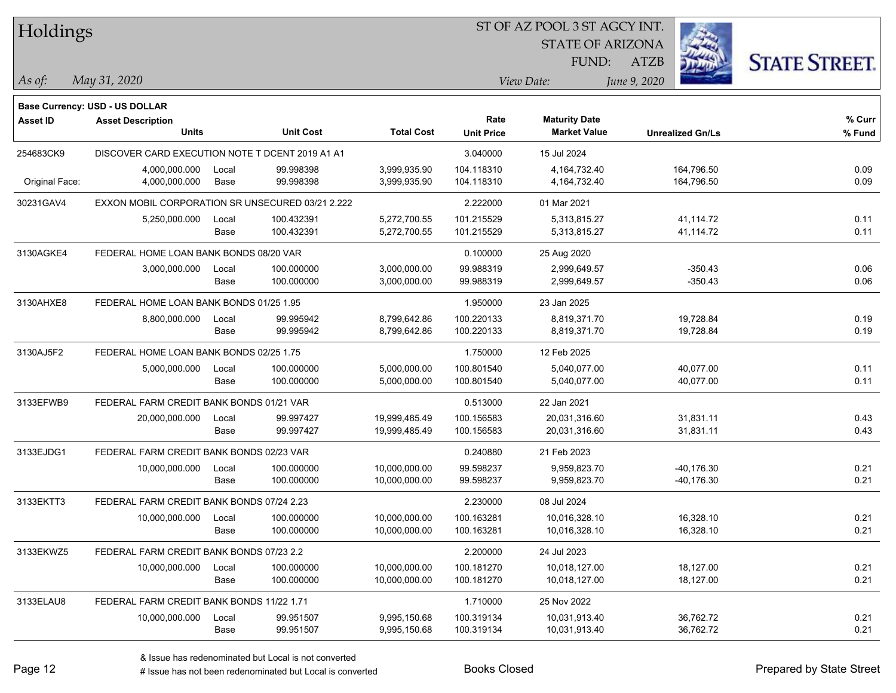# Holdings

ST OF AZ POOL 3 ST AGCY INT.
STATE OF ARIZONA
FUND: ATZB

*As of:* *May 31, 2020*  *View Date:* *June 9, 2020*

**Base Currency: USD - US DOLLAR**

| Asset ID | Asset Description / Units | | Unit Cost | Total Cost | Rate / Unit Price | Maturity Date / Market Value | Unrealized Gn/Ls | % Curr / % Fund |
|---|---|---|---|---|---|---|---|---|
| 254683CK9 | DISCOVER CARD EXECUTION NOTE T DCENT 2019 A1 A1 | | | | 3.040000 | 15 Jul 2024 | | |
| | 4,000,000.000 | Local | 99.998398 | 3,999,935.90 | 104.118310 | 4,164,732.40 | 164,796.50 | 0.09 |
| Original Face: | 4,000,000.000 | Base | 99.998398 | 3,999,935.90 | 104.118310 | 4,164,732.40 | 164,796.50 | 0.09 |
| 30231GAV4 | EXXON MOBIL CORPORATION SR UNSECURED 03/21 2.222 | | | | 2.222000 | 01 Mar 2021 | | |
| | 5,250,000.000 | Local | 100.432391 | 5,272,700.55 | 101.215529 | 5,313,815.27 | 41,114.72 | 0.11 |
| | | Base | 100.432391 | 5,272,700.55 | 101.215529 | 5,313,815.27 | 41,114.72 | 0.11 |
| 3130AGKE4 | FEDERAL HOME LOAN BANK BONDS 08/20 VAR | | | | 0.100000 | 25 Aug 2020 | | |
| | 3,000,000.000 | Local | 100.000000 | 3,000,000.00 | 99.988319 | 2,999,649.57 | -350.43 | 0.06 |
| | | Base | 100.000000 | 3,000,000.00 | 99.988319 | 2,999,649.57 | -350.43 | 0.06 |
| 3130AHXE8 | FEDERAL HOME LOAN BANK BONDS 01/25 1.95 | | | | 1.950000 | 23 Jan 2025 | | |
| | 8,800,000.000 | Local | 99.995942 | 8,799,642.86 | 100.220133 | 8,819,371.70 | 19,728.84 | 0.19 |
| | | Base | 99.995942 | 8,799,642.86 | 100.220133 | 8,819,371.70 | 19,728.84 | 0.19 |
| 3130AJ5F2 | FEDERAL HOME LOAN BANK BONDS 02/25 1.75 | | | | 1.750000 | 12 Feb 2025 | | |
| | 5,000,000.000 | Local | 100.000000 | 5,000,000.00 | 100.801540 | 5,040,077.00 | 40,077.00 | 0.11 |
| | | Base | 100.000000 | 5,000,000.00 | 100.801540 | 5,040,077.00 | 40,077.00 | 0.11 |
| 3133EFWB9 | FEDERAL FARM CREDIT BANK BONDS 01/21 VAR | | | | 0.513000 | 22 Jan 2021 | | |
| | 20,000,000.000 | Local | 99.997427 | 19,999,485.49 | 100.156583 | 20,031,316.60 | 31,831.11 | 0.43 |
| | | Base | 99.997427 | 19,999,485.49 | 100.156583 | 20,031,316.60 | 31,831.11 | 0.43 |
| 3133EJDG1 | FEDERAL FARM CREDIT BANK BONDS 02/23 VAR | | | | 0.240880 | 21 Feb 2023 | | |
| | 10,000,000.000 | Local | 100.000000 | 10,000,000.00 | 99.598237 | 9,959,823.70 | -40,176.30 | 0.21 |
| | | Base | 100.000000 | 10,000,000.00 | 99.598237 | 9,959,823.70 | -40,176.30 | 0.21 |
| 3133EKTT3 | FEDERAL FARM CREDIT BANK BONDS 07/24 2.23 | | | | 2.230000 | 08 Jul 2024 | | |
| | 10,000,000.000 | Local | 100.000000 | 10,000,000.00 | 100.163281 | 10,016,328.10 | 16,328.10 | 0.21 |
| | | Base | 100.000000 | 10,000,000.00 | 100.163281 | 10,016,328.10 | 16,328.10 | 0.21 |
| 3133EKWZ5 | FEDERAL FARM CREDIT BANK BONDS 07/23 2.2 | | | | 2.200000 | 24 Jul 2023 | | |
| | 10,000,000.000 | Local | 100.000000 | 10,000,000.00 | 100.181270 | 10,018,127.00 | 18,127.00 | 0.21 |
| | | Base | 100.000000 | 10,000,000.00 | 100.181270 | 10,018,127.00 | 18,127.00 | 0.21 |
| 3133ELAU8 | FEDERAL FARM CREDIT BANK BONDS 11/22 1.71 | | | | 1.710000 | 25 Nov 2022 | | |
| | 10,000,000.000 | Local | 99.951507 | 9,995,150.68 | 100.319134 | 10,031,913.40 | 36,762.72 | 0.21 |
| | | Base | 99.951507 | 9,995,150.68 | 100.319134 | 10,031,913.40 | 36,762.72 | 0.21 |

& Issue has redenominated but Local is not converted
# Issue has not been redenominated but Local is converted

Books Closed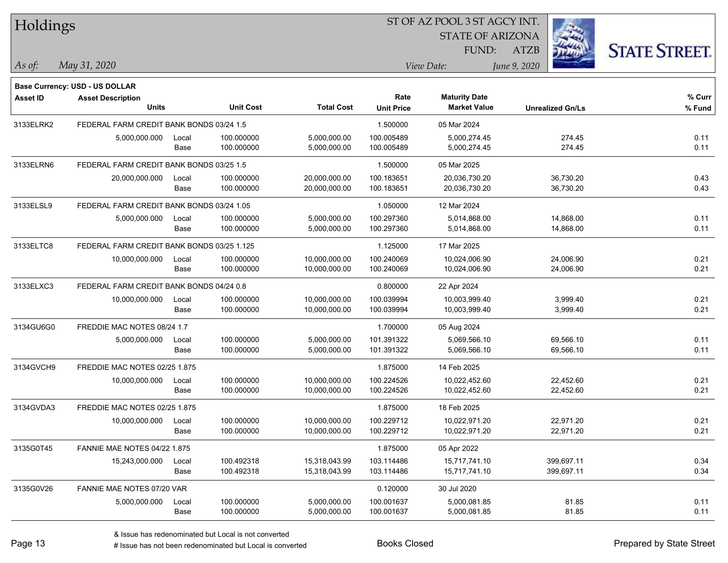# Holdings

ST OF AZ POOL 3 ST AGCY INT.
STATE OF ARIZONA
FUND: ATZB

*As of:* *May 31, 2020*

*View Date:* *June 9, 2020*

**Base Currency: USD - US DOLLAR**

| Asset ID | Asset Description / Units | | Unit Cost | Total Cost | Rate / Unit Price | Maturity Date / Market Value | Unrealized Gn/Ls | % Curr / % Fund |
|---|---|---|---|---|---|---|---|---|
| 3133ELRK2 | FEDERAL FARM CREDIT BANK BONDS 03/24 1.5 | | | | 1.500000 | 05 Mar 2024 | | |
| | 5,000,000.000 | Local | 100.000000 | 5,000,000.00 | 100.005489 | 5,000,274.45 | 274.45 | 0.11 |
| | | Base | 100.000000 | 5,000,000.00 | 100.005489 | 5,000,274.45 | 274.45 | 0.11 |
| 3133ELRN6 | FEDERAL FARM CREDIT BANK BONDS 03/25 1.5 | | | | 1.500000 | 05 Mar 2025 | | |
| | 20,000,000.000 | Local | 100.000000 | 20,000,000.00 | 100.183651 | 20,036,730.20 | 36,730.20 | 0.43 |
| | | Base | 100.000000 | 20,000,000.00 | 100.183651 | 20,036,730.20 | 36,730.20 | 0.43 |
| 3133ELSL9 | FEDERAL FARM CREDIT BANK BONDS 03/24 1.05 | | | | 1.050000 | 12 Mar 2024 | | |
| | 5,000,000.000 | Local | 100.000000 | 5,000,000.00 | 100.297360 | 5,014,868.00 | 14,868.00 | 0.11 |
| | | Base | 100.000000 | 5,000,000.00 | 100.297360 | 5,014,868.00 | 14,868.00 | 0.11 |
| 3133ELTC8 | FEDERAL FARM CREDIT BANK BONDS 03/25 1.125 | | | | 1.125000 | 17 Mar 2025 | | |
| | 10,000,000.000 | Local | 100.000000 | 10,000,000.00 | 100.240069 | 10,024,006.90 | 24,006.90 | 0.21 |
| | | Base | 100.000000 | 10,000,000.00 | 100.240069 | 10,024,006.90 | 24,006.90 | 0.21 |
| 3133ELXC3 | FEDERAL FARM CREDIT BANK BONDS 04/24 0.8 | | | | 0.800000 | 22 Apr 2024 | | |
| | 10,000,000.000 | Local | 100.000000 | 10,000,000.00 | 100.039994 | 10,003,999.40 | 3,999.40 | 0.21 |
| | | Base | 100.000000 | 10,000,000.00 | 100.039994 | 10,003,999.40 | 3,999.40 | 0.21 |
| 3134GU6G0 | FREDDIE MAC NOTES 08/24 1.7 | | | | 1.700000 | 05 Aug 2024 | | |
| | 5,000,000.000 | Local | 100.000000 | 5,000,000.00 | 101.391322 | 5,069,566.10 | 69,566.10 | 0.11 |
| | | Base | 100.000000 | 5,000,000.00 | 101.391322 | 5,069,566.10 | 69,566.10 | 0.11 |
| 3134GVCH9 | FREDDIE MAC NOTES 02/25 1.875 | | | | 1.875000 | 14 Feb 2025 | | |
| | 10,000,000.000 | Local | 100.000000 | 10,000,000.00 | 100.224526 | 10,022,452.60 | 22,452.60 | 0.21 |
| | | Base | 100.000000 | 10,000,000.00 | 100.224526 | 10,022,452.60 | 22,452.60 | 0.21 |
| 3134GVDA3 | FREDDIE MAC NOTES 02/25 1.875 | | | | 1.875000 | 18 Feb 2025 | | |
| | 10,000,000.000 | Local | 100.000000 | 10,000,000.00 | 100.229712 | 10,022,971.20 | 22,971.20 | 0.21 |
| | | Base | 100.000000 | 10,000,000.00 | 100.229712 | 10,022,971.20 | 22,971.20 | 0.21 |
| 3135G0T45 | FANNIE MAE NOTES 04/22 1.875 | | | | 1.875000 | 05 Apr 2022 | | |
| | 15,243,000.000 | Local | 100.492318 | 15,318,043.99 | 103.114486 | 15,717,741.10 | 399,697.11 | 0.34 |
| | | Base | 100.492318 | 15,318,043.99 | 103.114486 | 15,717,741.10 | 399,697.11 | 0.34 |
| 3135G0V26 | FANNIE MAE NOTES 07/20 VAR | | | | 0.120000 | 30 Jul 2020 | | |
| | 5,000,000.000 | Local | 100.000000 | 5,000,000.00 | 100.001637 | 5,000,081.85 | 81.85 | 0.11 |
| | | Base | 100.000000 | 5,000,000.00 | 100.001637 | 5,000,081.85 | 81.85 | 0.11 |

& Issue has redenominated but Local is not converted
# Issue has not been redenominated but Local is converted

Books Closed

Prepared by State Street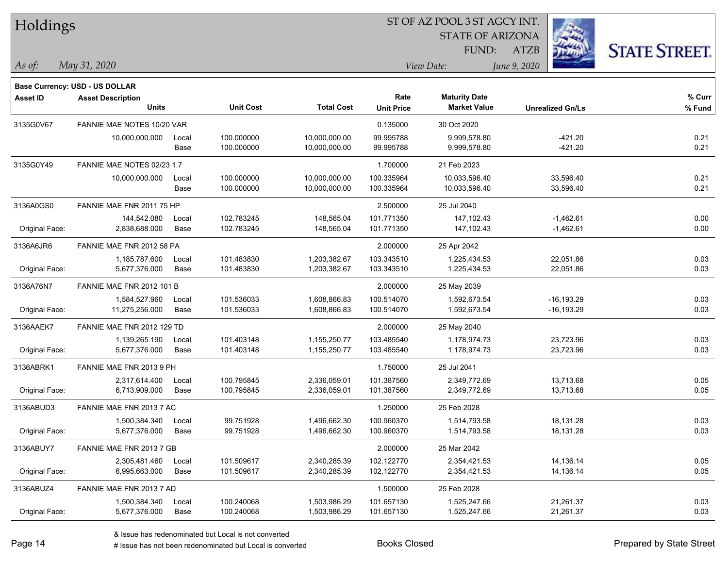# Holdings

ST OF AZ POOL 3 ST AGCY INT.
STATE OF ARIZONA
FUND: ATZB

*As of:* *May 31, 2020*

*View Date:* *June 9, 2020*

**Base Currency: USD - US DOLLAR**

| Asset ID | Asset Description / Units | | Unit Cost | Total Cost | Rate / Unit Price | Maturity Date / Market Value | Unrealized Gn/Ls | % Curr / % Fund |
|---|---|---|---|---|---|---|---|---|
| 3135G0V67 | FANNIE MAE NOTES 10/20 VAR | | | | 0.135000 | 30 Oct 2020 | | |
| | 10,000,000.000 | Local | 100.000000 | 10,000,000.00 | 99.995788 | 9,999,578.80 | -421.20 | 0.21 |
| | | Base | 100.000000 | 10,000,000.00 | 99.995788 | 9,999,578.80 | -421.20 | 0.21 |
| 3135G0Y49 | FANNIE MAE NOTES 02/23 1.7 | | | | 1.700000 | 21 Feb 2023 | | |
| | 10,000,000.000 | Local | 100.000000 | 10,000,000.00 | 100.335964 | 10,033,596.40 | 33,596.40 | 0.21 |
| | | Base | 100.000000 | 10,000,000.00 | 100.335964 | 10,033,596.40 | 33,596.40 | 0.21 |
| 3136A0GS0 | FANNIE MAE FNR 2011 75 HP | | | | 2.500000 | 25 Jul 2040 | | |
| | 144,542.080 | Local | 102.783245 | 148,565.04 | 101.771350 | 147,102.43 | -1,462.61 | 0.00 |
| Original Face: | 2,838,688.000 | Base | 102.783245 | 148,565.04 | 101.771350 | 147,102.43 | -1,462.61 | 0.00 |
| 3136A6JR6 | FANNIE MAE FNR 2012 58 PA | | | | 2.000000 | 25 Apr 2042 | | |
| | 1,185,787.600 | Local | 101.483830 | 1,203,382.67 | 103.343510 | 1,225,434.53 | 22,051.86 | 0.03 |
| Original Face: | 5,677,376.000 | Base | 101.483830 | 1,203,382.67 | 103.343510 | 1,225,434.53 | 22,051.86 | 0.03 |
| 3136A76N7 | FANNIE MAE FNR 2012 101 B | | | | 2.000000 | 25 May 2039 | | |
| | 1,584,527.960 | Local | 101.536033 | 1,608,866.83 | 100.514070 | 1,592,673.54 | -16,193.29 | 0.03 |
| Original Face: | 11,275,256.000 | Base | 101.536033 | 1,608,866.83 | 100.514070 | 1,592,673.54 | -16,193.29 | 0.03 |
| 3136AAEK7 | FANNIE MAE FNR 2012 129 TD | | | | 2.000000 | 25 May 2040 | | |
| | 1,139,265.190 | Local | 101.403148 | 1,155,250.77 | 103.485540 | 1,178,974.73 | 23,723.96 | 0.03 |
| Original Face: | 5,677,376.000 | Base | 101.403148 | 1,155,250.77 | 103.485540 | 1,178,974.73 | 23,723.96 | 0.03 |
| 3136ABRK1 | FANNIE MAE FNR 2013 9 PH | | | | 1.750000 | 25 Jul 2041 | | |
| | 2,317,614.400 | Local | 100.795845 | 2,336,059.01 | 101.387560 | 2,349,772.69 | 13,713.68 | 0.05 |
| Original Face: | 6,713,909.000 | Base | 100.795845 | 2,336,059.01 | 101.387560 | 2,349,772.69 | 13,713.68 | 0.05 |
| 3136ABUD3 | FANNIE MAE FNR 2013 7 AC | | | | 1.250000 | 25 Feb 2028 | | |
| | 1,500,384.340 | Local | 99.751928 | 1,496,662.30 | 100.960370 | 1,514,793.58 | 18,131.28 | 0.03 |
| Original Face: | 5,677,376.000 | Base | 99.751928 | 1,496,662.30 | 100.960370 | 1,514,793.58 | 18,131.28 | 0.03 |
| 3136ABUY7 | FANNIE MAE FNR 2013 7 GB | | | | 2.000000 | 25 Mar 2042 | | |
| | 2,305,481.460 | Local | 101.509617 | 2,340,285.39 | 102.122770 | 2,354,421.53 | 14,136.14 | 0.05 |
| Original Face: | 6,995,663.000 | Base | 101.509617 | 2,340,285.39 | 102.122770 | 2,354,421.53 | 14,136.14 | 0.05 |
| 3136ABUZ4 | FANNIE MAE FNR 2013 7 AD | | | | 1.500000 | 25 Feb 2028 | | |
| | 1,500,384.340 | Local | 100.240068 | 1,503,986.29 | 101.657130 | 1,525,247.66 | 21,261.37 | 0.03 |
| Original Face: | 5,677,376.000 | Base | 100.240068 | 1,503,986.29 | 101.657130 | 1,525,247.66 | 21,261.37 | 0.03 |

& Issue has redenominated but Local is not converted
# Issue has not been redenominated but Local is converted

Books Closed

Prepared by State Street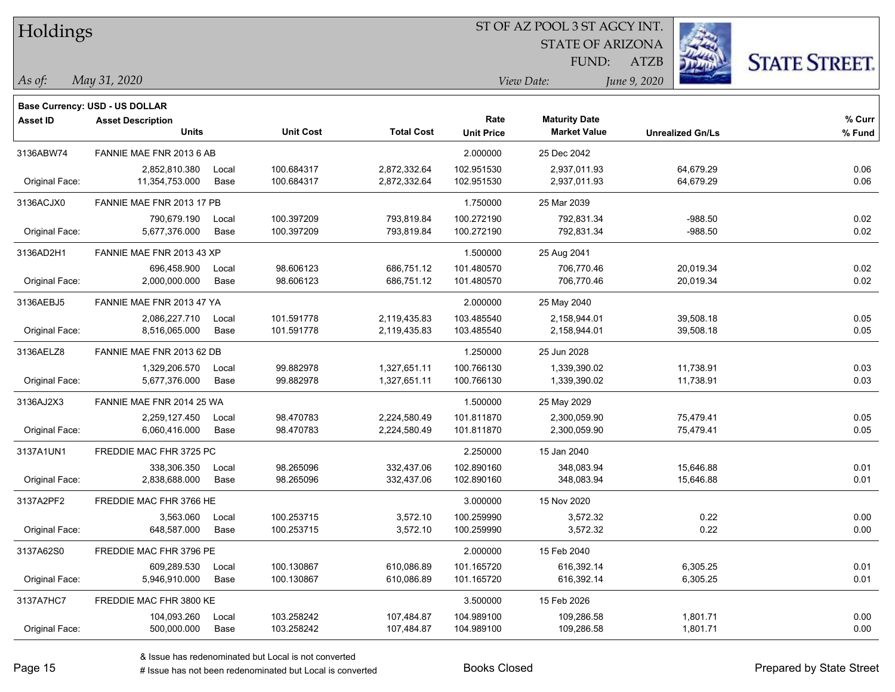# Holdings

ST OF AZ POOL 3 ST AGCY INT.
STATE OF ARIZONA
FUND: ATZB

*As of:* *May 31, 2020*

*View Date:* *June 9, 2020*

**Base Currency: USD - US DOLLAR**

| Asset ID | Asset Description / Units | | Unit Cost | Total Cost | Rate / Unit Price | Maturity Date / Market Value | Unrealized Gn/Ls | % Curr / % Fund |
|---|---|---|---|---|---|---|---|---|
| 3136ABW74 | FANNIE MAE FNR 2013 6 AB | | | | 2.000000 | 25 Dec 2042 | | |
| | 2,852,810.380 | Local | 100.684317 | 2,872,332.64 | 102.951530 | 2,937,011.93 | 64,679.29 | 0.06 |
| Original Face: | 11,354,753.000 | Base | 100.684317 | 2,872,332.64 | 102.951530 | 2,937,011.93 | 64,679.29 | 0.06 |
| 3136ACJX0 | FANNIE MAE FNR 2013 17 PB | | | | 1.750000 | 25 Mar 2039 | | |
| | 790,679.190 | Local | 100.397209 | 793,819.84 | 100.272190 | 792,831.34 | -988.50 | 0.02 |
| Original Face: | 5,677,376.000 | Base | 100.397209 | 793,819.84 | 100.272190 | 792,831.34 | -988.50 | 0.02 |
| 3136AD2H1 | FANNIE MAE FNR 2013 43 XP | | | | 1.500000 | 25 Aug 2041 | | |
| | 696,458.900 | Local | 98.606123 | 686,751.12 | 101.480570 | 706,770.46 | 20,019.34 | 0.02 |
| Original Face: | 2,000,000.000 | Base | 98.606123 | 686,751.12 | 101.480570 | 706,770.46 | 20,019.34 | 0.02 |
| 3136AEBJ5 | FANNIE MAE FNR 2013 47 YA | | | | 2.000000 | 25 May 2040 | | |
| | 2,086,227.710 | Local | 101.591778 | 2,119,435.83 | 103.485540 | 2,158,944.01 | 39,508.18 | 0.05 |
| Original Face: | 8,516,065.000 | Base | 101.591778 | 2,119,435.83 | 103.485540 | 2,158,944.01 | 39,508.18 | 0.05 |
| 3136AELZ8 | FANNIE MAE FNR 2013 62 DB | | | | 1.250000 | 25 Jun 2028 | | |
| | 1,329,206.570 | Local | 99.882978 | 1,327,651.11 | 100.766130 | 1,339,390.02 | 11,738.91 | 0.03 |
| Original Face: | 5,677,376.000 | Base | 99.882978 | 1,327,651.11 | 100.766130 | 1,339,390.02 | 11,738.91 | 0.03 |
| 3136AJ2X3 | FANNIE MAE FNR 2014 25 WA | | | | 1.500000 | 25 May 2029 | | |
| | 2,259,127.450 | Local | 98.470783 | 2,224,580.49 | 101.811870 | 2,300,059.90 | 75,479.41 | 0.05 |
| Original Face: | 6,060,416.000 | Base | 98.470783 | 2,224,580.49 | 101.811870 | 2,300,059.90 | 75,479.41 | 0.05 |
| 3137A1UN1 | FREDDIE MAC FHR 3725 PC | | | | 2.250000 | 15 Jan 2040 | | |
| | 338,306.350 | Local | 98.265096 | 332,437.06 | 102.890160 | 348,083.94 | 15,646.88 | 0.01 |
| Original Face: | 2,838,688.000 | Base | 98.265096 | 332,437.06 | 102.890160 | 348,083.94 | 15,646.88 | 0.01 |
| 3137A2PF2 | FREDDIE MAC FHR 3766 HE | | | | 3.000000 | 15 Nov 2020 | | |
| | 3,563.060 | Local | 100.253715 | 3,572.10 | 100.259990 | 3,572.32 | 0.22 | 0.00 |
| Original Face: | 648,587.000 | Base | 100.253715 | 3,572.10 | 100.259990 | 3,572.32 | 0.22 | 0.00 |
| 3137A62S0 | FREDDIE MAC FHR 3796 PE | | | | 2.000000 | 15 Feb 2040 | | |
| | 609,289.530 | Local | 100.130867 | 610,086.89 | 101.165720 | 616,392.14 | 6,305.25 | 0.01 |
| Original Face: | 5,946,910.000 | Base | 100.130867 | 610,086.89 | 101.165720 | 616,392.14 | 6,305.25 | 0.01 |
| 3137A7HC7 | FREDDIE MAC FHR 3800 KE | | | | 3.500000 | 15 Feb 2026 | | |
| | 104,093.260 | Local | 103.258242 | 107,484.87 | 104.989100 | 109,286.58 | 1,801.71 | 0.00 |
| Original Face: | 500,000.000 | Base | 103.258242 | 107,484.87 | 104.989100 | 109,286.58 | 1,801.71 | 0.00 |

& Issue has redenominated but Local is not converted
# Issue has not been redenominated but Local is converted

Books Closed

Prepared by State Street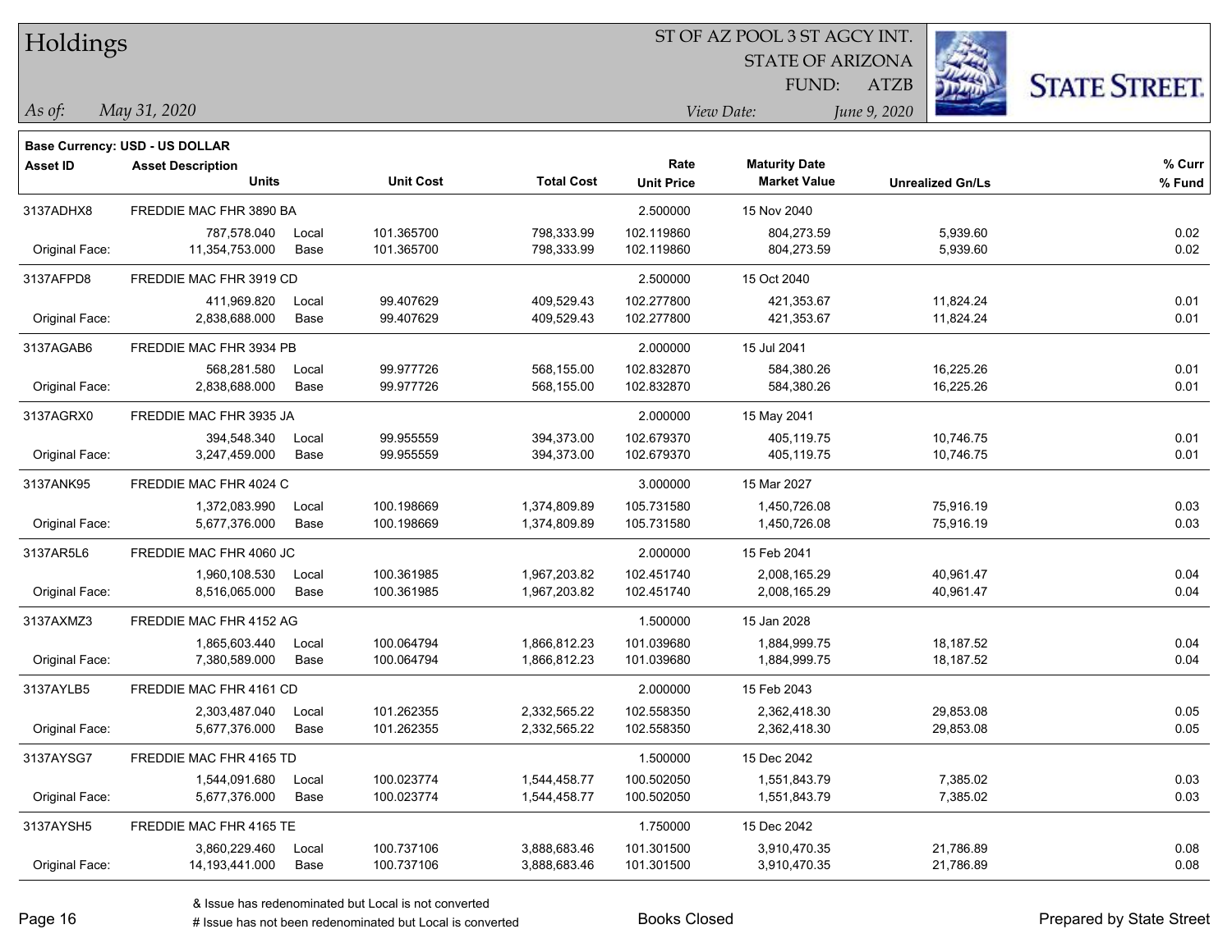# Holdings

ST OF AZ POOL 3 ST AGCY INT.
STATE OF ARIZONA
FUND: ATZB

*As of:* *May 31, 2020*

*View Date:* *June 9, 2020*

**Base Currency: USD - US DOLLAR**

| Asset ID | Asset Description / Units | | Unit Cost | Total Cost | Rate / Unit Price | Maturity Date / Market Value | Unrealized Gn/Ls | % Curr / % Fund |
|---|---|---|---|---|---|---|---|---|
| 3137ADHX8 | FREDDIE MAC FHR 3890 BA | | | | 2.500000 | 15 Nov 2040 | | |
| | 787,578.040 | Local | 101.365700 | 798,333.99 | 102.119860 | 804,273.59 | 5,939.60 | 0.02 |
| Original Face: | 11,354,753.000 | Base | 101.365700 | 798,333.99 | 102.119860 | 804,273.59 | 5,939.60 | 0.02 |
| 3137AFPD8 | FREDDIE MAC FHR 3919 CD | | | | 2.500000 | 15 Oct 2040 | | |
| | 411,969.820 | Local | 99.407629 | 409,529.43 | 102.277800 | 421,353.67 | 11,824.24 | 0.01 |
| Original Face: | 2,838,688.000 | Base | 99.407629 | 409,529.43 | 102.277800 | 421,353.67 | 11,824.24 | 0.01 |
| 3137AGAB6 | FREDDIE MAC FHR 3934 PB | | | | 2.000000 | 15 Jul 2041 | | |
| | 568,281.580 | Local | 99.977726 | 568,155.00 | 102.832870 | 584,380.26 | 16,225.26 | 0.01 |
| Original Face: | 2,838,688.000 | Base | 99.977726 | 568,155.00 | 102.832870 | 584,380.26 | 16,225.26 | 0.01 |
| 3137AGRX0 | FREDDIE MAC FHR 3935 JA | | | | 2.000000 | 15 May 2041 | | |
| | 394,548.340 | Local | 99.955559 | 394,373.00 | 102.679370 | 405,119.75 | 10,746.75 | 0.01 |
| Original Face: | 3,247,459.000 | Base | 99.955559 | 394,373.00 | 102.679370 | 405,119.75 | 10,746.75 | 0.01 |
| 3137ANK95 | FREDDIE MAC FHR 4024 C | | | | 3.000000 | 15 Mar 2027 | | |
| | 1,372,083.990 | Local | 100.198669 | 1,374,809.89 | 105.731580 | 1,450,726.08 | 75,916.19 | 0.03 |
| Original Face: | 5,677,376.000 | Base | 100.198669 | 1,374,809.89 | 105.731580 | 1,450,726.08 | 75,916.19 | 0.03 |
| 3137AR5L6 | FREDDIE MAC FHR 4060 JC | | | | 2.000000 | 15 Feb 2041 | | |
| | 1,960,108.530 | Local | 100.361985 | 1,967,203.82 | 102.451740 | 2,008,165.29 | 40,961.47 | 0.04 |
| Original Face: | 8,516,065.000 | Base | 100.361985 | 1,967,203.82 | 102.451740 | 2,008,165.29 | 40,961.47 | 0.04 |
| 3137AXMZ3 | FREDDIE MAC FHR 4152 AG | | | | 1.500000 | 15 Jan 2028 | | |
| | 1,865,603.440 | Local | 100.064794 | 1,866,812.23 | 101.039680 | 1,884,999.75 | 18,187.52 | 0.04 |
| Original Face: | 7,380,589.000 | Base | 100.064794 | 1,866,812.23 | 101.039680 | 1,884,999.75 | 18,187.52 | 0.04 |
| 3137AYLB5 | FREDDIE MAC FHR 4161 CD | | | | 2.000000 | 15 Feb 2043 | | |
| | 2,303,487.040 | Local | 101.262355 | 2,332,565.22 | 102.558350 | 2,362,418.30 | 29,853.08 | 0.05 |
| Original Face: | 5,677,376.000 | Base | 101.262355 | 2,332,565.22 | 102.558350 | 2,362,418.30 | 29,853.08 | 0.05 |
| 3137AYSG7 | FREDDIE MAC FHR 4165 TD | | | | 1.500000 | 15 Dec 2042 | | |
| | 1,544,091.680 | Local | 100.023774 | 1,544,458.77 | 100.502050 | 1,551,843.79 | 7,385.02 | 0.03 |
| Original Face: | 5,677,376.000 | Base | 100.023774 | 1,544,458.77 | 100.502050 | 1,551,843.79 | 7,385.02 | 0.03 |
| 3137AYSH5 | FREDDIE MAC FHR 4165 TE | | | | 1.750000 | 15 Dec 2042 | | |
| | 3,860,229.460 | Local | 100.737106 | 3,888,683.46 | 101.301500 | 3,910,470.35 | 21,786.89 | 0.08 |
| Original Face: | 14,193,441.000 | Base | 100.737106 | 3,888,683.46 | 101.301500 | 3,910,470.35 | 21,786.89 | 0.08 |

& Issue has redenominated but Local is not converted
# Issue has not been redenominated but Local is converted

Books Closed

Prepared by State Street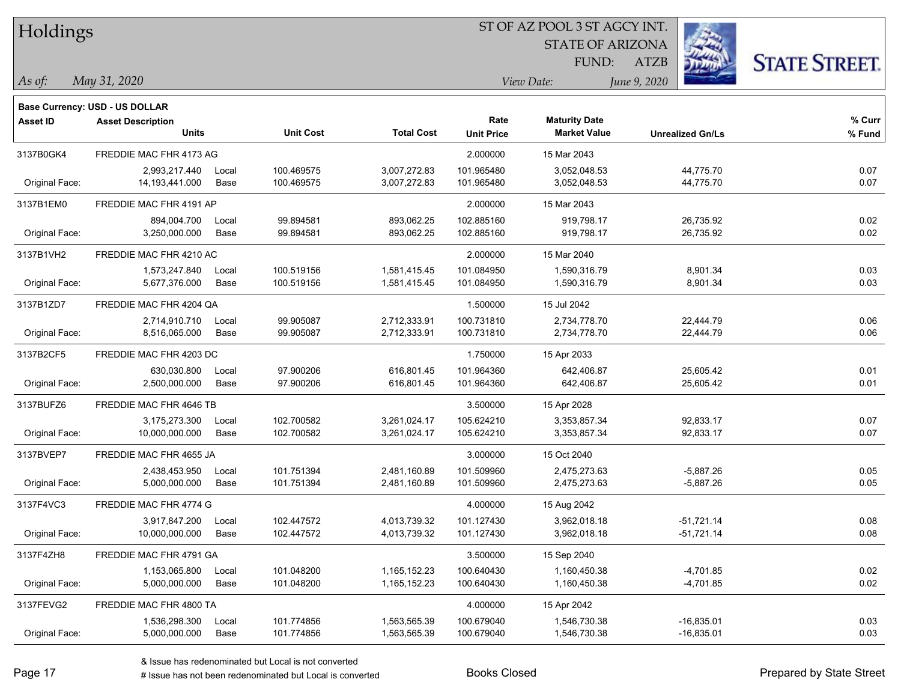# Holdings

ST OF AZ POOL 3 ST AGCY INT.
STATE OF ARIZONA
FUND: ATZB

*As of:* *May 31, 2020*

*View Date:* *June 9, 2020*

**Base Currency: USD - US DOLLAR**

| Asset ID | Asset Description / Units | | Unit Cost | Total Cost | Rate / Unit Price | Maturity Date / Market Value | Unrealized Gn/Ls | % Curr / % Fund |
|---|---|---|---|---|---|---|---|---|
| 3137B0GK4 | FREDDIE MAC FHR 4173 AG | | | | 2.000000 | 15 Mar 2043 | | |
| | 2,993,217.440 | Local | 100.469575 | 3,007,272.83 | 101.965480 | 3,052,048.53 | 44,775.70 | 0.07 |
| Original Face: | 14,193,441.000 | Base | 100.469575 | 3,007,272.83 | 101.965480 | 3,052,048.53 | 44,775.70 | 0.07 |
| 3137B1EM0 | FREDDIE MAC FHR 4191 AP | | | | 2.000000 | 15 Mar 2043 | | |
| | 894,004.700 | Local | 99.894581 | 893,062.25 | 102.885160 | 919,798.17 | 26,735.92 | 0.02 |
| Original Face: | 3,250,000.000 | Base | 99.894581 | 893,062.25 | 102.885160 | 919,798.17 | 26,735.92 | 0.02 |
| 3137B1VH2 | FREDDIE MAC FHR 4210 AC | | | | 2.000000 | 15 Mar 2040 | | |
| | 1,573,247.840 | Local | 100.519156 | 1,581,415.45 | 101.084950 | 1,590,316.79 | 8,901.34 | 0.03 |
| Original Face: | 5,677,376.000 | Base | 100.519156 | 1,581,415.45 | 101.084950 | 1,590,316.79 | 8,901.34 | 0.03 |
| 3137B1ZD7 | FREDDIE MAC FHR 4204 QA | | | | 1.500000 | 15 Jul 2042 | | |
| | 2,714,910.710 | Local | 99.905087 | 2,712,333.91 | 100.731810 | 2,734,778.70 | 22,444.79 | 0.06 |
| Original Face: | 8,516,065.000 | Base | 99.905087 | 2,712,333.91 | 100.731810 | 2,734,778.70 | 22,444.79 | 0.06 |
| 3137B2CF5 | FREDDIE MAC FHR 4203 DC | | | | 1.750000 | 15 Apr 2033 | | |
| | 630,030.800 | Local | 97.900206 | 616,801.45 | 101.964360 | 642,406.87 | 25,605.42 | 0.01 |
| Original Face: | 2,500,000.000 | Base | 97.900206 | 616,801.45 | 101.964360 | 642,406.87 | 25,605.42 | 0.01 |
| 3137BUFZ6 | FREDDIE MAC FHR 4646 TB | | | | 3.500000 | 15 Apr 2028 | | |
| | 3,175,273.300 | Local | 102.700582 | 3,261,024.17 | 105.624210 | 3,353,857.34 | 92,833.17 | 0.07 |
| Original Face: | 10,000,000.000 | Base | 102.700582 | 3,261,024.17 | 105.624210 | 3,353,857.34 | 92,833.17 | 0.07 |
| 3137BVEP7 | FREDDIE MAC FHR 4655 JA | | | | 3.000000 | 15 Oct 2040 | | |
| | 2,438,453.950 | Local | 101.751394 | 2,481,160.89 | 101.509960 | 2,475,273.63 | -5,887.26 | 0.05 |
| Original Face: | 5,000,000.000 | Base | 101.751394 | 2,481,160.89 | 101.509960 | 2,475,273.63 | -5,887.26 | 0.05 |
| 3137F4VC3 | FREDDIE MAC FHR 4774 G | | | | 4.000000 | 15 Aug 2042 | | |
| | 3,917,847.200 | Local | 102.447572 | 4,013,739.32 | 101.127430 | 3,962,018.18 | -51,721.14 | 0.08 |
| Original Face: | 10,000,000.000 | Base | 102.447572 | 4,013,739.32 | 101.127430 | 3,962,018.18 | -51,721.14 | 0.08 |
| 3137F4ZH8 | FREDDIE MAC FHR 4791 GA | | | | 3.500000 | 15 Sep 2040 | | |
| | 1,153,065.800 | Local | 101.048200 | 1,165,152.23 | 100.640430 | 1,160,450.38 | -4,701.85 | 0.02 |
| Original Face: | 5,000,000.000 | Base | 101.048200 | 1,165,152.23 | 100.640430 | 1,160,450.38 | -4,701.85 | 0.02 |
| 3137FEVG2 | FREDDIE MAC FHR 4800 TA | | | | 4.000000 | 15 Apr 2042 | | |
| | 1,536,298.300 | Local | 101.774856 | 1,563,565.39 | 100.679040 | 1,546,730.38 | -16,835.01 | 0.03 |
| Original Face: | 5,000,000.000 | Base | 101.774856 | 1,563,565.39 | 100.679040 | 1,546,730.38 | -16,835.01 | 0.03 |

& Issue has redenominated but Local is not converted
# Issue has not been redenominated but Local is converted

Books Closed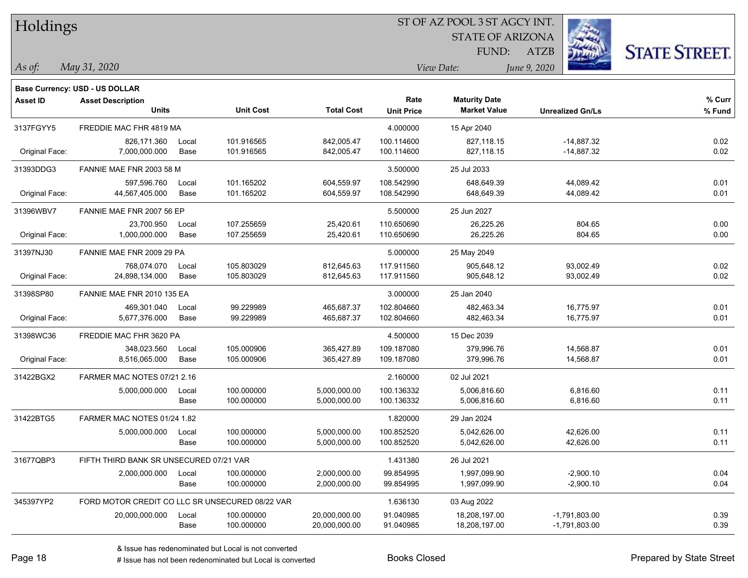# Holdings

ST OF AZ POOL 3 ST AGCY INT.
STATE OF ARIZONA
FUND: ATZB

*As of:* *May 31, 2020*

*View Date:* *June 9, 2020*

**Base Currency: USD - US DOLLAR**

| Asset ID | Asset Description / Units | | Unit Cost | Total Cost | Rate / Unit Price | Maturity Date / Market Value | Unrealized Gn/Ls | % Curr / % Fund |
|---|---|---|---|---|---|---|---|---|
| 3137FGYY5 | FREDDIE MAC FHR 4819 MA | | | | 4.000000 | 15 Apr 2040 | | |
| | 826,171.360 | Local | 101.916565 | 842,005.47 | 100.114600 | 827,118.15 | -14,887.32 | 0.02 |
| Original Face: | 7,000,000.000 | Base | 101.916565 | 842,005.47 | 100.114600 | 827,118.15 | -14,887.32 | 0.02 |
| 31393DDG3 | FANNIE MAE FNR 2003 58 M | | | | 3.500000 | 25 Jul 2033 | | |
| | 597,596.760 | Local | 101.165202 | 604,559.97 | 108.542990 | 648,649.39 | 44,089.42 | 0.01 |
| Original Face: | 44,567,405.000 | Base | 101.165202 | 604,559.97 | 108.542990 | 648,649.39 | 44,089.42 | 0.01 |
| 31396WBV7 | FANNIE MAE FNR 2007 56 EP | | | | 5.500000 | 25 Jun 2027 | | |
| | 23,700.950 | Local | 107.255659 | 25,420.61 | 110.650690 | 26,225.26 | 804.65 | 0.00 |
| Original Face: | 1,000,000.000 | Base | 107.255659 | 25,420.61 | 110.650690 | 26,225.26 | 804.65 | 0.00 |
| 31397NJ30 | FANNIE MAE FNR 2009 29 PA | | | | 5.000000 | 25 May 2049 | | |
| | 768,074.070 | Local | 105.803029 | 812,645.63 | 117.911560 | 905,648.12 | 93,002.49 | 0.02 |
| Original Face: | 24,898,134.000 | Base | 105.803029 | 812,645.63 | 117.911560 | 905,648.12 | 93,002.49 | 0.02 |
| 31398SP80 | FANNIE MAE FNR 2010 135 EA | | | | 3.000000 | 25 Jan 2040 | | |
| | 469,301.040 | Local | 99.229989 | 465,687.37 | 102.804660 | 482,463.34 | 16,775.97 | 0.01 |
| Original Face: | 5,677,376.000 | Base | 99.229989 | 465,687.37 | 102.804660 | 482,463.34 | 16,775.97 | 0.01 |
| 31398WC36 | FREDDIE MAC FHR 3620 PA | | | | 4.500000 | 15 Dec 2039 | | |
| | 348,023.560 | Local | 105.000906 | 365,427.89 | 109.187080 | 379,996.76 | 14,568.87 | 0.01 |
| Original Face: | 8,516,065.000 | Base | 105.000906 | 365,427.89 | 109.187080 | 379,996.76 | 14,568.87 | 0.01 |
| 31422BGX2 | FARMER MAC NOTES 07/21 2.16 | | | | 2.160000 | 02 Jul 2021 | | |
| | 5,000,000.000 | Local | 100.000000 | 5,000,000.00 | 100.136332 | 5,006,816.60 | 6,816.60 | 0.11 |
| | | Base | 100.000000 | 5,000,000.00 | 100.136332 | 5,006,816.60 | 6,816.60 | 0.11 |
| 31422BTG5 | FARMER MAC NOTES 01/24 1.82 | | | | 1.820000 | 29 Jan 2024 | | |
| | 5,000,000.000 | Local | 100.000000 | 5,000,000.00 | 100.852520 | 5,042,626.00 | 42,626.00 | 0.11 |
| | | Base | 100.000000 | 5,000,000.00 | 100.852520 | 5,042,626.00 | 42,626.00 | 0.11 |
| 31677QBP3 | FIFTH THIRD BANK SR UNSECURED 07/21 VAR | | | | 1.431380 | 26 Jul 2021 | | |
| | 2,000,000.000 | Local | 100.000000 | 2,000,000.00 | 99.854995 | 1,997,099.90 | -2,900.10 | 0.04 |
| | | Base | 100.000000 | 2,000,000.00 | 99.854995 | 1,997,099.90 | -2,900.10 | 0.04 |
| 345397YP2 | FORD MOTOR CREDIT CO LLC SR UNSECURED 08/22 VAR | | | | 1.636130 | 03 Aug 2022 | | |
| | 20,000,000.000 | Local | 100.000000 | 20,000,000.00 | 91.040985 | 18,208,197.00 | -1,791,803.00 | 0.39 |
| | | Base | 100.000000 | 20,000,000.00 | 91.040985 | 18,208,197.00 | -1,791,803.00 | 0.39 |

& Issue has redenominated but Local is not converted
# Issue has not been redenominated but Local is converted

Books Closed

Prepared by State Street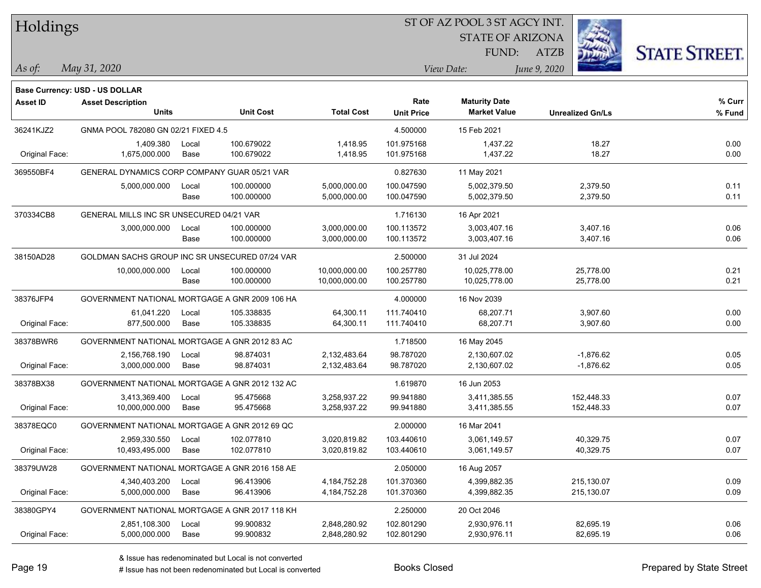# Holdings

ST OF AZ POOL 3 ST AGCY INT.
STATE OF ARIZONA
FUND: ATZB

*As of:* *May 31, 2020*

*View Date:* *June 9, 2020*

**Base Currency: USD - US DOLLAR**

| Asset ID | Asset Description / Units | | Unit Cost | Total Cost | Rate / Unit Price | Maturity Date / Market Value | Unrealized Gn/Ls | % Curr / % Fund |
|---|---|---|---|---|---|---|---|---|
| 36241KJZ2 | GNMA POOL 782080 GN 02/21 FIXED 4.5 | | | | 4.500000 | 15 Feb 2021 | | |
| | 1,409.380 | Local | 100.679022 | 1,418.95 | 101.975168 | 1,437.22 | 18.27 | 0.00 |
| Original Face: | 1,675,000.000 | Base | 100.679022 | 1,418.95 | 101.975168 | 1,437.22 | 18.27 | 0.00 |
| 369550BF4 | GENERAL DYNAMICS CORP COMPANY GUAR 05/21 VAR | | | | 0.827630 | 11 May 2021 | | |
| | 5,000,000.000 | Local | 100.000000 | 5,000,000.00 | 100.047590 | 5,002,379.50 | 2,379.50 | 0.11 |
| | | Base | 100.000000 | 5,000,000.00 | 100.047590 | 5,002,379.50 | 2,379.50 | 0.11 |
| 370334CB8 | GENERAL MILLS INC SR UNSECURED 04/21 VAR | | | | 1.716130 | 16 Apr 2021 | | |
| | 3,000,000.000 | Local | 100.000000 | 3,000,000.00 | 100.113572 | 3,003,407.16 | 3,407.16 | 0.06 |
| | | Base | 100.000000 | 3,000,000.00 | 100.113572 | 3,003,407.16 | 3,407.16 | 0.06 |
| 38150AD28 | GOLDMAN SACHS GROUP INC SR UNSECURED 07/24 VAR | | | | 2.500000 | 31 Jul 2024 | | |
| | 10,000,000.000 | Local | 100.000000 | 10,000,000.00 | 100.257780 | 10,025,778.00 | 25,778.00 | 0.21 |
| | | Base | 100.000000 | 10,000,000.00 | 100.257780 | 10,025,778.00 | 25,778.00 | 0.21 |
| 38376JFP4 | GOVERNMENT NATIONAL MORTGAGE A GNR 2009 106 HA | | | | 4.000000 | 16 Nov 2039 | | |
| | 61,041.220 | Local | 105.338835 | 64,300.11 | 111.740410 | 68,207.71 | 3,907.60 | 0.00 |
| Original Face: | 877,500.000 | Base | 105.338835 | 64,300.11 | 111.740410 | 68,207.71 | 3,907.60 | 0.00 |
| 38378BWR6 | GOVERNMENT NATIONAL MORTGAGE A GNR 2012 83 AC | | | | 1.718500 | 16 May 2045 | | |
| | 2,156,768.190 | Local | 98.874031 | 2,132,483.64 | 98.787020 | 2,130,607.02 | -1,876.62 | 0.05 |
| Original Face: | 3,000,000.000 | Base | 98.874031 | 2,132,483.64 | 98.787020 | 2,130,607.02 | -1,876.62 | 0.05 |
| 38378BX38 | GOVERNMENT NATIONAL MORTGAGE A GNR 2012 132 AC | | | | 1.619870 | 16 Jun 2053 | | |
| | 3,413,369.400 | Local | 95.475668 | 3,258,937.22 | 99.941880 | 3,411,385.55 | 152,448.33 | 0.07 |
| Original Face: | 10,000,000.000 | Base | 95.475668 | 3,258,937.22 | 99.941880 | 3,411,385.55 | 152,448.33 | 0.07 |
| 38378EQC0 | GOVERNMENT NATIONAL MORTGAGE A GNR 2012 69 QC | | | | 2.000000 | 16 Mar 2041 | | |
| | 2,959,330.550 | Local | 102.077810 | 3,020,819.82 | 103.440610 | 3,061,149.57 | 40,329.75 | 0.07 |
| Original Face: | 10,493,495.000 | Base | 102.077810 | 3,020,819.82 | 103.440610 | 3,061,149.57 | 40,329.75 | 0.07 |
| 38379UW28 | GOVERNMENT NATIONAL MORTGAGE A GNR 2016 158 AE | | | | 2.050000 | 16 Aug 2057 | | |
| | 4,340,403.200 | Local | 96.413906 | 4,184,752.28 | 101.370360 | 4,399,882.35 | 215,130.07 | 0.09 |
| Original Face: | 5,000,000.000 | Base | 96.413906 | 4,184,752.28 | 101.370360 | 4,399,882.35 | 215,130.07 | 0.09 |
| 38380GPY4 | GOVERNMENT NATIONAL MORTGAGE A GNR 2017 118 KH | | | | 2.250000 | 20 Oct 2046 | | |
| | 2,851,108.300 | Local | 99.900832 | 2,848,280.92 | 102.801290 | 2,930,976.11 | 82,695.19 | 0.06 |
| Original Face: | 5,000,000.000 | Base | 99.900832 | 2,848,280.92 | 102.801290 | 2,930,976.11 | 82,695.19 | 0.06 |

& Issue has redenominated but Local is not converted
# Issue has not been redenominated but Local is converted

Books Closed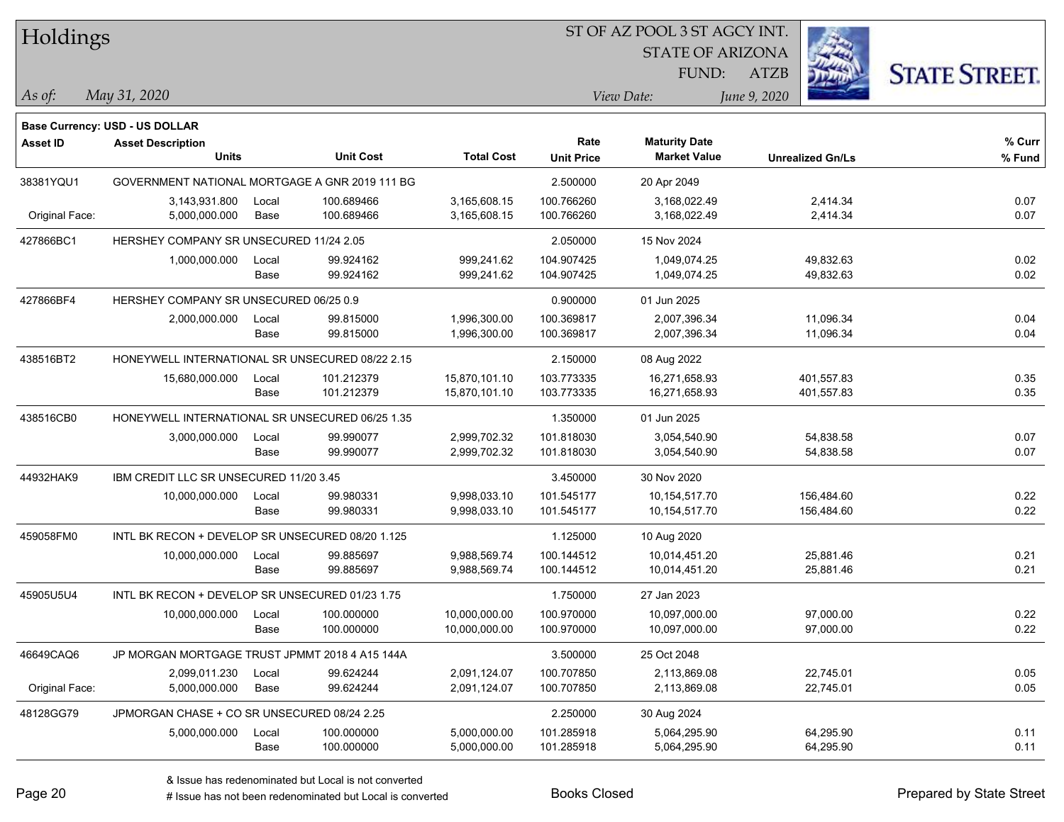# Holdings

ST OF AZ POOL 3 ST AGCY INT.
STATE OF ARIZONA
FUND: ATZB

*As of:* *May 31, 2020*
*View Date:* *June 9, 2020*

**Base Currency: USD - US DOLLAR**

| Asset ID | Asset Description / Units | | Unit Cost | Total Cost | Rate / Unit Price | Maturity Date / Market Value | Unrealized Gn/Ls | % Curr / % Fund |
|---|---|---|---|---|---|---|---|---|
| 38381YQU1 | GOVERNMENT NATIONAL MORTGAGE A GNR 2019 111 BG | | | | 2.500000 | 20 Apr 2049 | | |
| | 3,143,931.800 | Local | 100.689466 | 3,165,608.15 | 100.766260 | 3,168,022.49 | 2,414.34 | 0.07 |
| Original Face: | 5,000,000.000 | Base | 100.689466 | 3,165,608.15 | 100.766260 | 3,168,022.49 | 2,414.34 | 0.07 |
| 427866BC1 | HERSHEY COMPANY SR UNSECURED 11/24 2.05 | | | | 2.050000 | 15 Nov 2024 | | |
| | 1,000,000.000 | Local | 99.924162 | 999,241.62 | 104.907425 | 1,049,074.25 | 49,832.63 | 0.02 |
| | | Base | 99.924162 | 999,241.62 | 104.907425 | 1,049,074.25 | 49,832.63 | 0.02 |
| 427866BF4 | HERSHEY COMPANY SR UNSECURED 06/25 0.9 | | | | 0.900000 | 01 Jun 2025 | | |
| | 2,000,000.000 | Local | 99.815000 | 1,996,300.00 | 100.369817 | 2,007,396.34 | 11,096.34 | 0.04 |
| | | Base | 99.815000 | 1,996,300.00 | 100.369817 | 2,007,396.34 | 11,096.34 | 0.04 |
| 438516BT2 | HONEYWELL INTERNATIONAL SR UNSECURED 08/22 2.15 | | | | 2.150000 | 08 Aug 2022 | | |
| | 15,680,000.000 | Local | 101.212379 | 15,870,101.10 | 103.773335 | 16,271,658.93 | 401,557.83 | 0.35 |
| | | Base | 101.212379 | 15,870,101.10 | 103.773335 | 16,271,658.93 | 401,557.83 | 0.35 |
| 438516CB0 | HONEYWELL INTERNATIONAL SR UNSECURED 06/25 1.35 | | | | 1.350000 | 01 Jun 2025 | | |
| | 3,000,000.000 | Local | 99.990077 | 2,999,702.32 | 101.818030 | 3,054,540.90 | 54,838.58 | 0.07 |
| | | Base | 99.990077 | 2,999,702.32 | 101.818030 | 3,054,540.90 | 54,838.58 | 0.07 |
| 44932HAK9 | IBM CREDIT LLC SR UNSECURED 11/20 3.45 | | | | 3.450000 | 30 Nov 2020 | | |
| | 10,000,000.000 | Local | 99.980331 | 9,998,033.10 | 101.545177 | 10,154,517.70 | 156,484.60 | 0.22 |
| | | Base | 99.980331 | 9,998,033.10 | 101.545177 | 10,154,517.70 | 156,484.60 | 0.22 |
| 459058FM0 | INTL BK RECON + DEVELOP SR UNSECURED 08/20 1.125 | | | | 1.125000 | 10 Aug 2020 | | |
| | 10,000,000.000 | Local | 99.885697 | 9,988,569.74 | 100.144512 | 10,014,451.20 | 25,881.46 | 0.21 |
| | | Base | 99.885697 | 9,988,569.74 | 100.144512 | 10,014,451.20 | 25,881.46 | 0.21 |
| 45905U5U4 | INTL BK RECON + DEVELOP SR UNSECURED 01/23 1.75 | | | | 1.750000 | 27 Jan 2023 | | |
| | 10,000,000.000 | Local | 100.000000 | 10,000,000.00 | 100.970000 | 10,097,000.00 | 97,000.00 | 0.22 |
| | | Base | 100.000000 | 10,000,000.00 | 100.970000 | 10,097,000.00 | 97,000.00 | 0.22 |
| 46649CAQ6 | JP MORGAN MORTGAGE TRUST JPMMT 2018 4 A15 144A | | | | 3.500000 | 25 Oct 2048 | | |
| | 2,099,011.230 | Local | 99.624244 | 2,091,124.07 | 100.707850 | 2,113,869.08 | 22,745.01 | 0.05 |
| Original Face: | 5,000,000.000 | Base | 99.624244 | 2,091,124.07 | 100.707850 | 2,113,869.08 | 22,745.01 | 0.05 |
| 48128GG79 | JPMORGAN CHASE + CO SR UNSECURED 08/24 2.25 | | | | 2.250000 | 30 Aug 2024 | | |
| | 5,000,000.000 | Local | 100.000000 | 5,000,000.00 | 101.285918 | 5,064,295.90 | 64,295.90 | 0.11 |
| | | Base | 100.000000 | 5,000,000.00 | 101.285918 | 5,064,295.90 | 64,295.90 | 0.11 |

& Issue has redenominated but Local is not converted
# Issue has not been redenominated but Local is converted

Books Closed

Prepared by State Street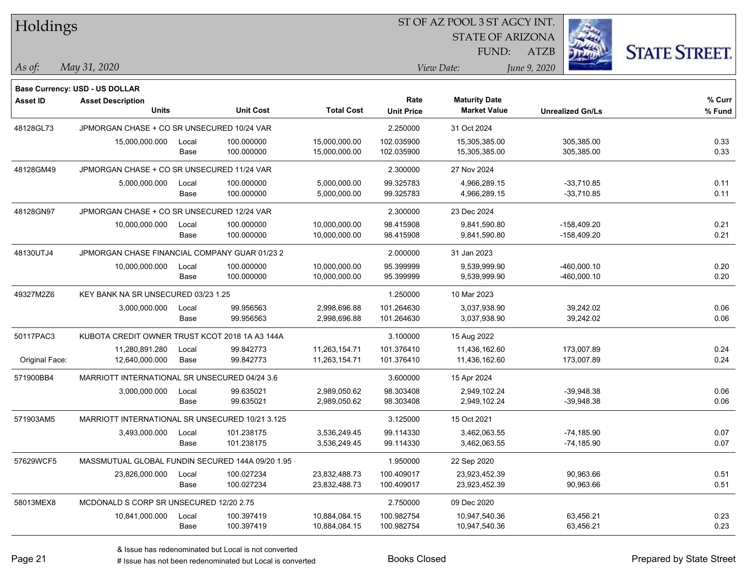# Holdings

ST OF AZ POOL 3 ST AGCY INT.
STATE OF ARIZONA
FUND: ATZB

*As of:* *May 31, 2020*

*View Date:* *June 9, 2020*

**Base Currency: USD - US DOLLAR**

| Asset ID | Asset Description / Units | | Unit Cost | Total Cost | Rate / Unit Price | Maturity Date / Market Value | Unrealized Gn/Ls | % Curr / % Fund |
|---|---|---|---|---|---|---|---|---|
| 48128GL73 | JPMORGAN CHASE + CO SR UNSECURED 10/24 VAR | | | | 2.250000 | 31 Oct 2024 | | |
| | 15,000,000.000 | Local | 100.000000 | 15,000,000.00 | 102.035900 | 15,305,385.00 | 305,385.00 | 0.33 |
| | | Base | 100.000000 | 15,000,000.00 | 102.035900 | 15,305,385.00 | 305,385.00 | 0.33 |
| 48128GM49 | JPMORGAN CHASE + CO SR UNSECURED 11/24 VAR | | | | 2.300000 | 27 Nov 2024 | | |
| | 5,000,000.000 | Local | 100.000000 | 5,000,000.00 | 99.325783 | 4,966,289.15 | -33,710.85 | 0.11 |
| | | Base | 100.000000 | 5,000,000.00 | 99.325783 | 4,966,289.15 | -33,710.85 | 0.11 |
| 48128GN97 | JPMORGAN CHASE + CO SR UNSECURED 12/24 VAR | | | | 2.300000 | 23 Dec 2024 | | |
| | 10,000,000.000 | Local | 100.000000 | 10,000,000.00 | 98.415908 | 9,841,590.80 | -158,409.20 | 0.21 |
| | | Base | 100.000000 | 10,000,000.00 | 98.415908 | 9,841,590.80 | -158,409.20 | 0.21 |
| 48130UTJ4 | JPMORGAN CHASE FINANCIAL COMPANY GUAR 01/23 2 | | | | 2.000000 | 31 Jan 2023 | | |
| | 10,000,000.000 | Local | 100.000000 | 10,000,000.00 | 95.399999 | 9,539,999.90 | -460,000.10 | 0.20 |
| | | Base | 100.000000 | 10,000,000.00 | 95.399999 | 9,539,999.90 | -460,000.10 | 0.20 |
| 49327M2Z6 | KEY BANK NA SR UNSECURED 03/23 1.25 | | | | 1.250000 | 10 Mar 2023 | | |
| | 3,000,000.000 | Local | 99.956563 | 2,998,696.88 | 101.264630 | 3,037,938.90 | 39,242.02 | 0.06 |
| | | Base | 99.956563 | 2,998,696.88 | 101.264630 | 3,037,938.90 | 39,242.02 | 0.06 |
| 50117PAC3 | KUBOTA CREDIT OWNER TRUST KCOT 2018 1A A3 144A | | | | 3.100000 | 15 Aug 2022 | | |
| | 11,280,891.280 | Local | 99.842773 | 11,263,154.71 | 101.376410 | 11,436,162.60 | 173,007.89 | 0.24 |
| Original Face: | 12,640,000.000 | Base | 99.842773 | 11,263,154.71 | 101.376410 | 11,436,162.60 | 173,007.89 | 0.24 |
| 571900BB4 | MARRIOTT INTERNATIONAL SR UNSECURED 04/24 3.6 | | | | 3.600000 | 15 Apr 2024 | | |
| | 3,000,000.000 | Local | 99.635021 | 2,989,050.62 | 98.303408 | 2,949,102.24 | -39,948.38 | 0.06 |
| | | Base | 99.635021 | 2,989,050.62 | 98.303408 | 2,949,102.24 | -39,948.38 | 0.06 |
| 571903AM5 | MARRIOTT INTERNATIONAL SR UNSECURED 10/21 3.125 | | | | 3.125000 | 15 Oct 2021 | | |
| | 3,493,000.000 | Local | 101.238175 | 3,536,249.45 | 99.114330 | 3,462,063.55 | -74,185.90 | 0.07 |
| | | Base | 101.238175 | 3,536,249.45 | 99.114330 | 3,462,063.55 | -74,185.90 | 0.07 |
| 57629WCF5 | MASSMUTUAL GLOBAL FUNDIN SECURED 144A 09/20 1.95 | | | | 1.950000 | 22 Sep 2020 | | |
| | 23,826,000.000 | Local | 100.027234 | 23,832,488.73 | 100.409017 | 23,923,452.39 | 90,963.66 | 0.51 |
| | | Base | 100.027234 | 23,832,488.73 | 100.409017 | 23,923,452.39 | 90,963.66 | 0.51 |
| 58013MEX8 | MCDONALD S CORP SR UNSECURED 12/20 2.75 | | | | 2.750000 | 09 Dec 2020 | | |
| | 10,841,000.000 | Local | 100.397419 | 10,884,084.15 | 100.982754 | 10,947,540.36 | 63,456.21 | 0.23 |
| | | Base | 100.397419 | 10,884,084.15 | 100.982754 | 10,947,540.36 | 63,456.21 | 0.23 |

& Issue has redenominated but Local is not converted
# Issue has not been redenominated but Local is converted

Books Closed

Prepared by State Street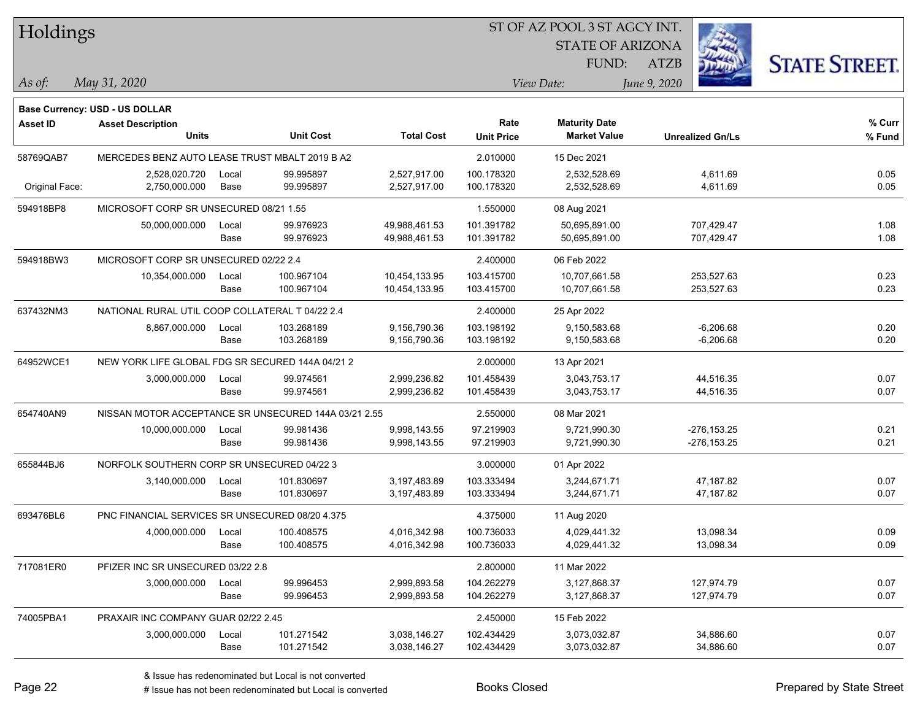# Holdings

ST OF AZ POOL 3 ST AGCY INT.
STATE OF ARIZONA
FUND: ATZB

*As of:* *May 31, 2020*

*View Date:* *June 9, 2020*

**Base Currency: USD - US DOLLAR**

| Asset ID | Asset Description / Units | | Unit Cost | Total Cost | Rate / Unit Price | Maturity Date / Market Value | Unrealized Gn/Ls | % Curr / % Fund |
|---|---|---|---|---|---|---|---|---|
| 58769QAB7 | MERCEDES BENZ AUTO LEASE TRUST MBALT 2019 B A2 | | | | 2.010000 | 15 Dec 2021 | | |
| | 2,528,020.720 | Local | 99.995897 | 2,527,917.00 | 100.178320 | 2,532,528.69 | 4,611.69 | 0.05 |
| Original Face: | 2,750,000.000 | Base | 99.995897 | 2,527,917.00 | 100.178320 | 2,532,528.69 | 4,611.69 | 0.05 |
| 594918BP8 | MICROSOFT CORP SR UNSECURED 08/21 1.55 | | | | 1.550000 | 08 Aug 2021 | | |
| | 50,000,000.000 | Local | 99.976923 | 49,988,461.53 | 101.391782 | 50,695,891.00 | 707,429.47 | 1.08 |
| | | Base | 99.976923 | 49,988,461.53 | 101.391782 | 50,695,891.00 | 707,429.47 | 1.08 |
| 594918BW3 | MICROSOFT CORP SR UNSECURED 02/22 2.4 | | | | 2.400000 | 06 Feb 2022 | | |
| | 10,354,000.000 | Local | 100.967104 | 10,454,133.95 | 103.415700 | 10,707,661.58 | 253,527.63 | 0.23 |
| | | Base | 100.967104 | 10,454,133.95 | 103.415700 | 10,707,661.58 | 253,527.63 | 0.23 |
| 637432NM3 | NATIONAL RURAL UTIL COOP COLLATERAL T 04/22 2.4 | | | | 2.400000 | 25 Apr 2022 | | |
| | 8,867,000.000 | Local | 103.268189 | 9,156,790.36 | 103.198192 | 9,150,583.68 | -6,206.68 | 0.20 |
| | | Base | 103.268189 | 9,156,790.36 | 103.198192 | 9,150,583.68 | -6,206.68 | 0.20 |
| 64952WCE1 | NEW YORK LIFE GLOBAL FDG SR SECURED 144A 04/21 2 | | | | 2.000000 | 13 Apr 2021 | | |
| | 3,000,000.000 | Local | 99.974561 | 2,999,236.82 | 101.458439 | 3,043,753.17 | 44,516.35 | 0.07 |
| | | Base | 99.974561 | 2,999,236.82 | 101.458439 | 3,043,753.17 | 44,516.35 | 0.07 |
| 654740AN9 | NISSAN MOTOR ACCEPTANCE SR UNSECURED 144A 03/21 2.55 | | | | 2.550000 | 08 Mar 2021 | | |
| | 10,000,000.000 | Local | 99.981436 | 9,998,143.55 | 97.219903 | 9,721,990.30 | -276,153.25 | 0.21 |
| | | Base | 99.981436 | 9,998,143.55 | 97.219903 | 9,721,990.30 | -276,153.25 | 0.21 |
| 655844BJ6 | NORFOLK SOUTHERN CORP SR UNSECURED 04/22 3 | | | | 3.000000 | 01 Apr 2022 | | |
| | 3,140,000.000 | Local | 101.830697 | 3,197,483.89 | 103.333494 | 3,244,671.71 | 47,187.82 | 0.07 |
| | | Base | 101.830697 | 3,197,483.89 | 103.333494 | 3,244,671.71 | 47,187.82 | 0.07 |
| 693476BL6 | PNC FINANCIAL SERVICES SR UNSECURED 08/20 4.375 | | | | 4.375000 | 11 Aug 2020 | | |
| | 4,000,000.000 | Local | 100.408575 | 4,016,342.98 | 100.736033 | 4,029,441.32 | 13,098.34 | 0.09 |
| | | Base | 100.408575 | 4,016,342.98 | 100.736033 | 4,029,441.32 | 13,098.34 | 0.09 |
| 717081ER0 | PFIZER INC SR UNSECURED 03/22 2.8 | | | | 2.800000 | 11 Mar 2022 | | |
| | 3,000,000.000 | Local | 99.996453 | 2,999,893.58 | 104.262279 | 3,127,868.37 | 127,974.79 | 0.07 |
| | | Base | 99.996453 | 2,999,893.58 | 104.262279 | 3,127,868.37 | 127,974.79 | 0.07 |
| 74005PBA1 | PRAXAIR INC COMPANY GUAR 02/22 2.45 | | | | 2.450000 | 15 Feb 2022 | | |
| | 3,000,000.000 | Local | 101.271542 | 3,038,146.27 | 102.434429 | 3,073,032.87 | 34,886.60 | 0.07 |
| | | Base | 101.271542 | 3,038,146.27 | 102.434429 | 3,073,032.87 | 34,886.60 | 0.07 |

& Issue has redenominated but Local is not converted
# Issue has not been redenominated but Local is converted

Books Closed

Prepared by State Street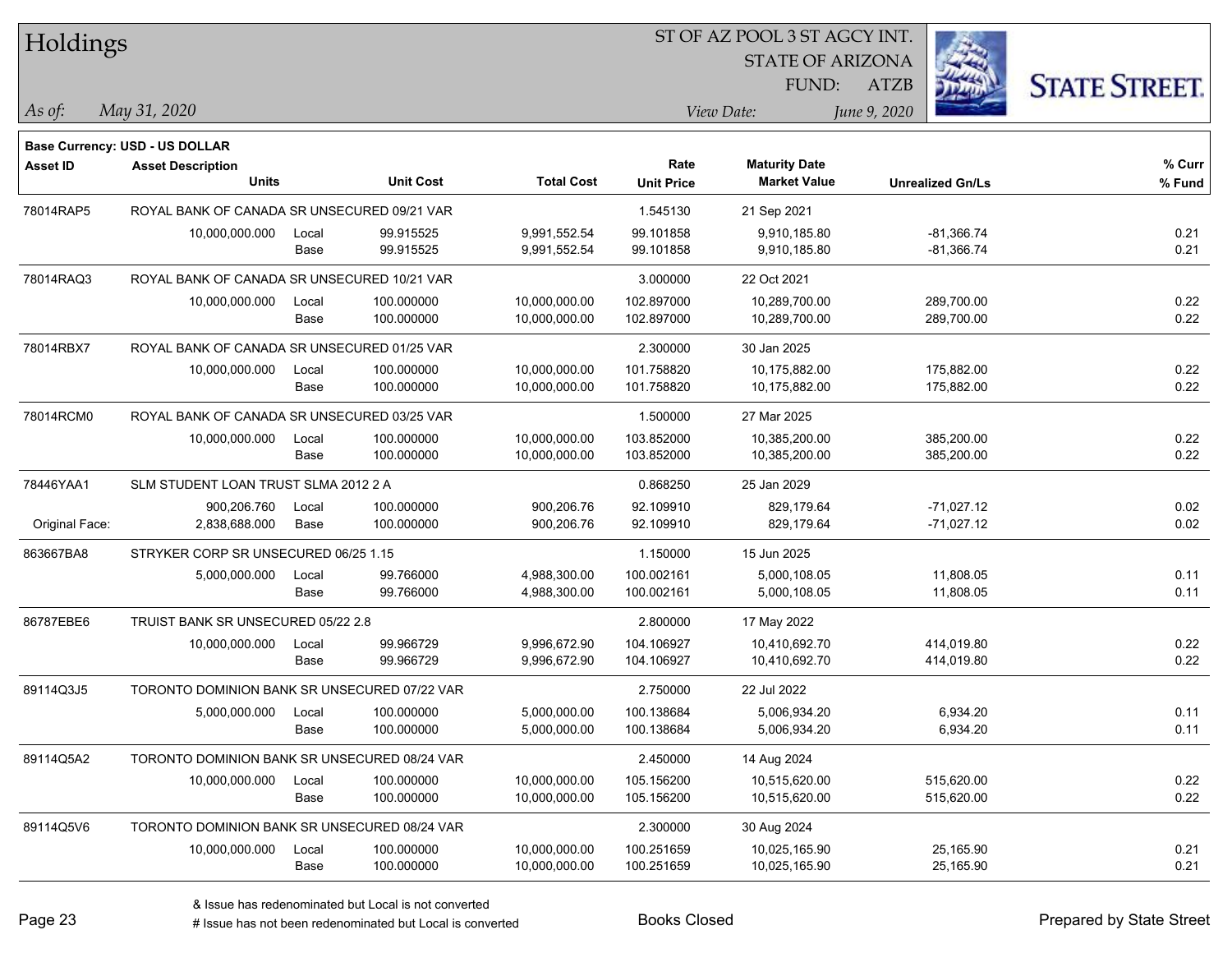# Holdings

ST OF AZ POOL 3 ST AGCY INT.
STATE OF ARIZONA
FUND: ATZB

*As of:* *May 31, 2020*

*View Date:* *June 9, 2020*

**Base Currency: USD - US DOLLAR**

| Asset ID | Asset Description / Units | | Unit Cost | Total Cost | Rate / Unit Price | Maturity Date / Market Value | Unrealized Gn/Ls | % Curr / % Fund |
|---|---|---|---|---|---|---|---|---|
| 78014RAP5 | ROYAL BANK OF CANADA SR UNSECURED 09/21 VAR | | | | 1.545130 | 21 Sep 2021 | | |
| | 10,000,000.000 | Local | 99.915525 | 9,991,552.54 | 99.101858 | 9,910,185.80 | -81,366.74 | 0.21 |
| | | Base | 99.915525 | 9,991,552.54 | 99.101858 | 9,910,185.80 | -81,366.74 | 0.21 |
| 78014RAQ3 | ROYAL BANK OF CANADA SR UNSECURED 10/21 VAR | | | | 3.000000 | 22 Oct 2021 | | |
| | 10,000,000.000 | Local | 100.000000 | 10,000,000.00 | 102.897000 | 10,289,700.00 | 289,700.00 | 0.22 |
| | | Base | 100.000000 | 10,000,000.00 | 102.897000 | 10,289,700.00 | 289,700.00 | 0.22 |
| 78014RBX7 | ROYAL BANK OF CANADA SR UNSECURED 01/25 VAR | | | | 2.300000 | 30 Jan 2025 | | |
| | 10,000,000.000 | Local | 100.000000 | 10,000,000.00 | 101.758820 | 10,175,882.00 | 175,882.00 | 0.22 |
| | | Base | 100.000000 | 10,000,000.00 | 101.758820 | 10,175,882.00 | 175,882.00 | 0.22 |
| 78014RCM0 | ROYAL BANK OF CANADA SR UNSECURED 03/25 VAR | | | | 1.500000 | 27 Mar 2025 | | |
| | 10,000,000.000 | Local | 100.000000 | 10,000,000.00 | 103.852000 | 10,385,200.00 | 385,200.00 | 0.22 |
| | | Base | 100.000000 | 10,000,000.00 | 103.852000 | 10,385,200.00 | 385,200.00 | 0.22 |
| 78446YAA1 | SLM STUDENT LOAN TRUST SLMA 2012 2 A | | | | 0.868250 | 25 Jan 2029 | | |
| | 900,206.760 | Local | 100.000000 | 900,206.76 | 92.109910 | 829,179.64 | -71,027.12 | 0.02 |
| Original Face: | 2,838,688.000 | Base | 100.000000 | 900,206.76 | 92.109910 | 829,179.64 | -71,027.12 | 0.02 |
| 863667BA8 | STRYKER CORP SR UNSECURED 06/25 1.15 | | | | 1.150000 | 15 Jun 2025 | | |
| | 5,000,000.000 | Local | 99.766000 | 4,988,300.00 | 100.002161 | 5,000,108.05 | 11,808.05 | 0.11 |
| | | Base | 99.766000 | 4,988,300.00 | 100.002161 | 5,000,108.05 | 11,808.05 | 0.11 |
| 86787EBE6 | TRUIST BANK SR UNSECURED 05/22 2.8 | | | | 2.800000 | 17 May 2022 | | |
| | 10,000,000.000 | Local | 99.966729 | 9,996,672.90 | 104.106927 | 10,410,692.70 | 414,019.80 | 0.22 |
| | | Base | 99.966729 | 9,996,672.90 | 104.106927 | 10,410,692.70 | 414,019.80 | 0.22 |
| 89114Q3J5 | TORONTO DOMINION BANK SR UNSECURED 07/22 VAR | | | | 2.750000 | 22 Jul 2022 | | |
| | 5,000,000.000 | Local | 100.000000 | 5,000,000.00 | 100.138684 | 5,006,934.20 | 6,934.20 | 0.11 |
| | | Base | 100.000000 | 5,000,000.00 | 100.138684 | 5,006,934.20 | 6,934.20 | 0.11 |
| 89114Q5A2 | TORONTO DOMINION BANK SR UNSECURED 08/24 VAR | | | | 2.450000 | 14 Aug 2024 | | |
| | 10,000,000.000 | Local | 100.000000 | 10,000,000.00 | 105.156200 | 10,515,620.00 | 515,620.00 | 0.22 |
| | | Base | 100.000000 | 10,000,000.00 | 105.156200 | 10,515,620.00 | 515,620.00 | 0.22 |
| 89114Q5V6 | TORONTO DOMINION BANK SR UNSECURED 08/24 VAR | | | | 2.300000 | 30 Aug 2024 | | |
| | 10,000,000.000 | Local | 100.000000 | 10,000,000.00 | 100.251659 | 10,025,165.90 | 25,165.90 | 0.21 |
| | | Base | 100.000000 | 10,000,000.00 | 100.251659 | 10,025,165.90 | 25,165.90 | 0.21 |

& Issue has redenominated but Local is not converted
# Issue has not been redenominated but Local is converted

Books Closed

Prepared by State Street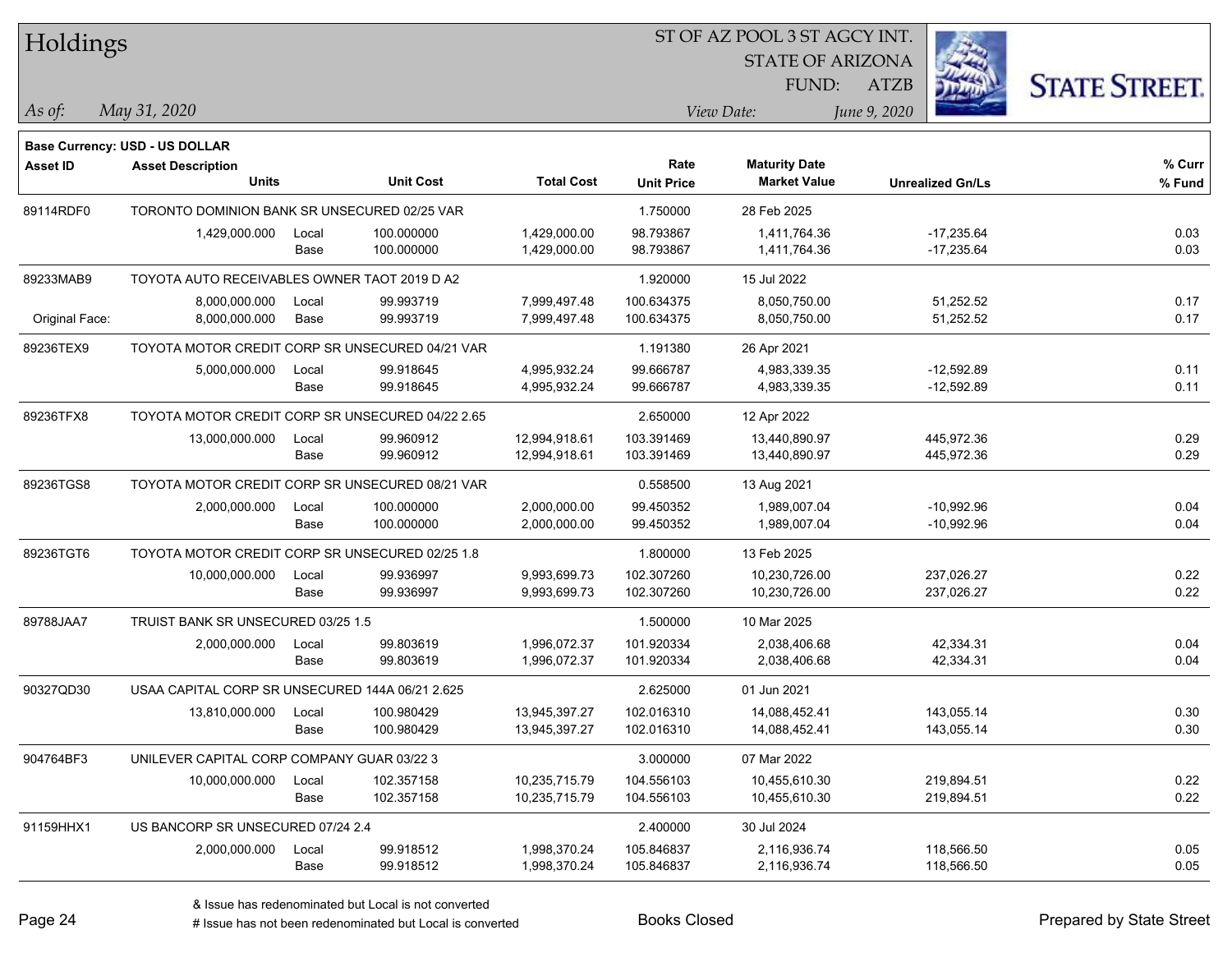# Holdings

ST OF AZ POOL 3 ST AGCY INT.
STATE OF ARIZONA
FUND: ATZB

*As of:* *May 31, 2020*

*View Date:* *June 9, 2020*

**Base Currency: USD - US DOLLAR**

| Asset ID | Asset Description / Units | | Unit Cost | Total Cost | Rate / Unit Price | Maturity Date / Market Value | Unrealized Gn/Ls | % Curr / % Fund |
|---|---|---|---|---|---|---|---|---|
| 89114RDF0 | TORONTO DOMINION BANK SR UNSECURED 02/25 VAR | | | | 1.750000 | 28 Feb 2025 | | |
| | 1,429,000.000 | Local | 100.000000 | 1,429,000.00 | 98.793867 | 1,411,764.36 | -17,235.64 | 0.03 |
| | | Base | 100.000000 | 1,429,000.00 | 98.793867 | 1,411,764.36 | -17,235.64 | 0.03 |
| 89233MAB9 | TOYOTA AUTO RECEIVABLES OWNER TAOT 2019 D A2 | | | | 1.920000 | 15 Jul 2022 | | |
| | 8,000,000.000 | Local | 99.993719 | 7,999,497.48 | 100.634375 | 8,050,750.00 | 51,252.52 | 0.17 |
| Original Face: | 8,000,000.000 | Base | 99.993719 | 7,999,497.48 | 100.634375 | 8,050,750.00 | 51,252.52 | 0.17 |
| 89236TEX9 | TOYOTA MOTOR CREDIT CORP SR UNSECURED 04/21 VAR | | | | 1.191380 | 26 Apr 2021 | | |
| | 5,000,000.000 | Local | 99.918645 | 4,995,932.24 | 99.666787 | 4,983,339.35 | -12,592.89 | 0.11 |
| | | Base | 99.918645 | 4,995,932.24 | 99.666787 | 4,983,339.35 | -12,592.89 | 0.11 |
| 89236TFX8 | TOYOTA MOTOR CREDIT CORP SR UNSECURED 04/22 2.65 | | | | 2.650000 | 12 Apr 2022 | | |
| | 13,000,000.000 | Local | 99.960912 | 12,994,918.61 | 103.391469 | 13,440,890.97 | 445,972.36 | 0.29 |
| | | Base | 99.960912 | 12,994,918.61 | 103.391469 | 13,440,890.97 | 445,972.36 | 0.29 |
| 89236TGS8 | TOYOTA MOTOR CREDIT CORP SR UNSECURED 08/21 VAR | | | | 0.558500 | 13 Aug 2021 | | |
| | 2,000,000.000 | Local | 100.000000 | 2,000,000.00 | 99.450352 | 1,989,007.04 | -10,992.96 | 0.04 |
| | | Base | 100.000000 | 2,000,000.00 | 99.450352 | 1,989,007.04 | -10,992.96 | 0.04 |
| 89236TGT6 | TOYOTA MOTOR CREDIT CORP SR UNSECURED 02/25 1.8 | | | | 1.800000 | 13 Feb 2025 | | |
| | 10,000,000.000 | Local | 99.936997 | 9,993,699.73 | 102.307260 | 10,230,726.00 | 237,026.27 | 0.22 |
| | | Base | 99.936997 | 9,993,699.73 | 102.307260 | 10,230,726.00 | 237,026.27 | 0.22 |
| 89788JAA7 | TRUIST BANK SR UNSECURED 03/25 1.5 | | | | 1.500000 | 10 Mar 2025 | | |
| | 2,000,000.000 | Local | 99.803619 | 1,996,072.37 | 101.920334 | 2,038,406.68 | 42,334.31 | 0.04 |
| | | Base | 99.803619 | 1,996,072.37 | 101.920334 | 2,038,406.68 | 42,334.31 | 0.04 |
| 90327QD30 | USAA CAPITAL CORP SR UNSECURED 144A 06/21 2.625 | | | | 2.625000 | 01 Jun 2021 | | |
| | 13,810,000.000 | Local | 100.980429 | 13,945,397.27 | 102.016310 | 14,088,452.41 | 143,055.14 | 0.30 |
| | | Base | 100.980429 | 13,945,397.27 | 102.016310 | 14,088,452.41 | 143,055.14 | 0.30 |
| 904764BF3 | UNILEVER CAPITAL CORP COMPANY GUAR 03/22 3 | | | | 3.000000 | 07 Mar 2022 | | |
| | 10,000,000.000 | Local | 102.357158 | 10,235,715.79 | 104.556103 | 10,455,610.30 | 219,894.51 | 0.22 |
| | | Base | 102.357158 | 10,235,715.79 | 104.556103 | 10,455,610.30 | 219,894.51 | 0.22 |
| 91159HHX1 | US BANCORP SR UNSECURED 07/24 2.4 | | | | 2.400000 | 30 Jul 2024 | | |
| | 2,000,000.000 | Local | 99.918512 | 1,998,370.24 | 105.846837 | 2,116,936.74 | 118,566.50 | 0.05 |
| | | Base | 99.918512 | 1,998,370.24 | 105.846837 | 2,116,936.74 | 118,566.50 | 0.05 |

& Issue has redenominated but Local is not converted
# Issue has not been redenominated but Local is converted

Books Closed

Prepared by State Street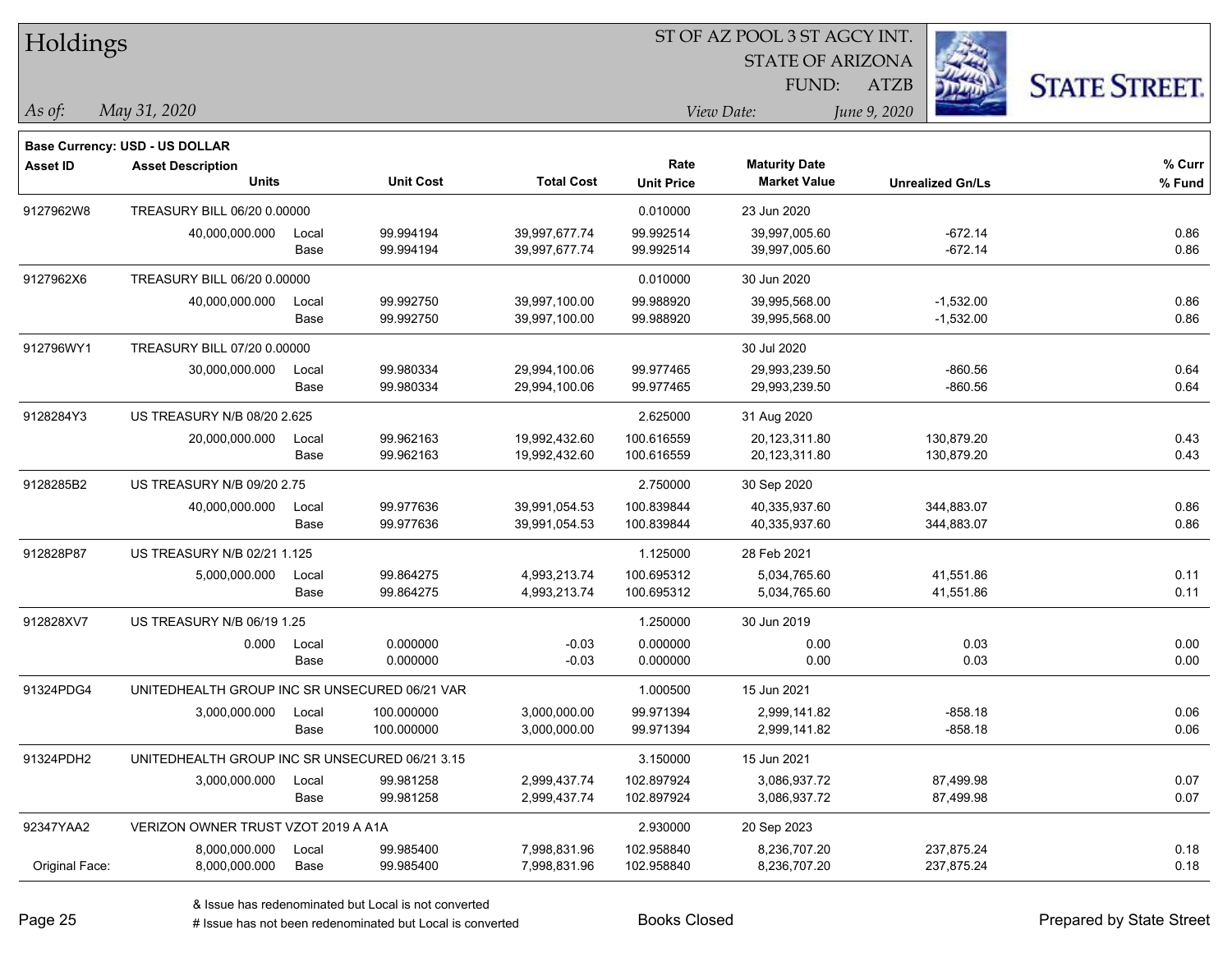# Holdings

ST OF AZ POOL 3 ST AGCY INT.
STATE OF ARIZONA
FUND: ATZB

*As of:* *May 31, 2020*

*View Date:* *June 9, 2020*

**Base Currency: USD - US DOLLAR**

| Asset ID | Asset Description / Units | | Unit Cost | Total Cost | Rate / Unit Price | Maturity Date / Market Value | Unrealized Gn/Ls | % Curr / % Fund |
|---|---|---|---|---|---|---|---|---|
| 9127962W8 | TREASURY BILL 06/20 0.00000 | | | | 0.010000 | 23 Jun 2020 | | |
| | 40,000,000.000 | Local | 99.994194 | 39,997,677.74 | 99.992514 | 39,997,005.60 | -672.14 | 0.86 |
| | | Base | 99.994194 | 39,997,677.74 | 99.992514 | 39,997,005.60 | -672.14 | 0.86 |
| 9127962X6 | TREASURY BILL 06/20 0.00000 | | | | 0.010000 | 30 Jun 2020 | | |
| | 40,000,000.000 | Local | 99.992750 | 39,997,100.00 | 99.988920 | 39,995,568.00 | -1,532.00 | 0.86 |
| | | Base | 99.992750 | 39,997,100.00 | 99.988920 | 39,995,568.00 | -1,532.00 | 0.86 |
| 912796WY1 | TREASURY BILL 07/20 0.00000 | | | | | 30 Jul 2020 | | |
| | 30,000,000.000 | Local | 99.980334 | 29,994,100.06 | 99.977465 | 29,993,239.50 | -860.56 | 0.64 |
| | | Base | 99.980334 | 29,994,100.06 | 99.977465 | 29,993,239.50 | -860.56 | 0.64 |
| 9128284Y3 | US TREASURY N/B 08/20 2.625 | | | | 2.625000 | 31 Aug 2020 | | |
| | 20,000,000.000 | Local | 99.962163 | 19,992,432.60 | 100.616559 | 20,123,311.80 | 130,879.20 | 0.43 |
| | | Base | 99.962163 | 19,992,432.60 | 100.616559 | 20,123,311.80 | 130,879.20 | 0.43 |
| 9128285B2 | US TREASURY N/B 09/20 2.75 | | | | 2.750000 | 30 Sep 2020 | | |
| | 40,000,000.000 | Local | 99.977636 | 39,991,054.53 | 100.839844 | 40,335,937.60 | 344,883.07 | 0.86 |
| | | Base | 99.977636 | 39,991,054.53 | 100.839844 | 40,335,937.60 | 344,883.07 | 0.86 |
| 912828P87 | US TREASURY N/B 02/21 1.125 | | | | 1.125000 | 28 Feb 2021 | | |
| | 5,000,000.000 | Local | 99.864275 | 4,993,213.74 | 100.695312 | 5,034,765.60 | 41,551.86 | 0.11 |
| | | Base | 99.864275 | 4,993,213.74 | 100.695312 | 5,034,765.60 | 41,551.86 | 0.11 |
| 912828XV7 | US TREASURY N/B 06/19 1.25 | | | | 1.250000 | 30 Jun 2019 | | |
| | 0.000 | Local | 0.000000 | -0.03 | 0.000000 | 0.00 | 0.03 | 0.00 |
| | | Base | 0.000000 | -0.03 | 0.000000 | 0.00 | 0.03 | 0.00 |
| 91324PDG4 | UNITEDHEALTH GROUP INC SR UNSECURED 06/21 VAR | | | | 1.000500 | 15 Jun 2021 | | |
| | 3,000,000.000 | Local | 100.000000 | 3,000,000.00 | 99.971394 | 2,999,141.82 | -858.18 | 0.06 |
| | | Base | 100.000000 | 3,000,000.00 | 99.971394 | 2,999,141.82 | -858.18 | 0.06 |
| 91324PDH2 | UNITEDHEALTH GROUP INC SR UNSECURED 06/21 3.15 | | | | 3.150000 | 15 Jun 2021 | | |
| | 3,000,000.000 | Local | 99.981258 | 2,999,437.74 | 102.897924 | 3,086,937.72 | 87,499.98 | 0.07 |
| | | Base | 99.981258 | 2,999,437.74 | 102.897924 | 3,086,937.72 | 87,499.98 | 0.07 |
| 92347YAA2 | VERIZON OWNER TRUST VZOT 2019 A A1A | | | | 2.930000 | 20 Sep 2023 | | |
| | 8,000,000.000 | Local | 99.985400 | 7,998,831.96 | 102.958840 | 8,236,707.20 | 237,875.24 | 0.18 |
| Original Face: | 8,000,000.000 | Base | 99.985400 | 7,998,831.96 | 102.958840 | 8,236,707.20 | 237,875.24 | 0.18 |

& Issue has redenominated but Local is not converted
# Issue has not been redenominated but Local is converted

Books Closed

Prepared by State Street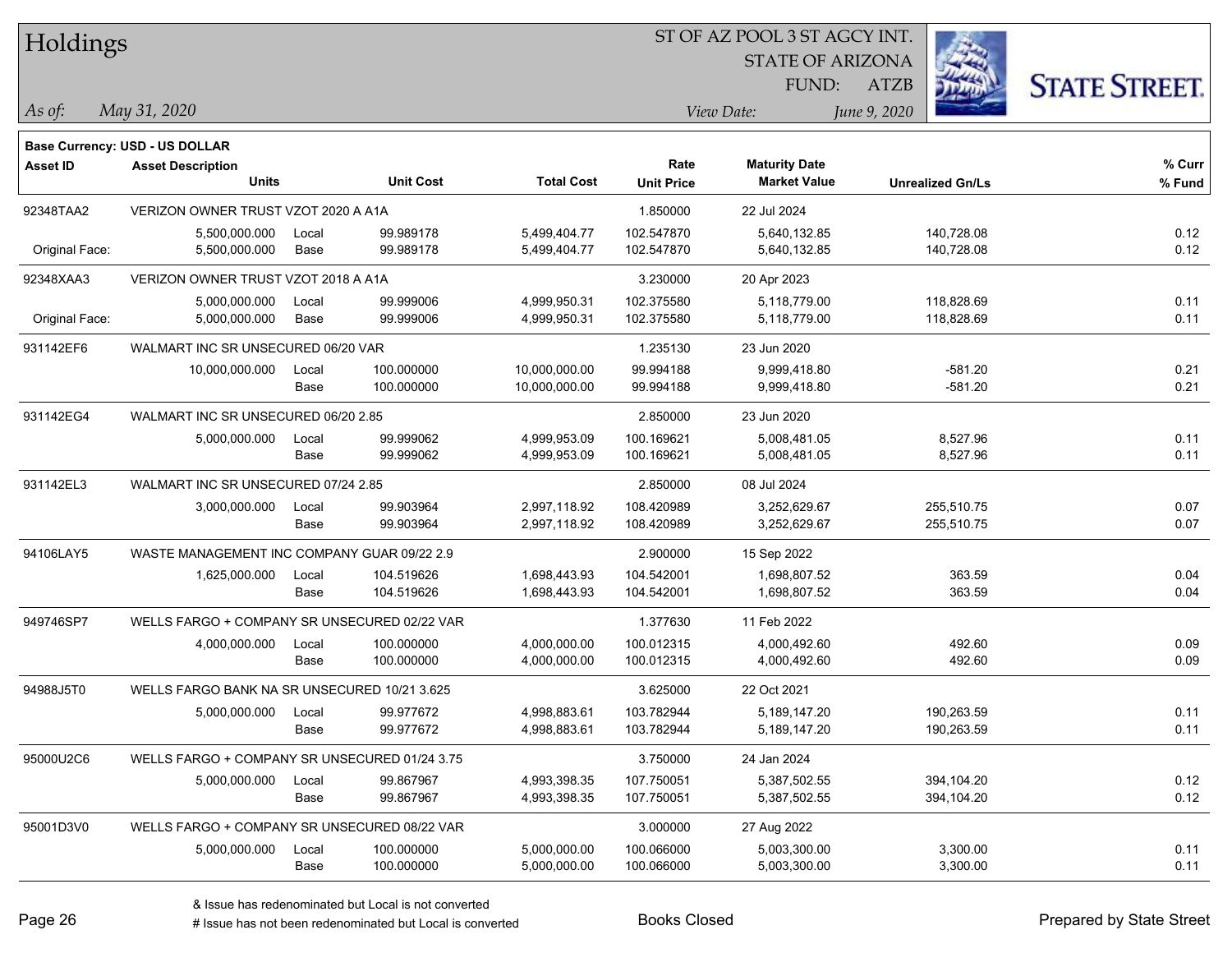# Holdings

ST OF AZ POOL 3 ST AGCY INT.
STATE OF ARIZONA
FUND: ATZB

*As of:* *May 31, 2020*

*View Date:* *June 9, 2020*

**Base Currency: USD - US DOLLAR**

| Asset ID | Asset Description / Units | | Unit Cost | Total Cost | Rate / Unit Price | Maturity Date / Market Value | Unrealized Gn/Ls | % Curr / % Fund |
|---|---|---|---|---|---|---|---|---|
| 92348TAA2 | VERIZON OWNER TRUST VZOT 2020 A A1A | | | | 1.850000 | 22 Jul 2024 | | |
| | 5,500,000.000 | Local | 99.989178 | 5,499,404.77 | 102.547870 | 5,640,132.85 | 140,728.08 | 0.12 |
| Original Face: | 5,500,000.000 | Base | 99.989178 | 5,499,404.77 | 102.547870 | 5,640,132.85 | 140,728.08 | 0.12 |
| 92348XAA3 | VERIZON OWNER TRUST VZOT 2018 A A1A | | | | 3.230000 | 20 Apr 2023 | | |
| | 5,000,000.000 | Local | 99.999006 | 4,999,950.31 | 102.375580 | 5,118,779.00 | 118,828.69 | 0.11 |
| Original Face: | 5,000,000.000 | Base | 99.999006 | 4,999,950.31 | 102.375580 | 5,118,779.00 | 118,828.69 | 0.11 |
| 931142EF6 | WALMART INC SR UNSECURED 06/20 VAR | | | | 1.235130 | 23 Jun 2020 | | |
| | 10,000,000.000 | Local | 100.000000 | 10,000,000.00 | 99.994188 | 9,999,418.80 | -581.20 | 0.21 |
| | | Base | 100.000000 | 10,000,000.00 | 99.994188 | 9,999,418.80 | -581.20 | 0.21 |
| 931142EG4 | WALMART INC SR UNSECURED 06/20 2.85 | | | | 2.850000 | 23 Jun 2020 | | |
| | 5,000,000.000 | Local | 99.999062 | 4,999,953.09 | 100.169621 | 5,008,481.05 | 8,527.96 | 0.11 |
| | | Base | 99.999062 | 4,999,953.09 | 100.169621 | 5,008,481.05 | 8,527.96 | 0.11 |
| 931142EL3 | WALMART INC SR UNSECURED 07/24 2.85 | | | | 2.850000 | 08 Jul 2024 | | |
| | 3,000,000.000 | Local | 99.903964 | 2,997,118.92 | 108.420989 | 3,252,629.67 | 255,510.75 | 0.07 |
| | | Base | 99.903964 | 2,997,118.92 | 108.420989 | 3,252,629.67 | 255,510.75 | 0.07 |
| 94106LAY5 | WASTE MANAGEMENT INC COMPANY GUAR 09/22 2.9 | | | | 2.900000 | 15 Sep 2022 | | |
| | 1,625,000.000 | Local | 104.519626 | 1,698,443.93 | 104.542001 | 1,698,807.52 | 363.59 | 0.04 |
| | | Base | 104.519626 | 1,698,443.93 | 104.542001 | 1,698,807.52 | 363.59 | 0.04 |
| 949746SP7 | WELLS FARGO + COMPANY SR UNSECURED 02/22 VAR | | | | 1.377630 | 11 Feb 2022 | | |
| | 4,000,000.000 | Local | 100.000000 | 4,000,000.00 | 100.012315 | 4,000,492.60 | 492.60 | 0.09 |
| | | Base | 100.000000 | 4,000,000.00 | 100.012315 | 4,000,492.60 | 492.60 | 0.09 |
| 94988J5T0 | WELLS FARGO BANK NA SR UNSECURED 10/21 3.625 | | | | 3.625000 | 22 Oct 2021 | | |
| | 5,000,000.000 | Local | 99.977672 | 4,998,883.61 | 103.782944 | 5,189,147.20 | 190,263.59 | 0.11 |
| | | Base | 99.977672 | 4,998,883.61 | 103.782944 | 5,189,147.20 | 190,263.59 | 0.11 |
| 95000U2C6 | WELLS FARGO + COMPANY SR UNSECURED 01/24 3.75 | | | | 3.750000 | 24 Jan 2024 | | |
| | 5,000,000.000 | Local | 99.867967 | 4,993,398.35 | 107.750051 | 5,387,502.55 | 394,104.20 | 0.12 |
| | | Base | 99.867967 | 4,993,398.35 | 107.750051 | 5,387,502.55 | 394,104.20 | 0.12 |
| 95001D3V0 | WELLS FARGO + COMPANY SR UNSECURED 08/22 VAR | | | | 3.000000 | 27 Aug 2022 | | |
| | 5,000,000.000 | Local | 100.000000 | 5,000,000.00 | 100.066000 | 5,003,300.00 | 3,300.00 | 0.11 |
| | | Base | 100.000000 | 5,000,000.00 | 100.066000 | 5,003,300.00 | 3,300.00 | 0.11 |

& Issue has redenominated but Local is not converted
# Issue has not been redenominated but Local is converted

Books Closed

Prepared by State Street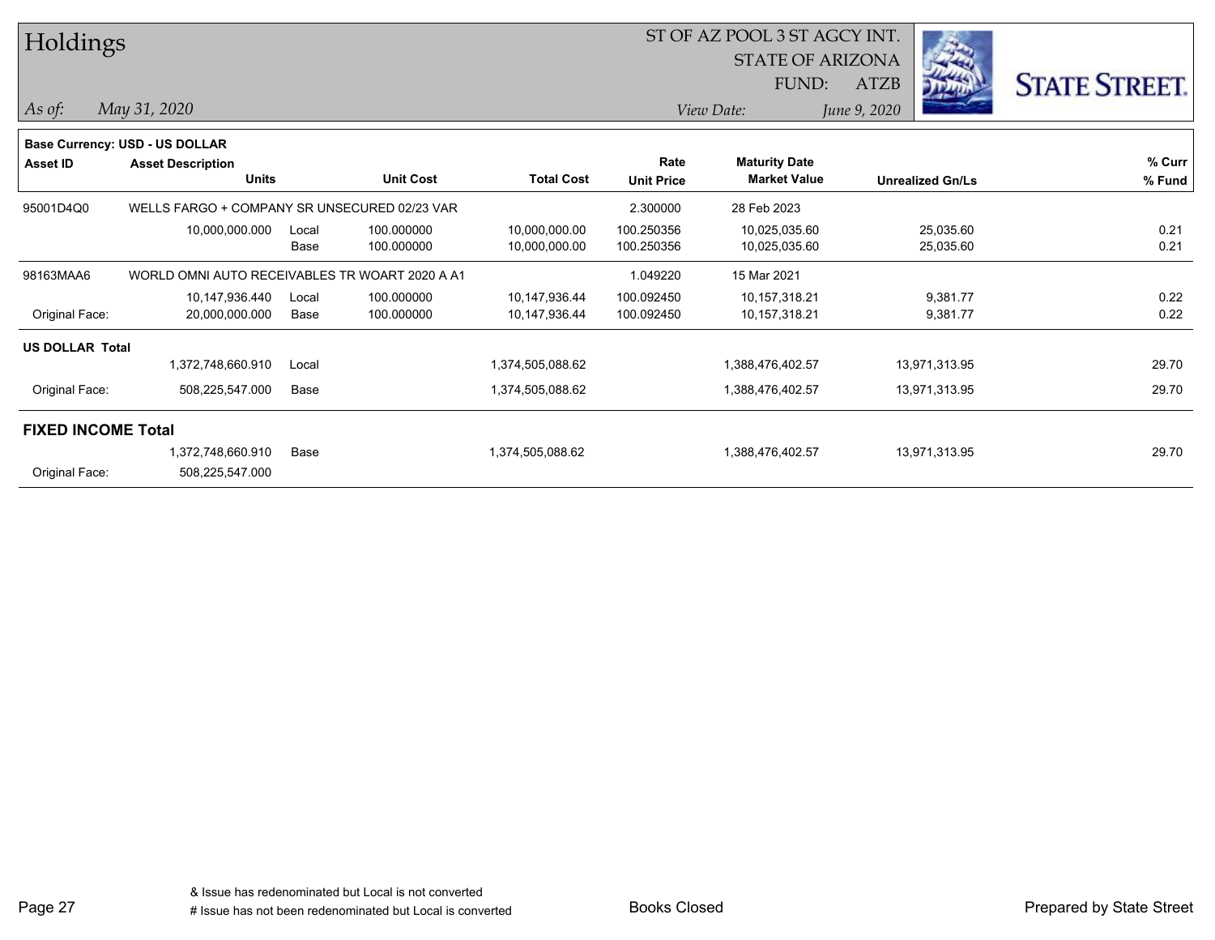# Holdings

ST OF AZ POOL 3 ST AGCY INT.
STATE OF ARIZONA
FUND: ATZB

*As of:* *May 31, 2020*
*View Date:* *June 9, 2020*

**Base Currency: USD - US DOLLAR**

| Asset ID | Asset Description / Units | | Unit Cost | Total Cost | Rate / Unit Price | Maturity Date / Market Value | Unrealized Gn/Ls | % Curr / % Fund |
|---|---|---|---|---|---|---|---|---|
| 95001D4Q0 | WELLS FARGO + COMPANY SR UNSECURED 02/23 VAR | | | | 2.300000 | 28 Feb 2023 | | |
| | 10,000,000.000 | Local | 100.000000 | 10,000,000.00 | 100.250356 | 10,025,035.60 | 25,035.60 | 0.21 |
| | | Base | 100.000000 | 10,000,000.00 | 100.250356 | 10,025,035.60 | 25,035.60 | 0.21 |
| 98163MAA6 | WORLD OMNI AUTO RECEIVABLES TR WOART 2020 A A1 | | | | 1.049220 | 15 Mar 2021 | | |
| | 10,147,936.440 | Local | 100.000000 | 10,147,936.44 | 100.092450 | 10,157,318.21 | 9,381.77 | 0.22 |
| Original Face: | 20,000,000.000 | Base | 100.000000 | 10,147,936.44 | 100.092450 | 10,157,318.21 | 9,381.77 | 0.22 |
| **US DOLLAR Total** | | | | | | | | |
| | 1,372,748,660.910 | Local | | 1,374,505,088.62 | | 1,388,476,402.57 | 13,971,313.95 | 29.70 |
| Original Face: | 508,225,547.000 | Base | | 1,374,505,088.62 | | 1,388,476,402.57 | 13,971,313.95 | 29.70 |
| **FIXED INCOME Total** | | | | | | | | |
| | 1,372,748,660.910 | Base | | 1,374,505,088.62 | | 1,388,476,402.57 | 13,971,313.95 | 29.70 |
| Original Face: | 508,225,547.000 | | | | | | | |

& Issue has redenominated but Local is not converted
# Issue has not been redenominated but Local is converted

Books Closed

Prepared by State Street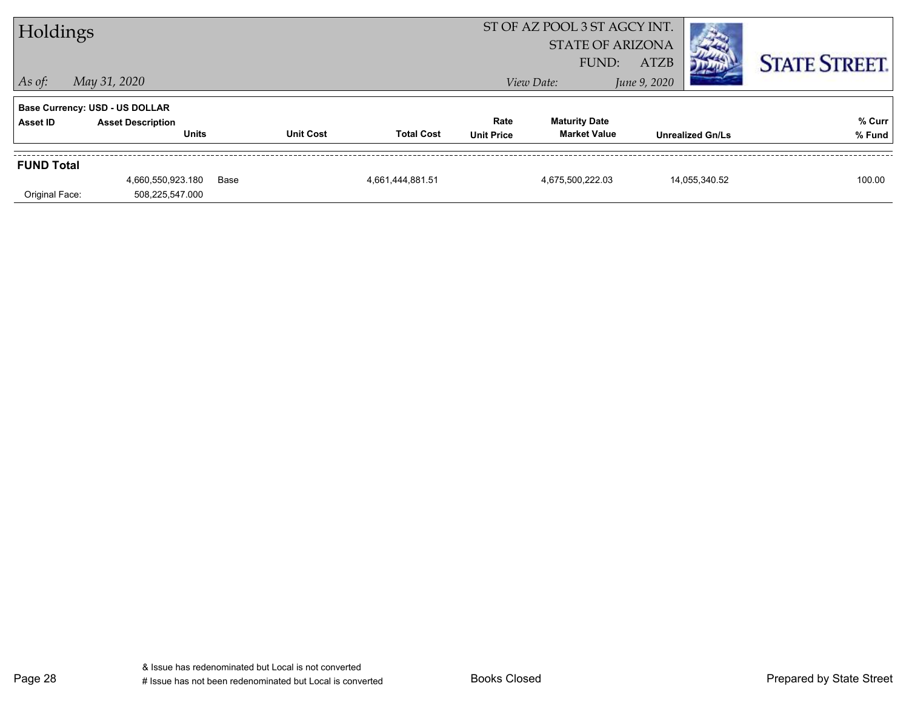# Holdings

ST OF AZ POOL 3 ST AGCY INT.
STATE OF ARIZONA
FUND: ATZB

*As of:* *May 31, 2020*

*View Date:* *June 9, 2020*

**Base Currency: USD - US DOLLAR**

| Asset ID | Asset Description / Units | Unit Cost | Total Cost | Rate / Unit Price | Maturity Date / Market Value | Unrealized Gn/Ls | % Curr / % Fund |
|---|---|---|---|---|---|---|---|
| **FUND Total** | | | | | | | |
| | 4,660,550,923.180 | Base | 4,661,444,881.51 | | 4,675,500,222.03 | 14,055,340.52 | 100.00 |
| Original Face: | 508,225,547.000 | | | | | | |

& Issue has redenominated but Local is not converted
# Issue has not been redenominated but Local is converted

Books Closed

Prepared by State Street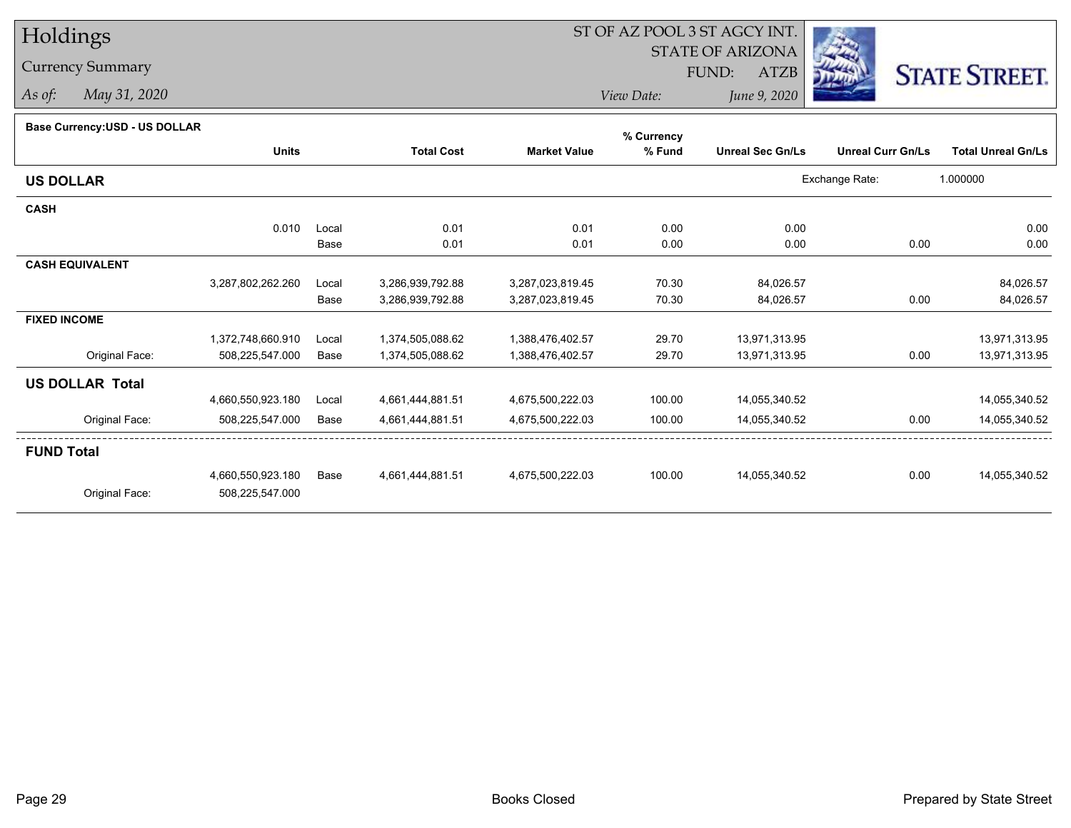# Holdings

## Currency Summary

*As of:* *May 31, 2020*

ST OF AZ POOL 3 ST AGCY INT.
STATE OF ARIZONA
FUND: ATZB
*View Date:* *June 9, 2020*

STATE STREET.

**Base Currency:USD - US DOLLAR**

| | Units | | Total Cost | Market Value | % Currency % Fund | Unreal Sec Gn/Ls | Unreal Curr Gn/Ls | Total Unreal Gn/Ls |
|---|---|---|---|---|---|---|---|---|
| **US DOLLAR** | | | | | | | Exchange Rate: | 1.000000 |
| **CASH** | | | | | | | | |
| | 0.010 | Local | 0.01 | 0.01 | 0.00 | 0.00 | | 0.00 |
| | | Base | 0.01 | 0.01 | 0.00 | 0.00 | 0.00 | 0.00 |
| **CASH EQUIVALENT** | | | | | | | | |
| | 3,287,802,262.260 | Local | 3,286,939,792.88 | 3,287,023,819.45 | 70.30 | 84,026.57 | | 84,026.57 |
| | | Base | 3,286,939,792.88 | 3,287,023,819.45 | 70.30 | 84,026.57 | 0.00 | 84,026.57 |
| **FIXED INCOME** | | | | | | | | |
| | 1,372,748,660.910 | Local | 1,374,505,088.62 | 1,388,476,402.57 | 29.70 | 13,971,313.95 | | 13,971,313.95 |
| Original Face: | 508,225,547.000 | Base | 1,374,505,088.62 | 1,388,476,402.57 | 29.70 | 13,971,313.95 | 0.00 | 13,971,313.95 |
| **US DOLLAR Total** | | | | | | | | |
| | 4,660,550,923.180 | Local | 4,661,444,881.51 | 4,675,500,222.03 | 100.00 | 14,055,340.52 | | 14,055,340.52 |
| Original Face: | 508,225,547.000 | Base | 4,661,444,881.51 | 4,675,500,222.03 | 100.00 | 14,055,340.52 | 0.00 | 14,055,340.52 |
| **FUND Total** | | | | | | | | |
| | 4,660,550,923.180 | Base | 4,661,444,881.51 | 4,675,500,222.03 | 100.00 | 14,055,340.52 | 0.00 | 14,055,340.52 |
| Original Face: | 508,225,547.000 | | | | | | | |

Books Closed

Prepared by State Street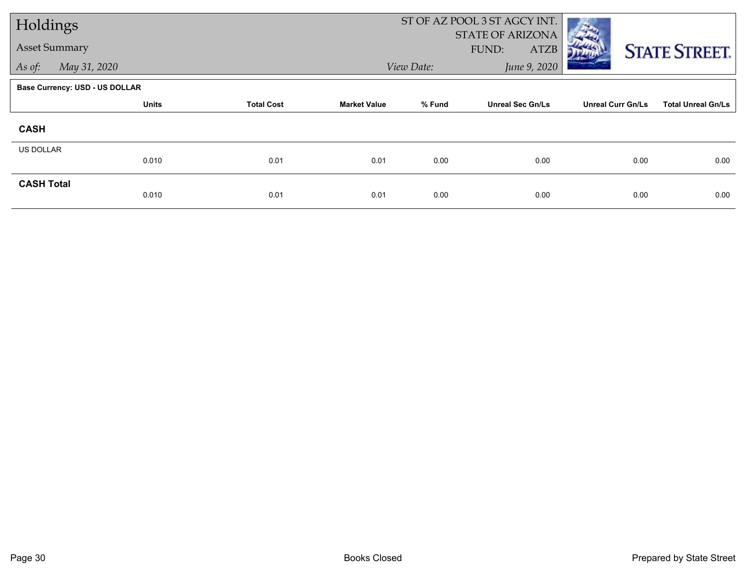# Holdings

## Asset Summary

*As of:* *May 31, 2020*

ST OF AZ POOL 3 ST AGCY INT.
STATE OF ARIZONA
FUND: ATZB

*View Date:* *June 9, 2020*

STATE STREET.

**Base Currency: USD - US DOLLAR**

| | Units | Total Cost | Market Value | % Fund | Unreal Sec Gn/Ls | Unreal Curr Gn/Ls | Total Unreal Gn/Ls |
|---|---|---|---|---|---|---|---|
| **CASH** | | | | | | | |
| US DOLLAR | 0.010 | 0.01 | 0.01 | 0.00 | 0.00 | 0.00 | 0.00 |
| **CASH Total** | 0.010 | 0.01 | 0.01 | 0.00 | 0.00 | 0.00 | 0.00 |

Books Closed

Prepared by State Street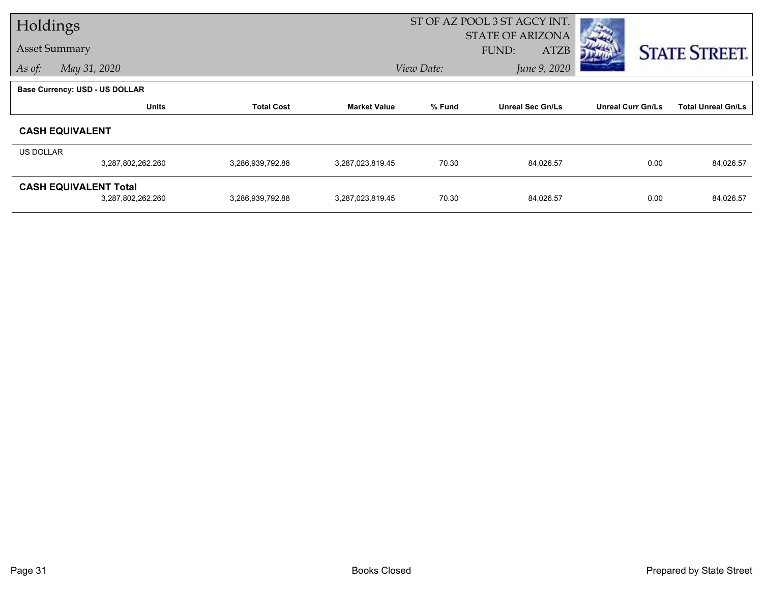# Holdings

## Asset Summary

ST OF AZ POOL 3 ST AGCY INT.
STATE OF ARIZONA
FUND: ATZB

*As of:* *May 31, 2020*　　*View Date:* *June 9, 2020*

**Base Currency: USD - US DOLLAR**

| | Units | Total Cost | Market Value | % Fund | Unreal Sec Gn/Ls | Unreal Curr Gn/Ls | Total Unreal Gn/Ls |
|---|---|---|---|---|---|---|---|
| **CASH EQUIVALENT** | | | | | | | |
| US DOLLAR | 3,287,802,262.260 | 3,286,939,792.88 | 3,287,023,819.45 | 70.30 | 84,026.57 | 0.00 | 84,026.57 |
| **CASH EQUIVALENT Total** | 3,287,802,262.260 | 3,286,939,792.88 | 3,287,023,819.45 | 70.30 | 84,026.57 | 0.00 | 84,026.57 |

Books Closed

Prepared by State Street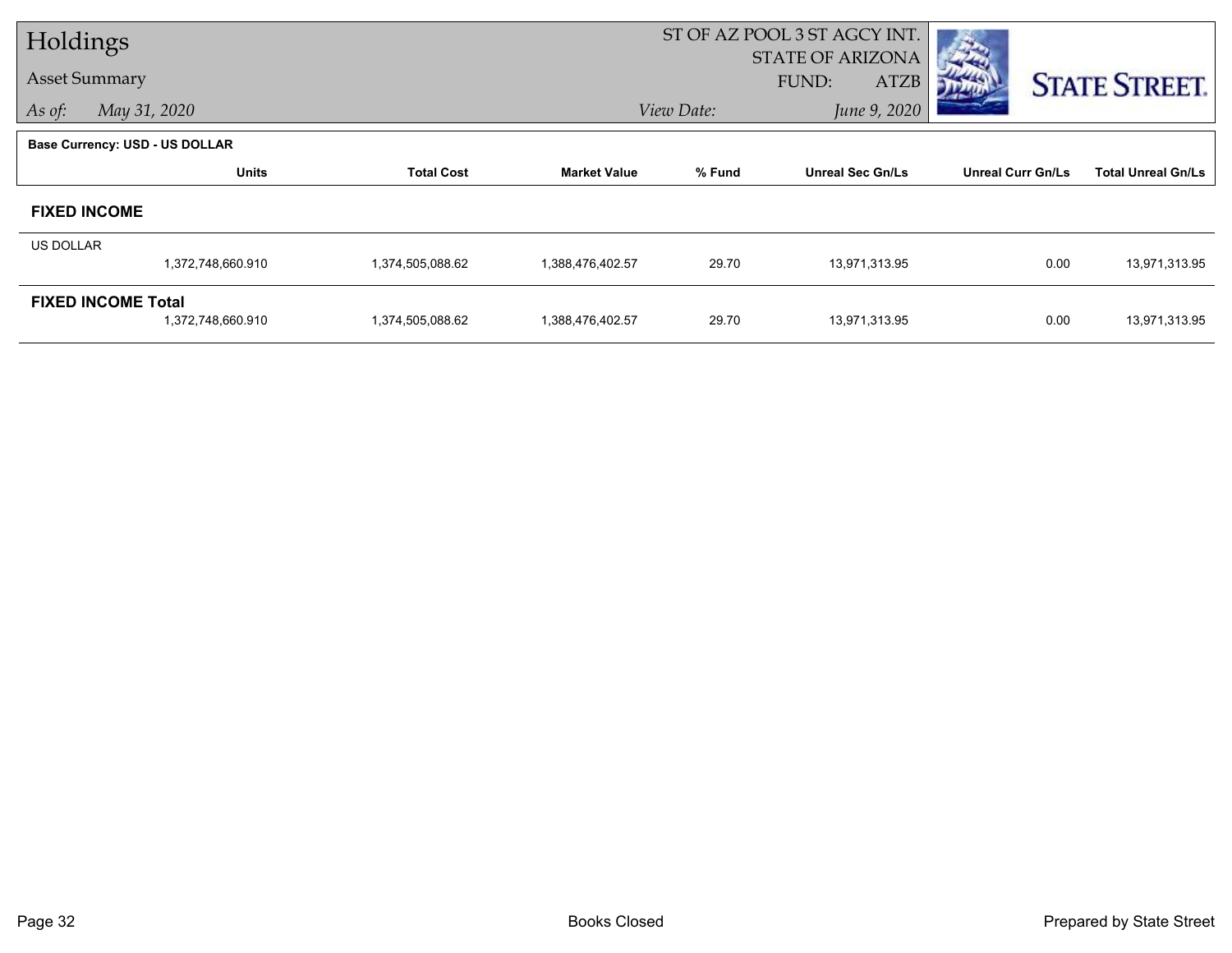# Holdings

## Asset Summary

*As of:* *May 31, 2020*

ST OF AZ POOL 3 ST AGCY INT.
STATE OF ARIZONA
FUND: ATZB

*View Date:* *June 9, 2020*

**Base Currency: USD - US DOLLAR**

| | Units | Total Cost | Market Value | % Fund | Unreal Sec Gn/Ls | Unreal Curr Gn/Ls | Total Unreal Gn/Ls |
|---|---|---|---|---|---|---|---|
| **FIXED INCOME** | | | | | | | |
| US DOLLAR | 1,372,748,660.910 | 1,374,505,088.62 | 1,388,476,402.57 | 29.70 | 13,971,313.95 | 0.00 | 13,971,313.95 |
| **FIXED INCOME Total** | 1,372,748,660.910 | 1,374,505,088.62 | 1,388,476,402.57 | 29.70 | 13,971,313.95 | 0.00 | 13,971,313.95 |

Books Closed

Prepared by State Street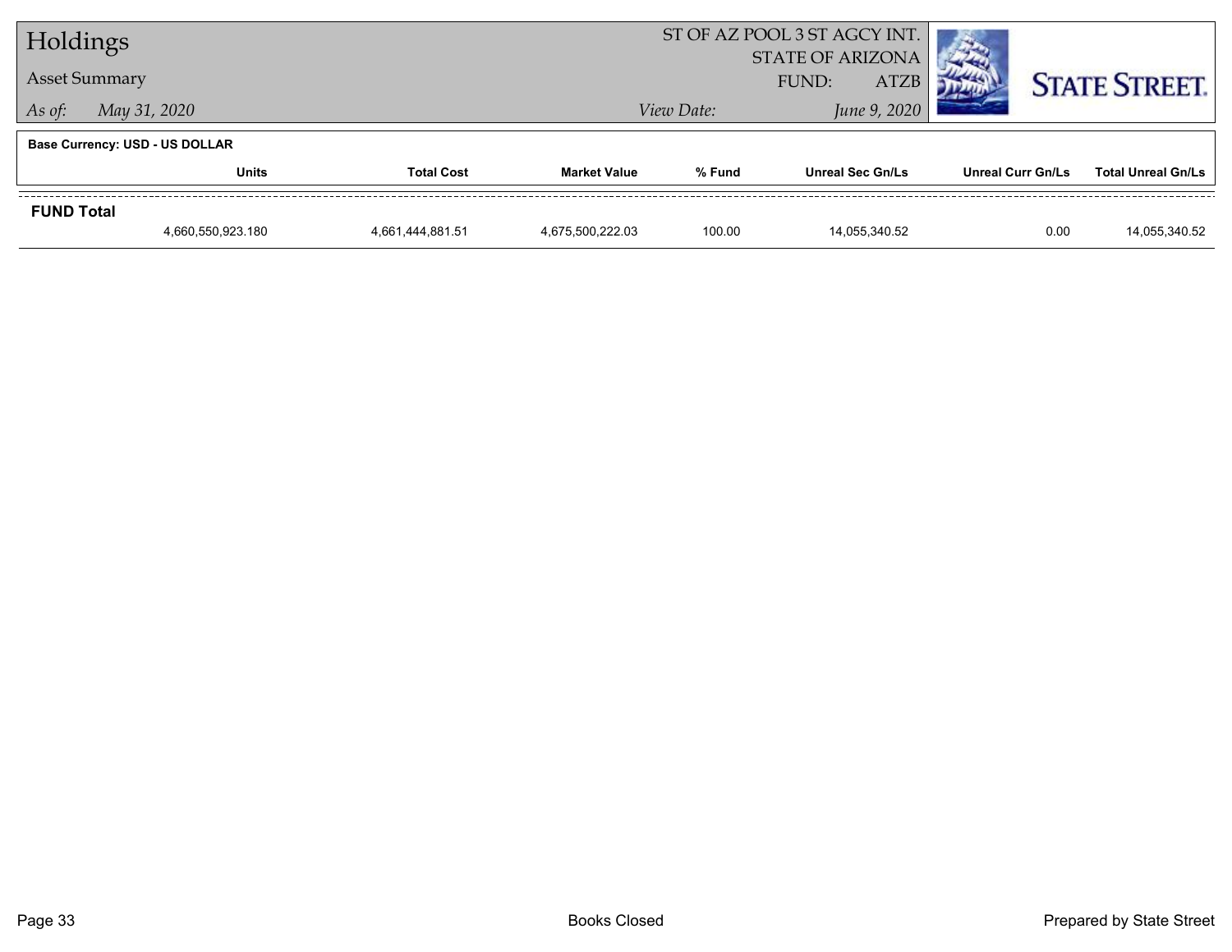# Holdings

## Asset Summary

*As of:* *May 31, 2020*

ST OF AZ POOL 3 ST AGCY INT.
STATE OF ARIZONA
FUND: ATZB

*View Date:* *June 9, 2020*

**Base Currency: USD - US DOLLAR**

| | Units | Total Cost | Market Value | % Fund | Unreal Sec Gn/Ls | Unreal Curr Gn/Ls | Total Unreal Gn/Ls |
|---|---|---|---|---|---|---|---|
| **FUND Total** | | | | | | | |
| | 4,660,550,923.180 | 4,661,444,881.51 | 4,675,500,222.03 | 100.00 | 14,055,340.52 | 0.00 | 14,055,340.52 |

Books Closed

Prepared by State Street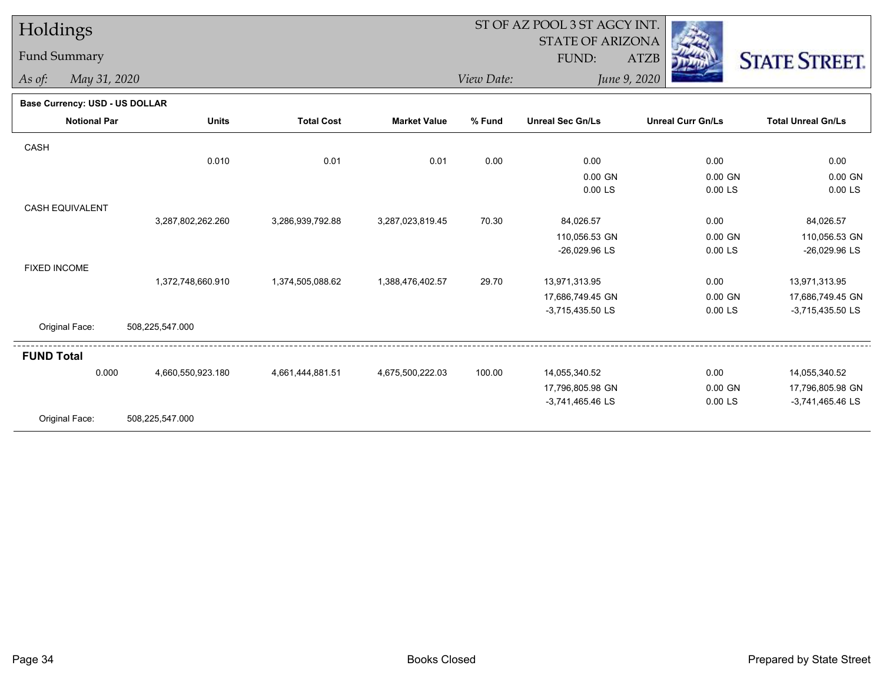# Holdings

## Fund Summary

ST OF AZ POOL 3 ST AGCY INT.
STATE OF ARIZONA
FUND: ATZB

*As of: May 31, 2020*

*View Date: June 9, 2020*

**Base Currency: USD - US DOLLAR**

| Notional Par | Units | Total Cost | Market Value | % Fund | Unreal Sec Gn/Ls | Unreal Curr Gn/Ls | Total Unreal Gn/Ls |
|---|---|---|---|---|---|---|---|
| CASH | | | | | | | |
| | 0.010 | 0.01 | 0.01 | 0.00 | 0.00 | 0.00 | 0.00 |
| | | | | | 0.00 GN | 0.00 GN | 0.00 GN |
| | | | | | 0.00 LS | 0.00 LS | 0.00 LS |
| CASH EQUIVALENT | | | | | | | |
| | 3,287,802,262.260 | 3,286,939,792.88 | 3,287,023,819.45 | 70.30 | 84,026.57 | 0.00 | 84,026.57 |
| | | | | | 110,056.53 GN | 0.00 GN | 110,056.53 GN |
| | | | | | -26,029.96 LS | 0.00 LS | -26,029.96 LS |
| FIXED INCOME | | | | | | | |
| | 1,372,748,660.910 | 1,374,505,088.62 | 1,388,476,402.57 | 29.70 | 13,971,313.95 | 0.00 | 13,971,313.95 |
| | | | | | 17,686,749.45 GN | 0.00 GN | 17,686,749.45 GN |
| | | | | | -3,715,435.50 LS | 0.00 LS | -3,715,435.50 LS |
| Original Face: 508,225,547.000 | | | | | | | |
| **FUND Total** | | | | | | | |
| 0.000 | 4,660,550,923.180 | 4,661,444,881.51 | 4,675,500,222.03 | 100.00 | 14,055,340.52 | 0.00 | 14,055,340.52 |
| | | | | | 17,796,805.98 GN | 0.00 GN | 17,796,805.98 GN |
| | | | | | -3,741,465.46 LS | 0.00 LS | -3,741,465.46 LS |
| Original Face: 508,225,547.000 | | | | | | | |

Books Closed

Prepared by State Street